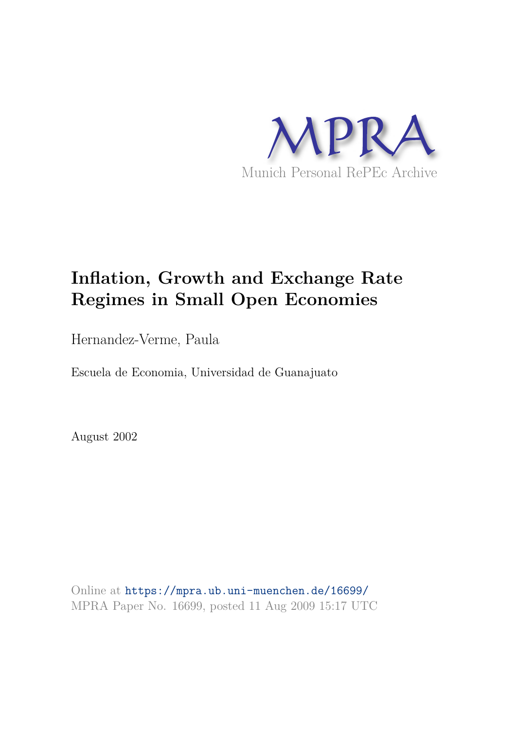MPRA

Munich Personal RePEc Archive

# Inflation, Growth and Exchange Rate Regimes in Small Open Economies

Hernandez-Verme, Paula

Escuela de Economia, Universidad de Guanajuato

August 2002

Online at https://mpra.ub.uni-muenchen.de/16699/
MPRA Paper No. 16699, posted 11 Aug 2009 15:17 UTC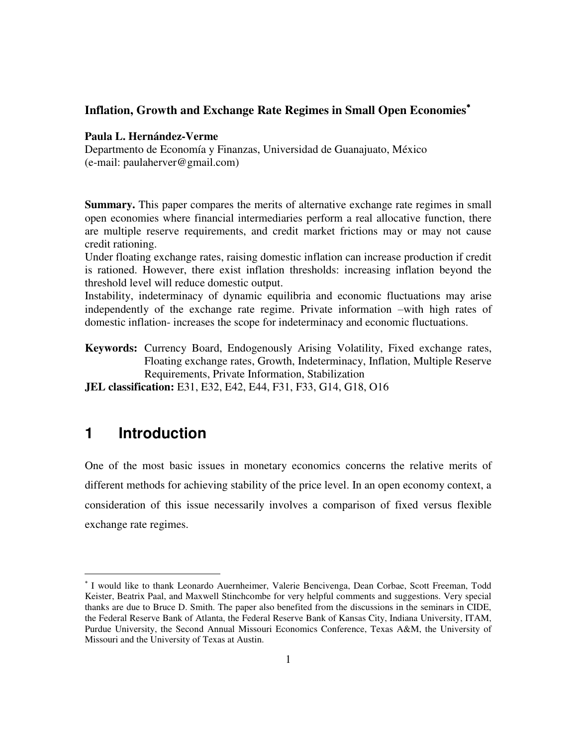**Inflation, Growth and Exchange Rate Regimes in Small Open Economies**[*]

**Paula L. Hernández-Verme**
Departmento de Economía y Finanzas, Universidad de Guanajuato, México
(e-mail: paulaherver@gmail.com)

**Summary.** This paper compares the merits of alternative exchange rate regimes in small open economies where financial intermediaries perform a real allocative function, there are multiple reserve requirements, and credit market frictions may or may not cause credit rationing.
Under floating exchange rates, raising domestic inflation can increase production if credit is rationed. However, there exist inflation thresholds: increasing inflation beyond the threshold level will reduce domestic output.
Instability, indeterminacy of dynamic equilibria and economic fluctuations may arise independently of the exchange rate regime. Private information –with high rates of domestic inflation- increases the scope for indeterminacy and economic fluctuations.

**Keywords:** Currency Board, Endogenously Arising Volatility, Fixed exchange rates, Floating exchange rates, Growth, Indeterminacy, Inflation, Multiple Reserve Requirements, Private Information, Stabilization
**JEL classification:** E31, E32, E42, E44, F31, F33, G14, G18, O16

# 1 Introduction

One of the most basic issues in monetary economics concerns the relative merits of different methods for achieving stability of the price level. In an open economy context, a consideration of this issue necessarily involves a comparison of fixed versus flexible exchange rate regimes.

---

[*] I would like to thank Leonardo Auernheimer, Valerie Bencivenga, Dean Corbae, Scott Freeman, Todd Keister, Beatrix Paal, and Maxwell Stinchcombe for very helpful comments and suggestions. Very special thanks are due to Bruce D. Smith. The paper also benefited from the discussions in the seminars in CIDE, the Federal Reserve Bank of Atlanta, the Federal Reserve Bank of Kansas City, Indiana University, ITAM, Purdue University, the Second Annual Missouri Economics Conference, Texas A&M, the University of Missouri and the University of Texas at Austin.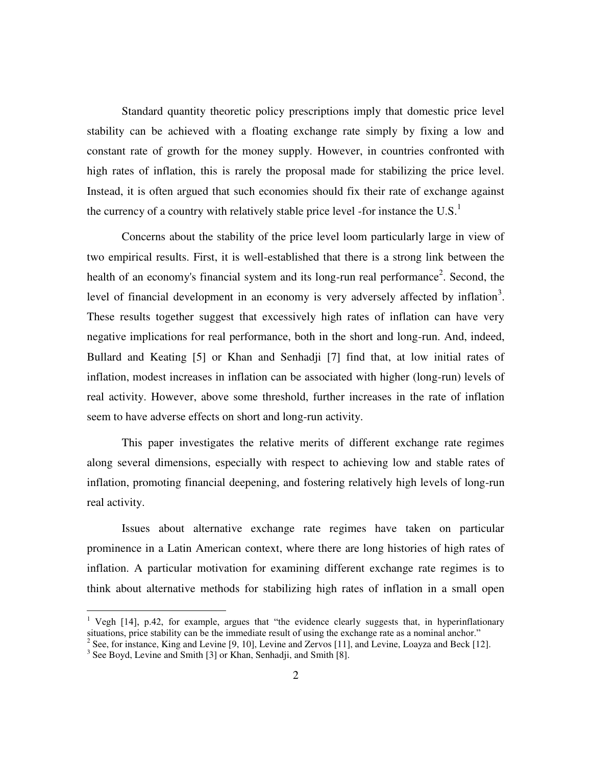Standard quantity theoretic policy prescriptions imply that domestic price level stability can be achieved with a floating exchange rate simply by fixing a low and constant rate of growth for the money supply. However, in countries confronted with high rates of inflation, this is rarely the proposal made for stabilizing the price level. Instead, it is often argued that such economies should fix their rate of exchange against the currency of a country with relatively stable price level -for instance the U.S.[1]

Concerns about the stability of the price level loom particularly large in view of two empirical results. First, it is well-established that there is a strong link between the health of an economy's financial system and its long-run real performance[2]. Second, the level of financial development in an economy is very adversely affected by inflation[3]. These results together suggest that excessively high rates of inflation can have very negative implications for real performance, both in the short and long-run. And, indeed, Bullard and Keating [5] or Khan and Senhadji [7] find that, at low initial rates of inflation, modest increases in inflation can be associated with higher (long-run) levels of real activity. However, above some threshold, further increases in the rate of inflation seem to have adverse effects on short and long-run activity.

This paper investigates the relative merits of different exchange rate regimes along several dimensions, especially with respect to achieving low and stable rates of inflation, promoting financial deepening, and fostering relatively high levels of long-run real activity.

Issues about alternative exchange rate regimes have taken on particular prominence in a Latin American context, where there are long histories of high rates of inflation. A particular motivation for examining different exchange rate regimes is to think about alternative methods for stabilizing high rates of inflation in a small open

[1] Vegh [14], p.42, for example, argues that "the evidence clearly suggests that, in hyperinflationary situations, price stability can be the immediate result of using the exchange rate as a nominal anchor."

[2] See, for instance, King and Levine [9, 10], Levine and Zervos [11], and Levine, Loayza and Beck [12].

[3] See Boyd, Levine and Smith [3] or Khan, Senhadji, and Smith [8].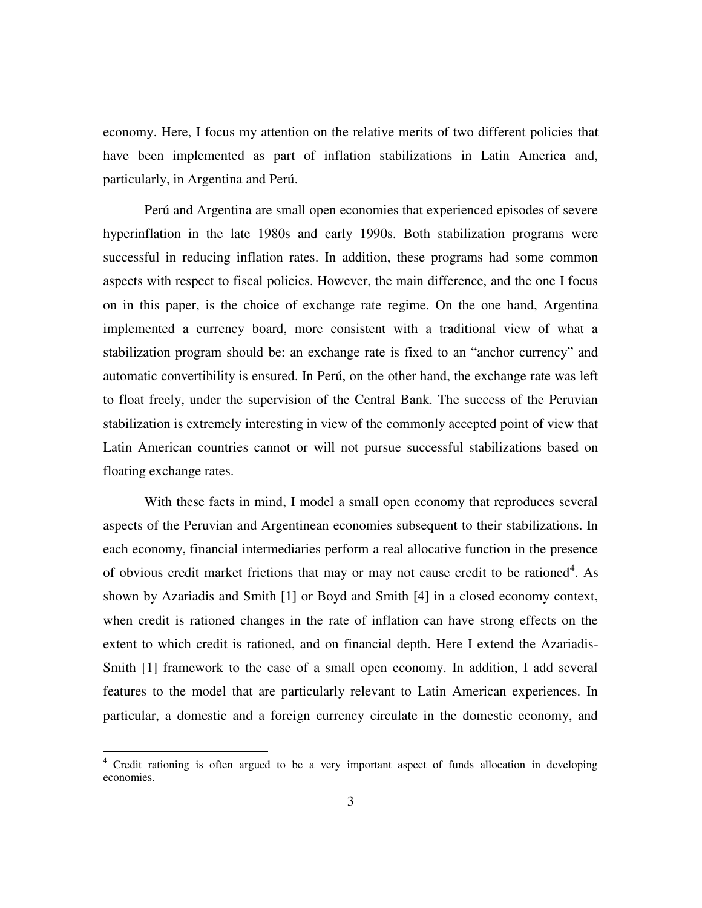economy. Here, I focus my attention on the relative merits of two different policies that have been implemented as part of inflation stabilizations in Latin America and, particularly, in Argentina and Perú.

Perú and Argentina are small open economies that experienced episodes of severe hyperinflation in the late 1980s and early 1990s. Both stabilization programs were successful in reducing inflation rates. In addition, these programs had some common aspects with respect to fiscal policies. However, the main difference, and the one I focus on in this paper, is the choice of exchange rate regime. On the one hand, Argentina implemented a currency board, more consistent with a traditional view of what a stabilization program should be: an exchange rate is fixed to an "anchor currency" and automatic convertibility is ensured. In Perú, on the other hand, the exchange rate was left to float freely, under the supervision of the Central Bank. The success of the Peruvian stabilization is extremely interesting in view of the commonly accepted point of view that Latin American countries cannot or will not pursue successful stabilizations based on floating exchange rates.

With these facts in mind, I model a small open economy that reproduces several aspects of the Peruvian and Argentinean economies subsequent to their stabilizations. In each economy, financial intermediaries perform a real allocative function in the presence of obvious credit market frictions that may or may not cause credit to be rationed[4]. As shown by Azariadis and Smith [1] or Boyd and Smith [4] in a closed economy context, when credit is rationed changes in the rate of inflation can have strong effects on the extent to which credit is rationed, and on financial depth. Here I extend the Azariadis-Smith [1] framework to the case of a small open economy. In addition, I add several features to the model that are particularly relevant to Latin American experiences. In particular, a domestic and a foreign currency circulate in the domestic economy, and

[4] Credit rationing is often argued to be a very important aspect of funds allocation in developing economies.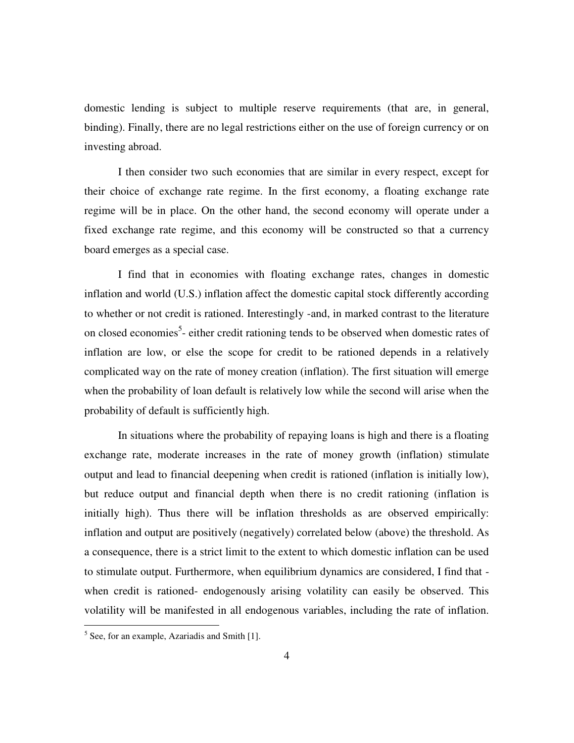domestic lending is subject to multiple reserve requirements (that are, in general, binding). Finally, there are no legal restrictions either on the use of foreign currency or on investing abroad.

I then consider two such economies that are similar in every respect, except for their choice of exchange rate regime. In the first economy, a floating exchange rate regime will be in place. On the other hand, the second economy will operate under a fixed exchange rate regime, and this economy will be constructed so that a currency board emerges as a special case.

I find that in economies with floating exchange rates, changes in domestic inflation and world (U.S.) inflation affect the domestic capital stock differently according to whether or not credit is rationed. Interestingly -and, in marked contrast to the literature on closed economies[5]- either credit rationing tends to be observed when domestic rates of inflation are low, or else the scope for credit to be rationed depends in a relatively complicated way on the rate of money creation (inflation). The first situation will emerge when the probability of loan default is relatively low while the second will arise when the probability of default is sufficiently high.

In situations where the probability of repaying loans is high and there is a floating exchange rate, moderate increases in the rate of money growth (inflation) stimulate output and lead to financial deepening when credit is rationed (inflation is initially low), but reduce output and financial depth when there is no credit rationing (inflation is initially high). Thus there will be inflation thresholds as are observed empirically: inflation and output are positively (negatively) correlated below (above) the threshold. As a consequence, there is a strict limit to the extent to which domestic inflation can be used to stimulate output. Furthermore, when equilibrium dynamics are considered, I find that - when credit is rationed- endogenously arising volatility can easily be observed. This volatility will be manifested in all endogenous variables, including the rate of inflation.

[5] See, for an example, Azariadis and Smith [1].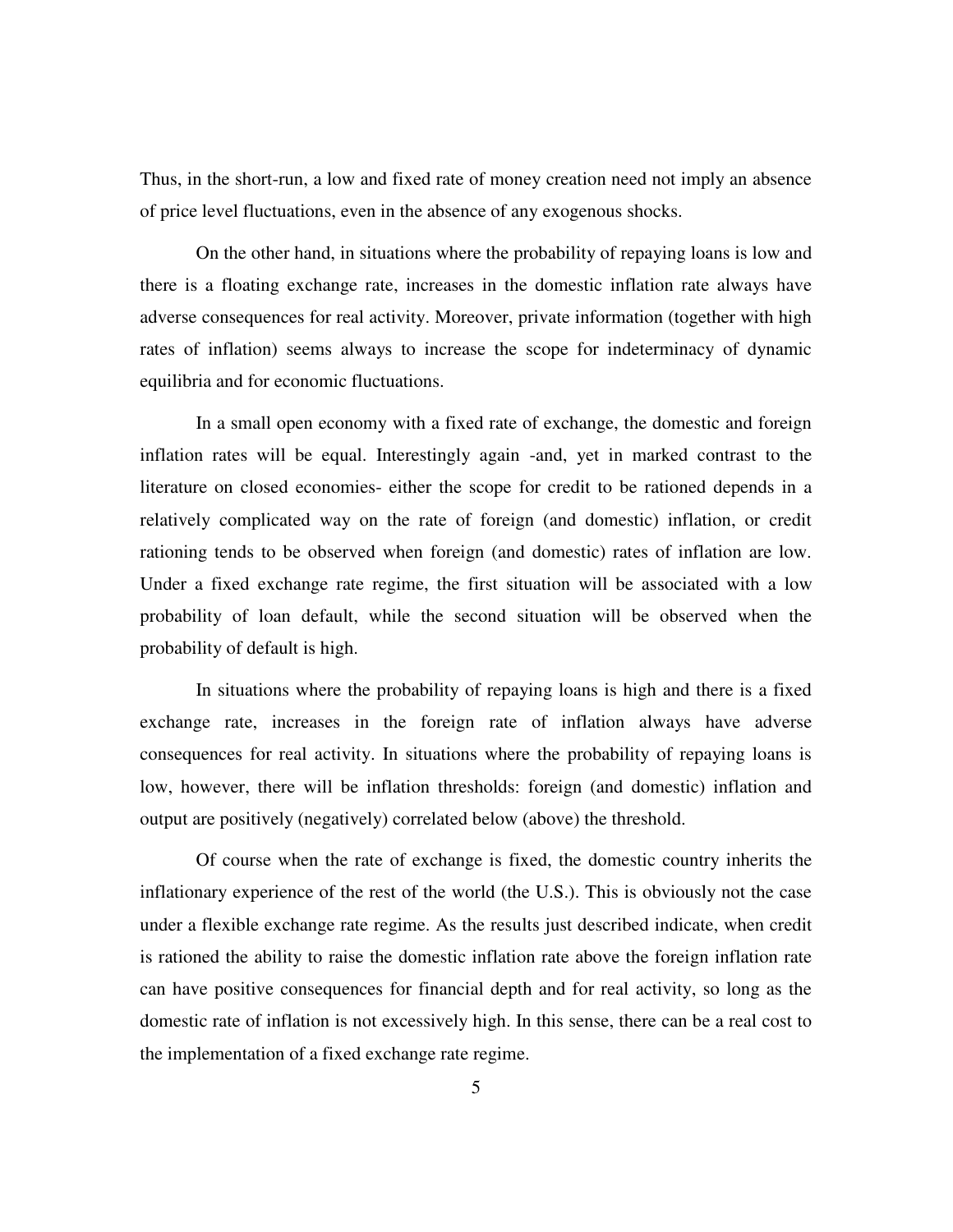Thus, in the short-run, a low and fixed rate of money creation need not imply an absence of price level fluctuations, even in the absence of any exogenous shocks.

On the other hand, in situations where the probability of repaying loans is low and there is a floating exchange rate, increases in the domestic inflation rate always have adverse consequences for real activity. Moreover, private information (together with high rates of inflation) seems always to increase the scope for indeterminacy of dynamic equilibria and for economic fluctuations.

In a small open economy with a fixed rate of exchange, the domestic and foreign inflation rates will be equal. Interestingly again -and, yet in marked contrast to the literature on closed economies- either the scope for credit to be rationed depends in a relatively complicated way on the rate of foreign (and domestic) inflation, or credit rationing tends to be observed when foreign (and domestic) rates of inflation are low. Under a fixed exchange rate regime, the first situation will be associated with a low probability of loan default, while the second situation will be observed when the probability of default is high.

In situations where the probability of repaying loans is high and there is a fixed exchange rate, increases in the foreign rate of inflation always have adverse consequences for real activity. In situations where the probability of repaying loans is low, however, there will be inflation thresholds: foreign (and domestic) inflation and output are positively (negatively) correlated below (above) the threshold.

Of course when the rate of exchange is fixed, the domestic country inherits the inflationary experience of the rest of the world (the U.S.). This is obviously not the case under a flexible exchange rate regime. As the results just described indicate, when credit is rationed the ability to raise the domestic inflation rate above the foreign inflation rate can have positive consequences for financial depth and for real activity, so long as the domestic rate of inflation is not excessively high. In this sense, there can be a real cost to the implementation of a fixed exchange rate regime.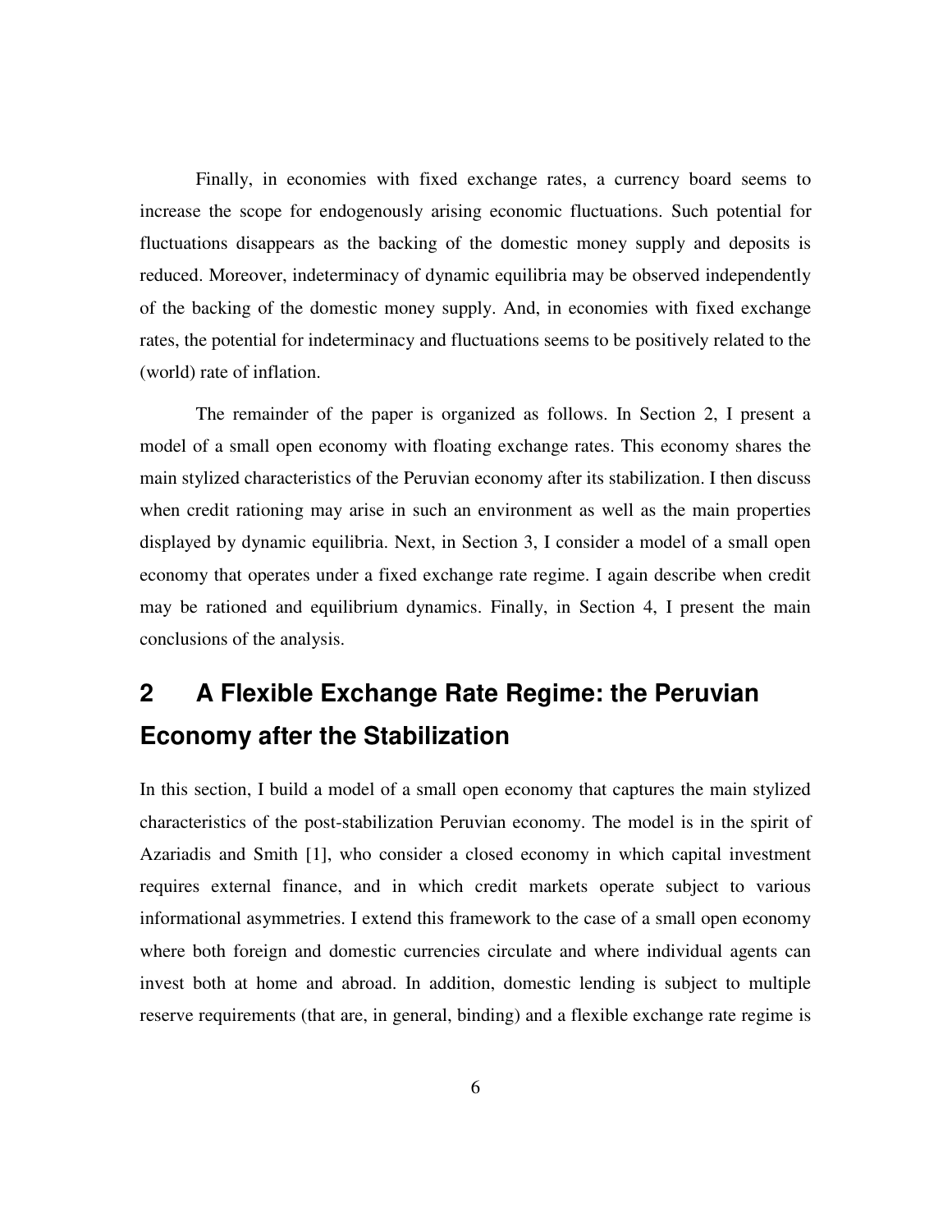Finally, in economies with fixed exchange rates, a currency board seems to increase the scope for endogenously arising economic fluctuations. Such potential for fluctuations disappears as the backing of the domestic money supply and deposits is reduced. Moreover, indeterminacy of dynamic equilibria may be observed independently of the backing of the domestic money supply. And, in economies with fixed exchange rates, the potential for indeterminacy and fluctuations seems to be positively related to the (world) rate of inflation.

The remainder of the paper is organized as follows. In Section 2, I present a model of a small open economy with floating exchange rates. This economy shares the main stylized characteristics of the Peruvian economy after its stabilization. I then discuss when credit rationing may arise in such an environment as well as the main properties displayed by dynamic equilibria. Next, in Section 3, I consider a model of a small open economy that operates under a fixed exchange rate regime. I again describe when credit may be rationed and equilibrium dynamics. Finally, in Section 4, I present the main conclusions of the analysis.

# 2 A Flexible Exchange Rate Regime: the Peruvian Economy after the Stabilization

In this section, I build a model of a small open economy that captures the main stylized characteristics of the post-stabilization Peruvian economy. The model is in the spirit of Azariadis and Smith [1], who consider a closed economy in which capital investment requires external finance, and in which credit markets operate subject to various informational asymmetries. I extend this framework to the case of a small open economy where both foreign and domestic currencies circulate and where individual agents can invest both at home and abroad. In addition, domestic lending is subject to multiple reserve requirements (that are, in general, binding) and a flexible exchange rate regime is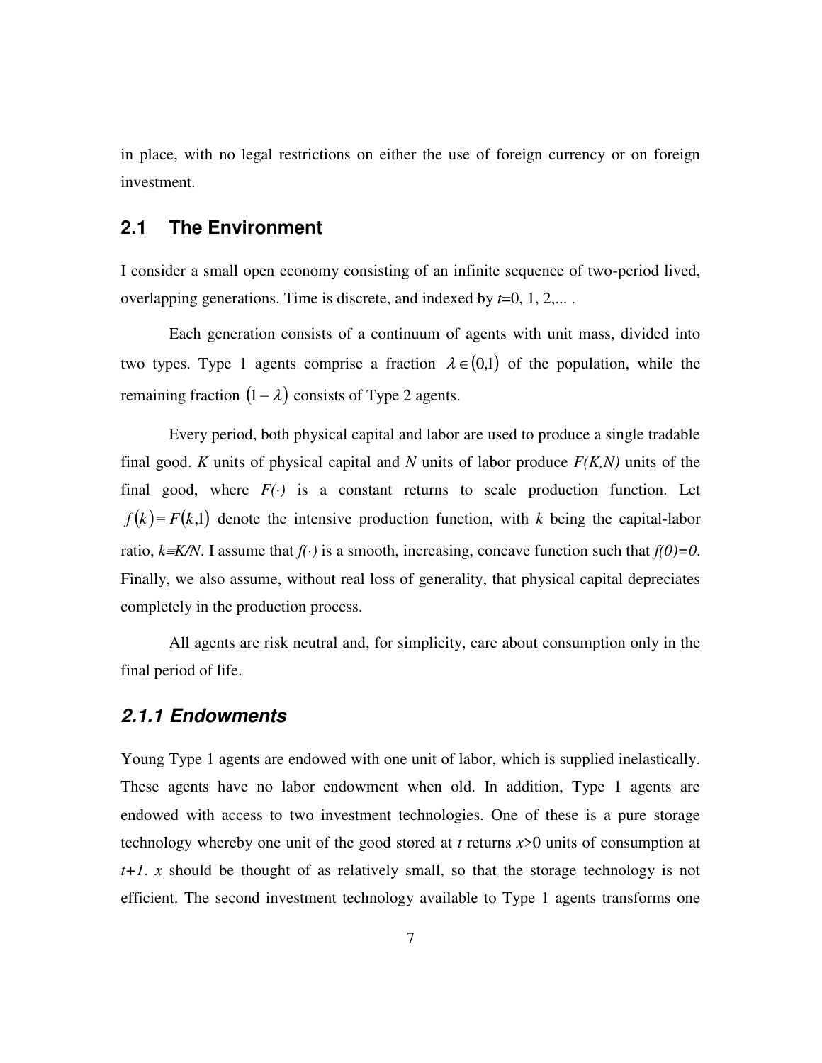in place, with no legal restrictions on either the use of foreign currency or on foreign investment.

## 2.1 The Environment

I consider a small open economy consisting of an infinite sequence of two-period lived, overlapping generations. Time is discrete, and indexed by $t$=0, 1, 2,... .

Each generation consists of a continuum of agents with unit mass, divided into two types. Type 1 agents comprise a fraction $\lambda \in (0,1)$ of the population, while the remaining fraction $(1-\lambda)$ consists of Type 2 agents.

Every period, both physical capital and labor are used to produce a single tradable final good. $K$ units of physical capital and $N$ units of labor produce $F(K,N)$ units of the final good, where $F(\cdot)$ is a constant returns to scale production function. Let $f(k) \equiv F(k,1)$ denote the intensive production function, with $k$ being the capital-labor ratio, $k \equiv K/N$. I assume that $f(\cdot)$ is a smooth, increasing, concave function such that $f(0)=0$. Finally, we also assume, without real loss of generality, that physical capital depreciates completely in the production process.

All agents are risk neutral and, for simplicity, care about consumption only in the final period of life.

### *2.1.1 Endowments*

Young Type 1 agents are endowed with one unit of labor, which is supplied inelastically. These agents have no labor endowment when old. In addition, Type 1 agents are endowed with access to two investment technologies. One of these is a pure storage technology whereby one unit of the good stored at $t$ returns $x>0$ units of consumption at $t+1$. $x$ should be thought of as relatively small, so that the storage technology is not efficient. The second investment technology available to Type 1 agents transforms one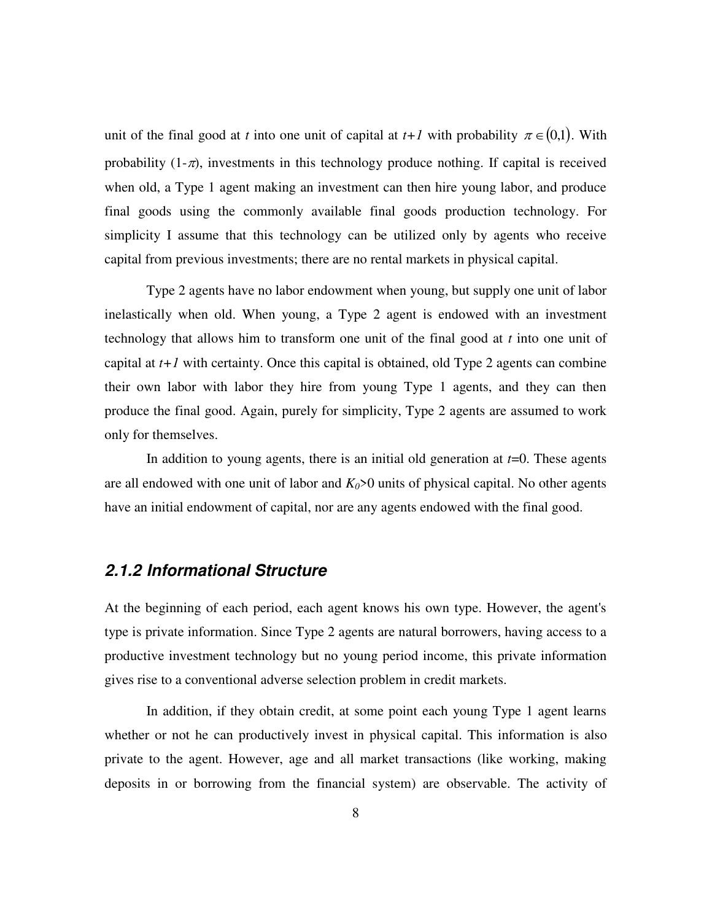unit of the final good at $t$ into one unit of capital at $t+1$ with probability $\pi \in (0,1)$. With probability $(1-\pi)$, investments in this technology produce nothing. If capital is received when old, a Type 1 agent making an investment can then hire young labor, and produce final goods using the commonly available final goods production technology. For simplicity I assume that this technology can be utilized only by agents who receive capital from previous investments; there are no rental markets in physical capital.

Type 2 agents have no labor endowment when young, but supply one unit of labor inelastically when old. When young, a Type 2 agent is endowed with an investment technology that allows him to transform one unit of the final good at $t$ into one unit of capital at $t+1$ with certainty. Once this capital is obtained, old Type 2 agents can combine their own labor with labor they hire from young Type 1 agents, and they can then produce the final good. Again, purely for simplicity, Type 2 agents are assumed to work only for themselves.

In addition to young agents, there is an initial old generation at $t=0$. These agents are all endowed with one unit of labor and $K_0>0$ units of physical capital. No other agents have an initial endowment of capital, nor are any agents endowed with the final good.

### *2.1.2 Informational Structure*

At the beginning of each period, each agent knows his own type. However, the agent's type is private information. Since Type 2 agents are natural borrowers, having access to a productive investment technology but no young period income, this private information gives rise to a conventional adverse selection problem in credit markets.

In addition, if they obtain credit, at some point each young Type 1 agent learns whether or not he can productively invest in physical capital. This information is also private to the agent. However, age and all market transactions (like working, making deposits in or borrowing from the financial system) are observable. The activity of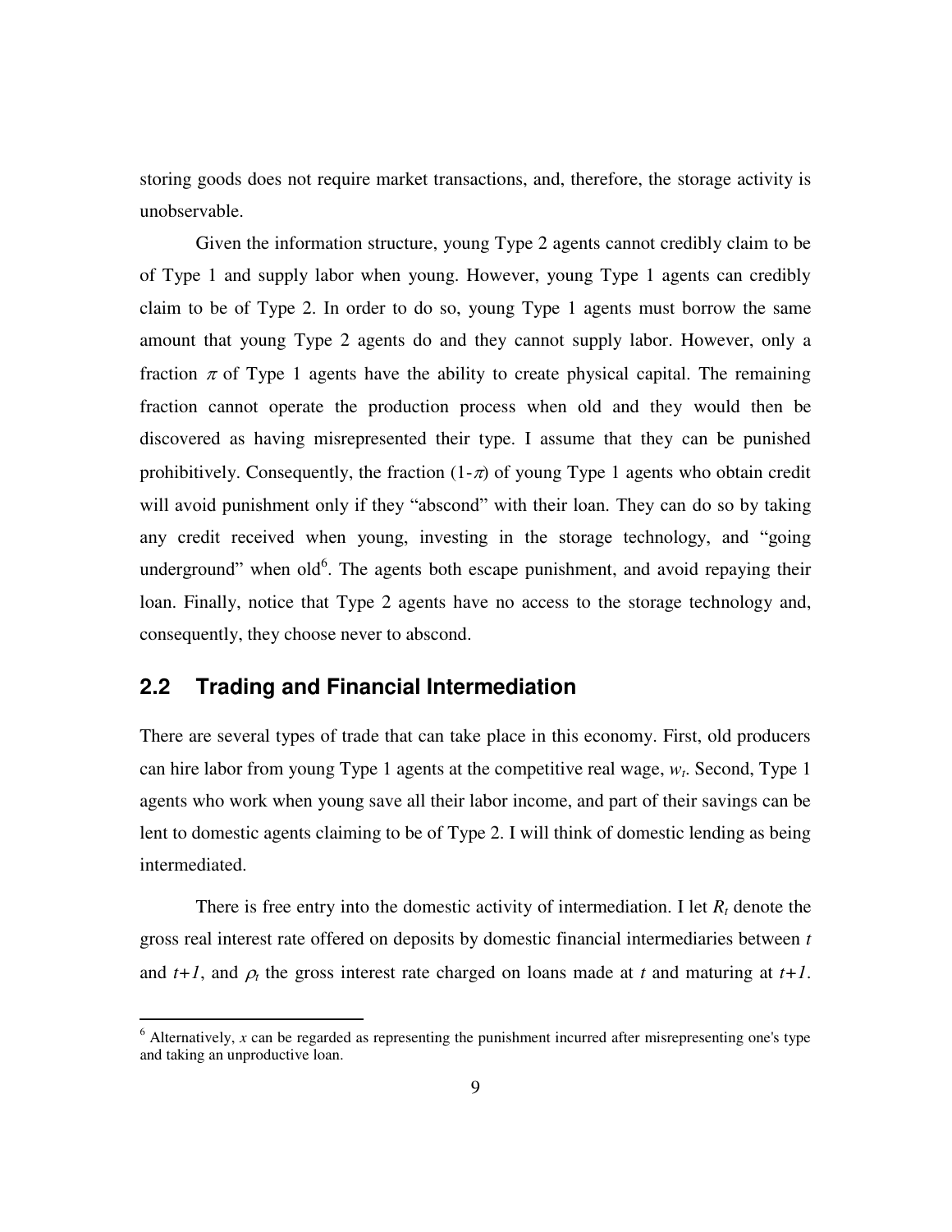storing goods does not require market transactions, and, therefore, the storage activity is unobservable.

Given the information structure, young Type 2 agents cannot credibly claim to be of Type 1 and supply labor when young. However, young Type 1 agents can credibly claim to be of Type 2. In order to do so, young Type 1 agents must borrow the same amount that young Type 2 agents do and they cannot supply labor. However, only a fraction $\pi$ of Type 1 agents have the ability to create physical capital. The remaining fraction cannot operate the production process when old and they would then be discovered as having misrepresented their type. I assume that they can be punished prohibitively. Consequently, the fraction $(1-\pi)$ of young Type 1 agents who obtain credit will avoid punishment only if they "abscond" with their loan. They can do so by taking any credit received when young, investing in the storage technology, and "going underground" when old[6]. The agents both escape punishment, and avoid repaying their loan. Finally, notice that Type 2 agents have no access to the storage technology and, consequently, they choose never to abscond.

## 2.2 Trading and Financial Intermediation

There are several types of trade that can take place in this economy. First, old producers can hire labor from young Type 1 agents at the competitive real wage, $w_t$. Second, Type 1 agents who work when young save all their labor income, and part of their savings can be lent to domestic agents claiming to be of Type 2. I will think of domestic lending as being intermediated.

There is free entry into the domestic activity of intermediation. I let $R_t$ denote the gross real interest rate offered on deposits by domestic financial intermediaries between $t$ and $t+1$, and $\rho_t$ the gross interest rate charged on loans made at $t$ and maturing at $t+1$.

[6] Alternatively, $x$ can be regarded as representing the punishment incurred after misrepresenting one's type and taking an unproductive loan.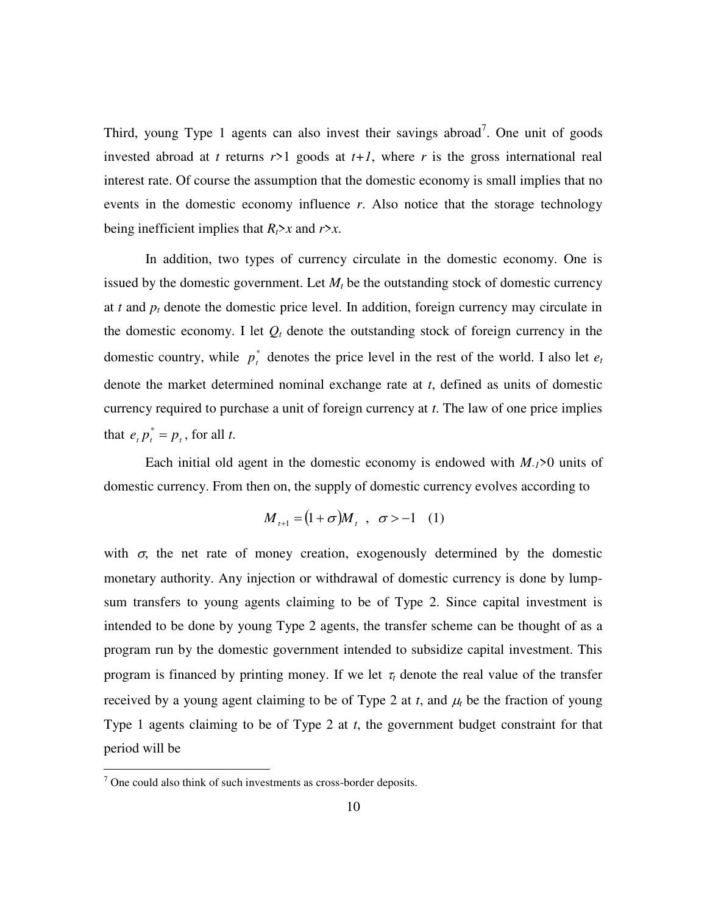Third, young Type 1 agents can also invest their savings abroad[7]. One unit of goods invested abroad at $t$ returns $r>1$ goods at $t+1$, where $r$ is the gross international real interest rate. Of course the assumption that the domestic economy is small implies that no events in the domestic economy influence $r$. Also notice that the storage technology being inefficient implies that $R_t>x$ and $r>x$.

In addition, two types of currency circulate in the domestic economy. One is issued by the domestic government. Let $M_t$ be the outstanding stock of domestic currency at $t$ and $p_t$ denote the domestic price level. In addition, foreign currency may circulate in the domestic economy. I let $Q_t$ denote the outstanding stock of foreign currency in the domestic country, while $p_t^*$ denotes the price level in the rest of the world. I also let $e_t$ denote the market determined nominal exchange rate at $t$, defined as units of domestic currency required to purchase a unit of foreign currency at $t$. The law of one price implies that $e_t p_t^* = p_t$, for all $t$.

Each initial old agent in the domestic economy is endowed with $M_{-1}>0$ units of domestic currency. From then on, the supply of domestic currency evolves according to

$$M_{t+1} = (1+\sigma)M_t \ \ , \ \ \sigma > -1 \quad (1)$$

with $\sigma$, the net rate of money creation, exogenously determined by the domestic monetary authority. Any injection or withdrawal of domestic currency is done by lump-sum transfers to young agents claiming to be of Type 2. Since capital investment is intended to be done by young Type 2 agents, the transfer scheme can be thought of as a program run by the domestic government intended to subsidize capital investment. This program is financed by printing money. If we let $\tau_t$ denote the real value of the transfer received by a young agent claiming to be of Type 2 at $t$, and $\mu_t$ be the fraction of young Type 1 agents claiming to be of Type 2 at $t$, the government budget constraint for that period will be

[7] One could also think of such investments as cross-border deposits.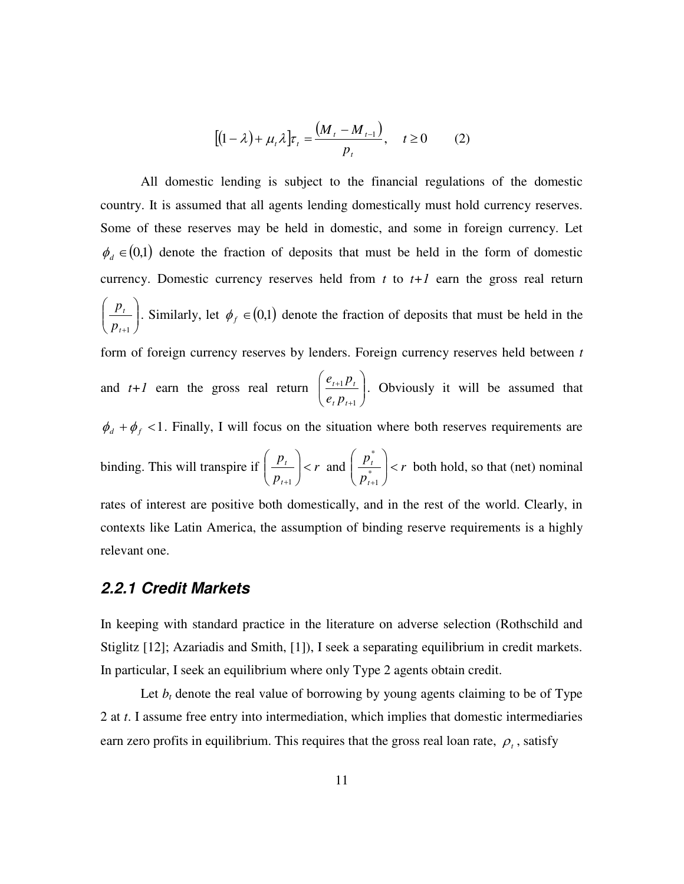$$[(1-\lambda)+\mu_t\lambda]\tau_t = \frac{(M_t - M_{t-1})}{p_t}, \quad t \geq 0 \qquad (2)$$

All domestic lending is subject to the financial regulations of the domestic country. It is assumed that all agents lending domestically must hold currency reserves. Some of these reserves may be held in domestic, and some in foreign currency. Let $\phi_d \in (0,1)$ denote the fraction of deposits that must be held in the form of domestic currency. Domestic currency reserves held from *t* to *t+1* earn the gross real return $\left(\frac{p_t}{p_{t+1}}\right)$. Similarly, let $\phi_f \in (0,1)$ denote the fraction of deposits that must be held in the form of foreign currency reserves by lenders. Foreign currency reserves held between *t* and *t+1* earn the gross real return $\left(\frac{e_{t+1}p_t}{e_t p_{t+1}}\right)$. Obviously it will be assumed that $\phi_d + \phi_f < 1$. Finally, I will focus on the situation where both reserves requirements are binding. This will transpire if $\left(\frac{p_t}{p_{t+1}}\right) < r$ and $\left(\frac{p_t^*}{p_{t+1}^*}\right) < r$ both hold, so that (net) nominal rates of interest are positive both domestically, and in the rest of the world. Clearly, in contexts like Latin America, the assumption of binding reserve requirements is a highly relevant one.

### *2.2.1 Credit Markets*

In keeping with standard practice in the literature on adverse selection (Rothschild and Stiglitz [12]; Azariadis and Smith, [1]), I seek a separating equilibrium in credit markets. In particular, I seek an equilibrium where only Type 2 agents obtain credit.

Let $b_t$ denote the real value of borrowing by young agents claiming to be of Type 2 at *t*. I assume free entry into intermediation, which implies that domestic intermediaries earn zero profits in equilibrium. This requires that the gross real loan rate, $\rho_t$, satisfy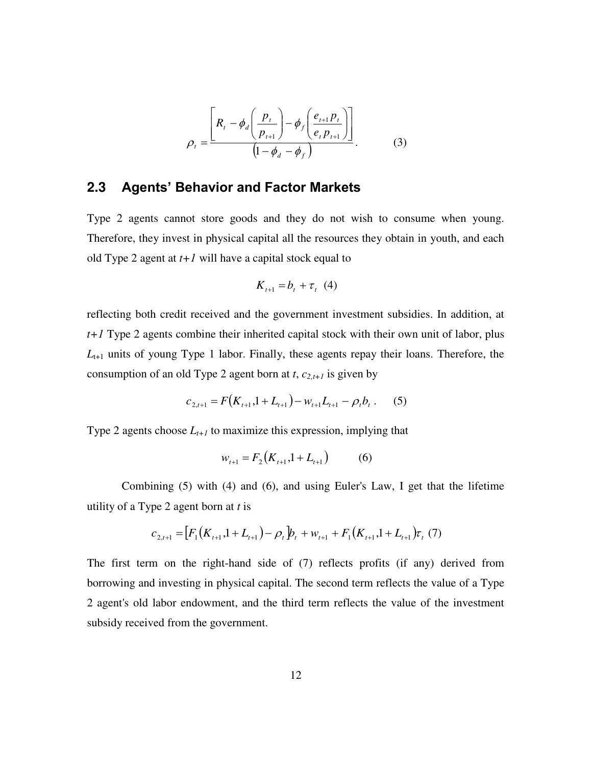$$\rho_t = \frac{\left[ R_t - \phi_d \left( \frac{p_t}{p_{t+1}} \right) - \phi_f \left( \frac{e_{t+1} p_t}{e_t p_{t+1}} \right) \right]}{\left( 1 - \phi_d - \phi_f \right)}. \qquad (3)$$

## 2.3 Agents' Behavior and Factor Markets

Type 2 agents cannot store goods and they do not wish to consume when young. Therefore, they invest in physical capital all the resources they obtain in youth, and each old Type 2 agent at $t+1$ will have a capital stock equal to

$$K_{t+1} = b_t + \tau_t \quad (4)$$

reflecting both credit received and the government investment subsidies. In addition, at $t+1$ Type 2 agents combine their inherited capital stock with their own unit of labor, plus $L_{t+1}$ units of young Type 1 labor. Finally, these agents repay their loans. Therefore, the consumption of an old Type 2 agent born at $t$, $c_{2,t+1}$ is given by

$$c_{2,t+1} = F\left(K_{t+1}, 1 + L_{t+1}\right) - w_{t+1} L_{t+1} - \rho_t b_t \, . \qquad (5)$$

Type 2 agents choose $L_{t+1}$ to maximize this expression, implying that

$$w_{t+1} = F_2\left(K_{t+1}, 1 + L_{t+1}\right) \qquad (6)$$

Combining (5) with (4) and (6), and using Euler's Law, I get that the lifetime utility of a Type 2 agent born at $t$ is

$$c_{2,t+1} = \left[ F_1\left(K_{t+1}, 1 + L_{t+1}\right) - \rho_t \right] b_t + w_{t+1} + F_1\left(K_{t+1}, 1 + L_{t+1}\right) \tau_t \quad (7)$$

The first term on the right-hand side of (7) reflects profits (if any) derived from borrowing and investing in physical capital. The second term reflects the value of a Type 2 agent's old labor endowment, and the third term reflects the value of the investment subsidy received from the government.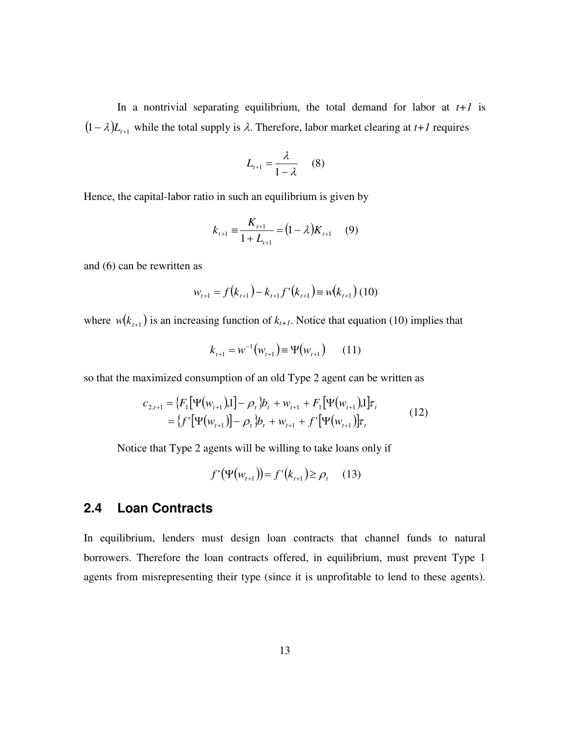In a nontrivial separating equilibrium, the total demand for labor at $t+1$ is $(1-\lambda)L_{t+1}$ while the total supply is $\lambda$. Therefore, labor market clearing at $t+1$ requires

$$L_{t+1} = \frac{\lambda}{1-\lambda} \quad (8)$$

Hence, the capital-labor ratio in such an equilibrium is given by

$$k_{t+1} \equiv \frac{K_{t+1}}{1+L_{t+1}} = (1-\lambda)K_{t+1} \quad (9)$$

and (6) can be rewritten as

$$w_{t+1} = f(k_{t+1}) - k_{t+1}f'(k_{t+1}) \equiv w(k_{t+1}) \quad (10)$$

where $w(k_{t+1})$ is an increasing function of $k_{t+1}$. Notice that equation (10) implies that

$$k_{t+1} = w^{-1}(w_{t+1}) \equiv \Psi(w_{t+1}) \quad (11)$$

so that the maximized consumption of an old Type 2 agent can be written as

$$\begin{aligned} c_{2,t+1} &= \{F_1[\Psi(w_{t+1}),1] - \rho_t\}b_t + w_{t+1} + F_1[\Psi(w_{t+1}),1]\tau_t \\ &= \{f'[\Psi(w_{t+1})] - \rho_t\}b_t + w_{t+1} + f'[\Psi(w_{t+1})]\tau_t \end{aligned} \quad (12)$$

Notice that Type 2 agents will be willing to take loans only if

$$f'(\Psi(w_{t+1})) = f'(k_{t+1}) \geq \rho_t \quad (13)$$

## 2.4 Loan Contracts

In equilibrium, lenders must design loan contracts that channel funds to natural borrowers. Therefore the loan contracts offered, in equilibrium, must prevent Type 1 agents from misrepresenting their type (since it is unprofitable to lend to these agents).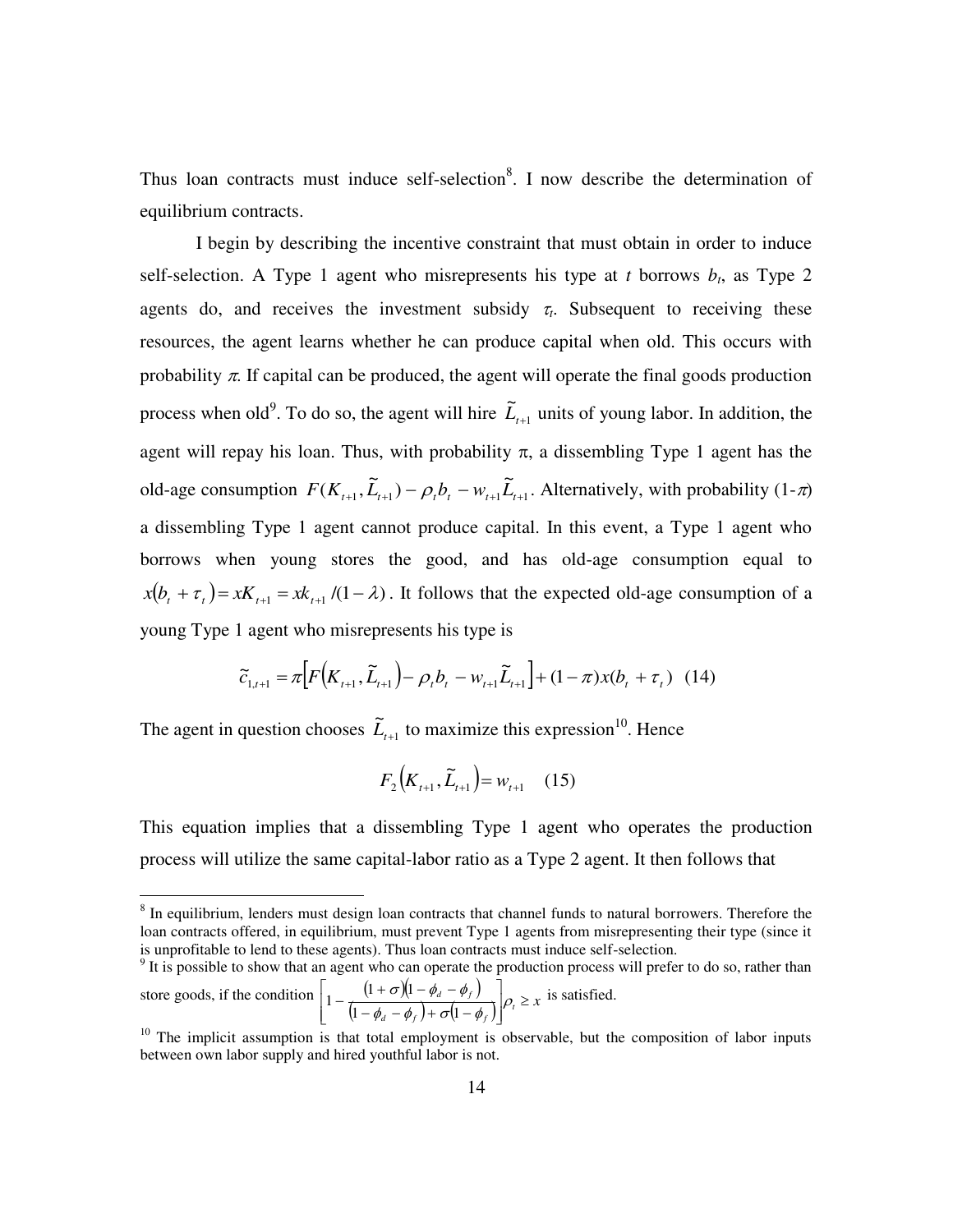Thus loan contracts must induce self-selection[8]. I now describe the determination of equilibrium contracts.

I begin by describing the incentive constraint that must obtain in order to induce self-selection. A Type 1 agent who misrepresents his type at *t* borrows $b_t$, as Type 2 agents do, and receives the investment subsidy $\tau_t$. Subsequent to receiving these resources, the agent learns whether he can produce capital when old. This occurs with probability $\pi$. If capital can be produced, the agent will operate the final goods production process when old[9]. To do so, the agent will hire $\tilde{L}_{t+1}$ units of young labor. In addition, the agent will repay his loan. Thus, with probability $\pi$, a dissembling Type 1 agent has the old-age consumption $F(K_{t+1}, \tilde{L}_{t+1}) - \rho_t b_t - w_{t+1}\tilde{L}_{t+1}$. Alternatively, with probability $(1-\pi)$ a dissembling Type 1 agent cannot produce capital. In this event, a Type 1 agent who borrows when young stores the good, and has old-age consumption equal to $x(b_t + \tau_t) = xK_{t+1} = xk_{t+1}/(1-\lambda)$. It follows that the expected old-age consumption of a young Type 1 agent who misrepresents his type is

$$\tilde{c}_{1,t+1} = \pi\left[F\left(K_{t+1}, \tilde{L}_{t+1}\right) - \rho_t b_t - w_{t+1}\tilde{L}_{t+1}\right] + (1-\pi)x(b_t + \tau_t) \quad (14)$$

The agent in question chooses $\tilde{L}_{t+1}$ to maximize this expression[10]. Hence

$$F_2\left(K_{t+1}, \tilde{L}_{t+1}\right) = w_{t+1} \quad (15)$$

This equation implies that a dissembling Type 1 agent who operates the production process will utilize the same capital-labor ratio as a Type 2 agent. It then follows that

---

[8] In equilibrium, lenders must design loan contracts that channel funds to natural borrowers. Therefore the loan contracts offered, in equilibrium, must prevent Type 1 agents from misrepresenting their type (since it is unprofitable to lend to these agents). Thus loan contracts must induce self-selection.

[9] It is possible to show that an agent who can operate the production process will prefer to do so, rather than store goods, if the condition $\left[1 - \frac{(1+\sigma)(1-\phi_d-\phi_f)}{(1-\phi_d-\phi_f)+\sigma(1-\phi_f)}\right]\rho_t \geq x$ is satisfied.

[10] The implicit assumption is that total employment is observable, but the composition of labor inputs between own labor supply and hired youthful labor is not.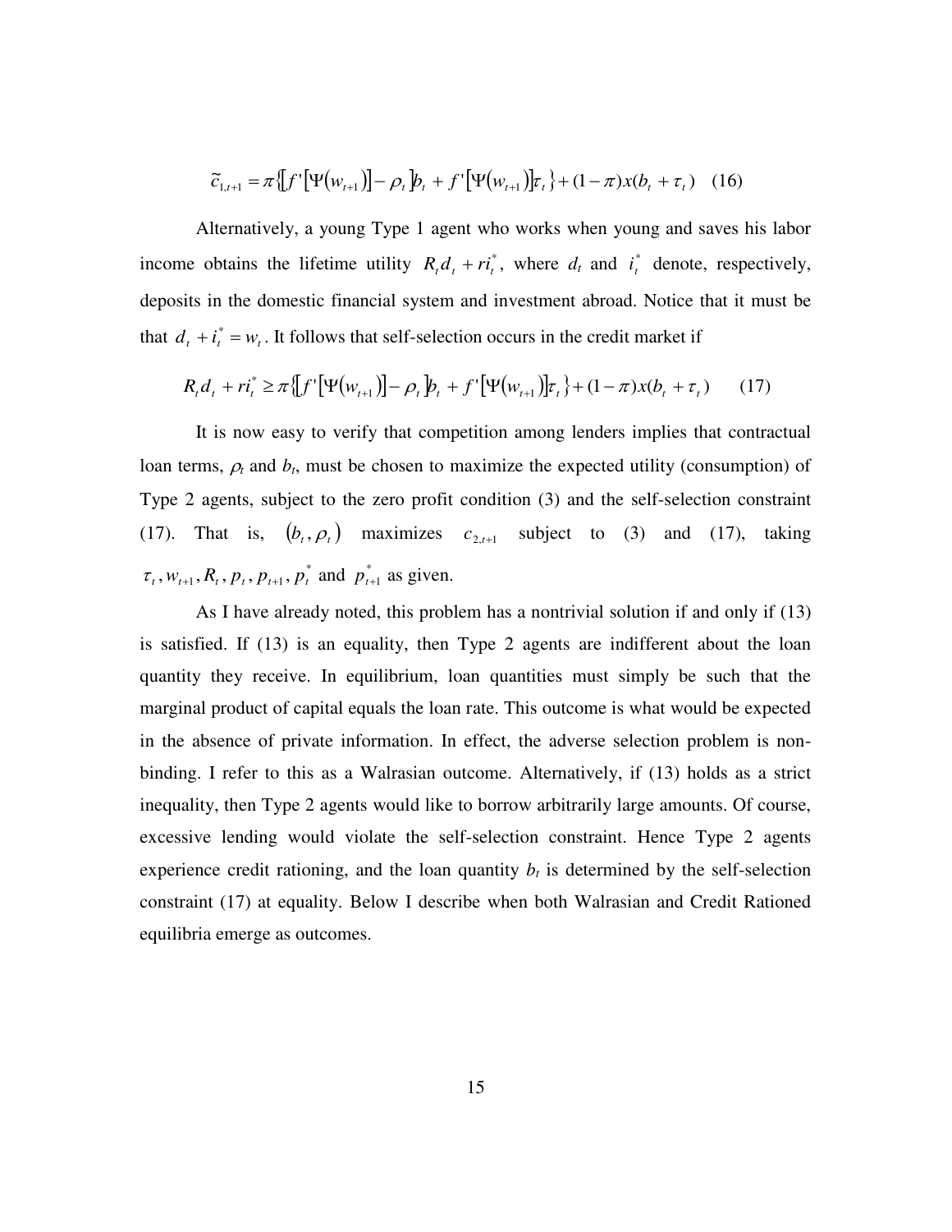$$\tilde{c}_{1,t+1} = \pi\{[f'[\Psi(w_{t+1})] - \rho_t]b_t + f'[\Psi(w_{t+1})]\tau_t\} + (1-\pi)x(b_t + \tau_t) \quad (16)$$

Alternatively, a young Type 1 agent who works when young and saves his labor income obtains the lifetime utility $R_t d_t + r i_t^*$, where $d_t$ and $i_t^*$ denote, respectively, deposits in the domestic financial system and investment abroad. Notice that it must be that $d_t + i_t^* = w_t$. It follows that self-selection occurs in the credit market if

$$R_t d_t + r i_t^* \geq \pi\{[f'[\Psi(w_{t+1})] - \rho_t]b_t + f'[\Psi(w_{t+1})]\tau_t\} + (1-\pi)x(b_t + \tau_t) \qquad (17)$$

It is now easy to verify that competition among lenders implies that contractual loan terms, $\rho_t$ and $b_t$, must be chosen to maximize the expected utility (consumption) of Type 2 agents, subject to the zero profit condition (3) and the self-selection constraint (17). That is, $(b_t, \rho_t)$ maximizes $c_{2,t+1}$ subject to (3) and (17), taking $\tau_t, w_{t+1}, R_t, p_t, p_{t+1}, p_t^*$ and $p_{t+1}^*$ as given.

As I have already noted, this problem has a nontrivial solution if and only if (13) is satisfied. If (13) is an equality, then Type 2 agents are indifferent about the loan quantity they receive. In equilibrium, loan quantities must simply be such that the marginal product of capital equals the loan rate. This outcome is what would be expected in the absence of private information. In effect, the adverse selection problem is non-binding. I refer to this as a Walrasian outcome. Alternatively, if (13) holds as a strict inequality, then Type 2 agents would like to borrow arbitrarily large amounts. Of course, excessive lending would violate the self-selection constraint. Hence Type 2 agents experience credit rationing, and the loan quantity $b_t$ is determined by the self-selection constraint (17) at equality. Below I describe when both Walrasian and Credit Rationed equilibria emerge as outcomes.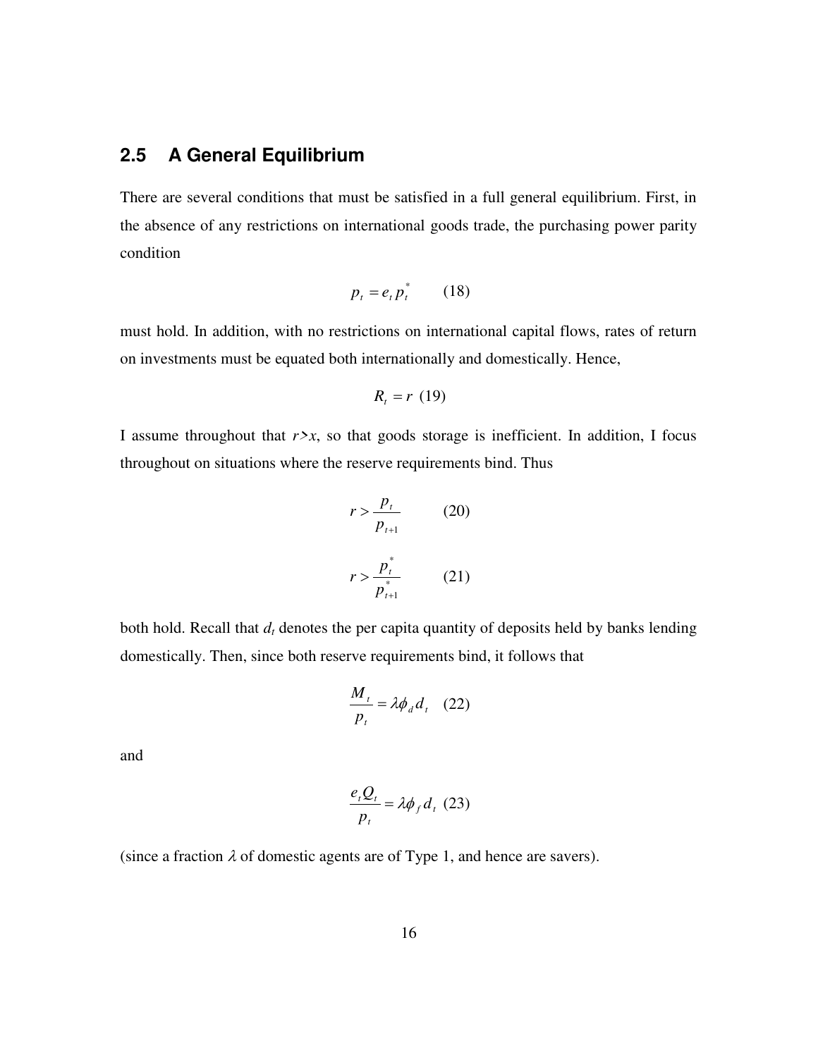## 2.5 A General Equilibrium

There are several conditions that must be satisfied in a full general equilibrium. First, in the absence of any restrictions on international goods trade, the purchasing power parity condition

$$p_t = e_t p_t^* \qquad (18)$$

must hold. In addition, with no restrictions on international capital flows, rates of return on investments must be equated both internationally and domestically. Hence,

$$R_t = r \quad (19)$$

I assume throughout that $r > x$, so that goods storage is inefficient. In addition, I focus throughout on situations where the reserve requirements bind. Thus

$$r > \frac{p_t}{p_{t+1}} \qquad (20)$$

$$r > \frac{p_t^*}{p_{t+1}^*} \qquad (21)$$

both hold. Recall that $d_t$ denotes the per capita quantity of deposits held by banks lending domestically. Then, since both reserve requirements bind, it follows that

$$\frac{M_t}{p_t} = \lambda \phi_d d_t \quad (22)$$

and

$$\frac{e_t Q_t}{p_t} = \lambda \phi_f d_t \quad (23)$$

(since a fraction $\lambda$ of domestic agents are of Type 1, and hence are savers).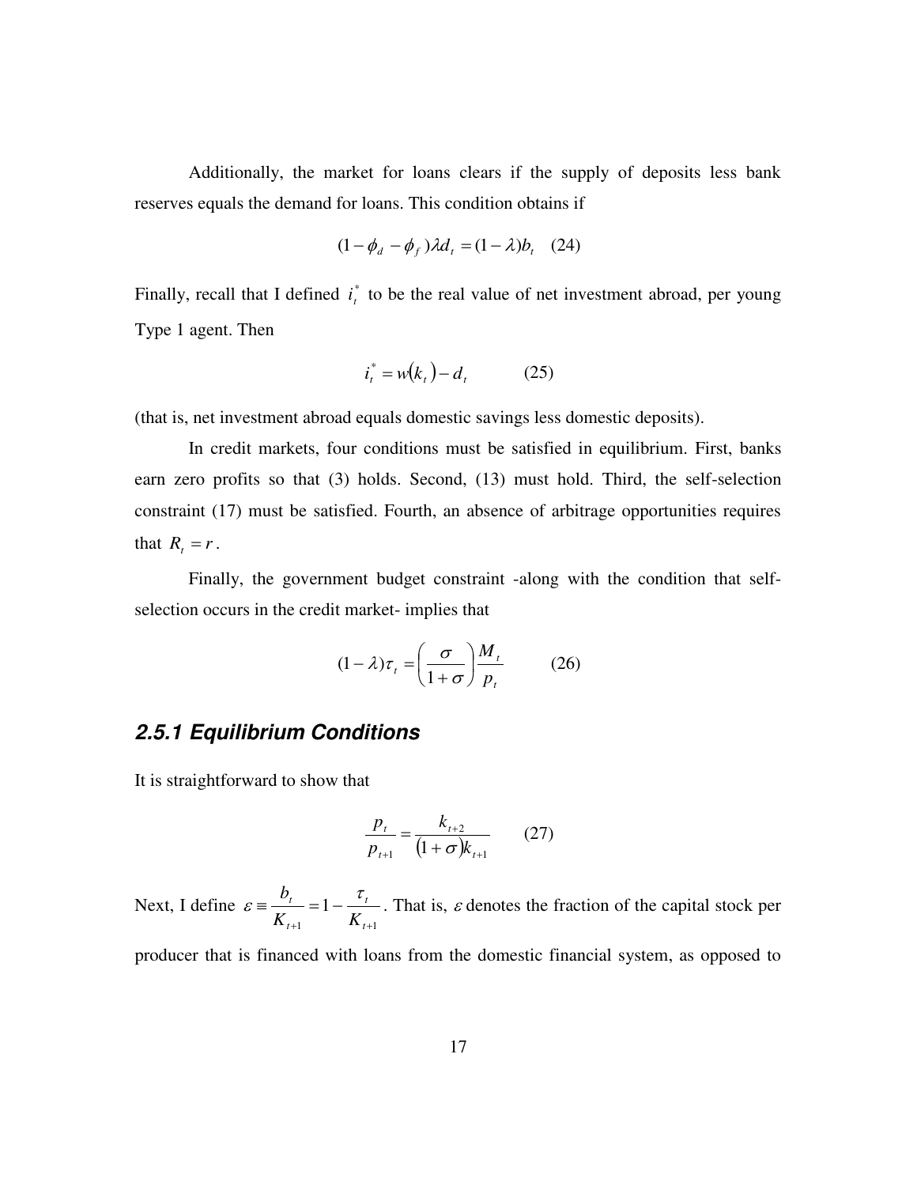Additionally, the market for loans clears if the supply of deposits less bank reserves equals the demand for loans. This condition obtains if

$$(1-\phi_d-\phi_f)\lambda d_t=(1-\lambda)b_t \quad (24)$$

Finally, recall that I defined $i_t^*$ to be the real value of net investment abroad, per young Type 1 agent. Then

$$i_t^*=w(k_t)-d_t \qquad (25)$$

(that is, net investment abroad equals domestic savings less domestic deposits).

In credit markets, four conditions must be satisfied in equilibrium. First, banks earn zero profits so that (3) holds. Second, (13) must hold. Third, the self-selection constraint (17) must be satisfied. Fourth, an absence of arbitrage opportunities requires that $R_t=r$.

Finally, the government budget constraint -along with the condition that self-selection occurs in the credit market- implies that

$$(1-\lambda)\tau_t=\left(\frac{\sigma}{1+\sigma}\right)\frac{M_t}{p_t} \qquad (26)$$

### *2.5.1 Equilibrium Conditions*

It is straightforward to show that

$$\frac{p_t}{p_{t+1}}=\frac{k_{t+2}}{(1+\sigma)k_{t+1}} \qquad (27)$$

Next, I define $\varepsilon\equiv\frac{b_t}{K_{t+1}}=1-\frac{\tau_t}{K_{t+1}}$. That is, $\varepsilon$ denotes the fraction of the capital stock per producer that is financed with loans from the domestic financial system, as opposed to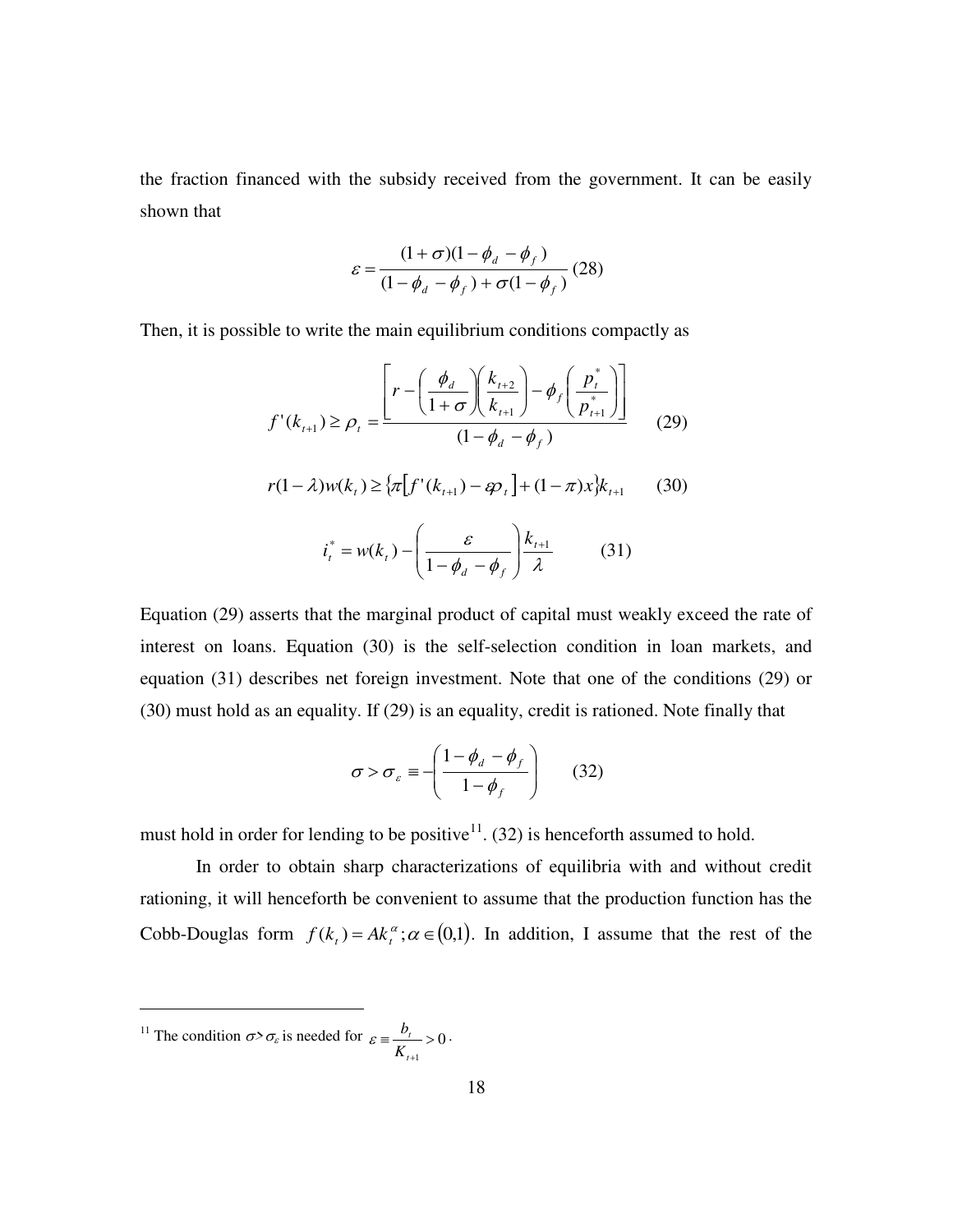the fraction financed with the subsidy received from the government. It can be easily shown that

$$\varepsilon = \frac{(1+\sigma)(1-\phi_d-\phi_f)}{(1-\phi_d-\phi_f)+\sigma(1-\phi_f)} \quad (28)$$

Then, it is possible to write the main equilibrium conditions compactly as

$$f'(k_{t+1}) \geq \rho_t = \frac{\left[ r - \left(\frac{\phi_d}{1+\sigma}\right)\left(\frac{k_{t+2}}{k_{t+1}}\right) - \phi_f\left(\frac{p_t^*}{p_{t+1}^*}\right)\right]}{(1-\phi_d-\phi_f)} \quad (29)$$

$$r(1-\lambda)w(k_t) \geq \left\{\pi\left[f'(k_{t+1}) - \varepsilon\rho_t\right] + (1-\pi)x\right\}k_{t+1} \quad (30)$$

$$i_t^* = w(k_t) - \left(\frac{\varepsilon}{1-\phi_d-\phi_f}\right)\frac{k_{t+1}}{\lambda} \quad (31)$$

Equation (29) asserts that the marginal product of capital must weakly exceed the rate of interest on loans. Equation (30) is the self-selection condition in loan markets, and equation (31) describes net foreign investment. Note that one of the conditions (29) or (30) must hold as an equality. If (29) is an equality, credit is rationed. Note finally that

$$\sigma > \sigma_\varepsilon \equiv -\left(\frac{1-\phi_d-\phi_f}{1-\phi_f}\right) \quad (32)$$

must hold in order for lending to be positive[11]. (32) is henceforth assumed to hold.

In order to obtain sharp characterizations of equilibria with and without credit rationing, it will henceforth be convenient to assume that the production function has the Cobb-Douglas form $f(k_t) = Ak_t^\alpha; \alpha \in (0,1)$. In addition, I assume that the rest of the

[11] The condition $\sigma > \sigma_\varepsilon$ is needed for $\varepsilon \equiv \frac{b_t}{K_{t+1}} > 0$.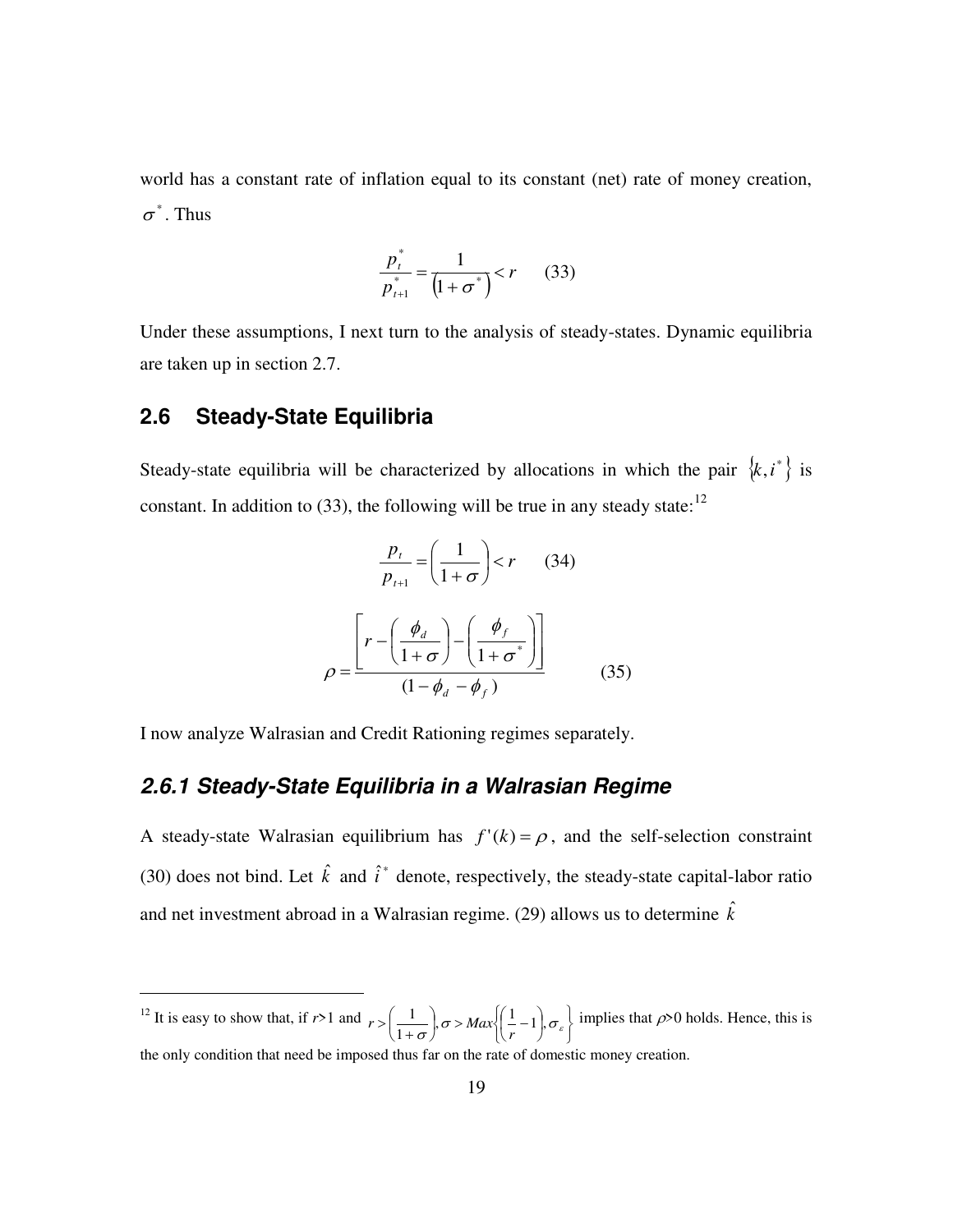world has a constant rate of inflation equal to its constant (net) rate of money creation, $\sigma^*$. Thus

$$\frac{p_t^*}{p_{t+1}^*} = \frac{1}{\left(1+\sigma^*\right)} < r \qquad (33)$$

Under these assumptions, I next turn to the analysis of steady-states. Dynamic equilibria are taken up in section 2.7.

## 2.6 Steady-State Equilibria

Steady-state equilibria will be characterized by allocations in which the pair $\{k, i^*\}$ is constant. In addition to (33), the following will be true in any steady state:[12]

$$\frac{p_t}{p_{t+1}} = \left(\frac{1}{1+\sigma}\right) < r \qquad (34)$$

$$\rho = \frac{\left[r - \left(\frac{\phi_d}{1+\sigma}\right) - \left(\frac{\phi_f}{1+\sigma^*}\right)\right]}{(1-\phi_d-\phi_f)} \qquad (35)$$

I now analyze Walrasian and Credit Rationing regimes separately.

### *2.6.1 Steady-State Equilibria in a Walrasian Regime*

A steady-state Walrasian equilibrium has $f'(k) = \rho$, and the self-selection constraint (30) does not bind. Let $\hat{k}$ and $\hat{i}^*$ denote, respectively, the steady-state capital-labor ratio and net investment abroad in a Walrasian regime. (29) allows us to determine $\hat{k}$

---

[12] It is easy to show that, if $r$>1 and $r > \left(\frac{1}{1+\sigma}\right), \sigma > Max\left\{\left(\frac{1}{r}-1\right), \sigma_\varepsilon\right\}$ implies that $\rho$>0 holds. Hence, this is the only condition that need be imposed thus far on the rate of domestic money creation.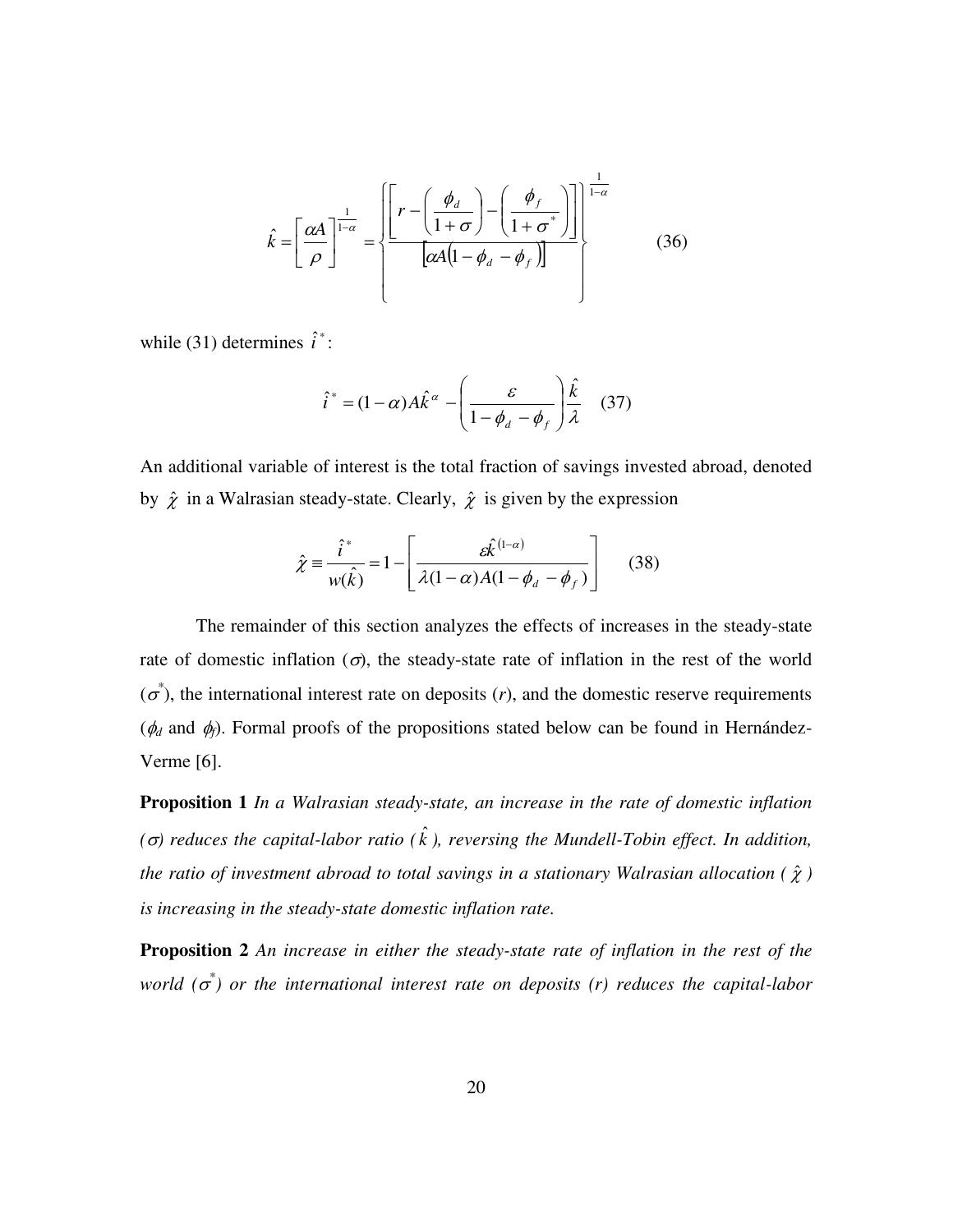$$\hat{k} = \left[\frac{\alpha A}{\rho}\right]^{\frac{1}{1-\alpha}} = \left\{ \frac{\left[ r - \left(\frac{\phi_d}{1+\sigma}\right) - \left(\frac{\phi_f}{1+\sigma^*}\right) \right]}{\left[\alpha A \left(1 - \phi_d - \phi_f\right)\right]} \right\}^{\frac{1}{1-\alpha}} \qquad (36)$$

while (31) determines $\hat{i}^*$:

$$\hat{i}^* = (1-\alpha) A \hat{k}^{\alpha} - \left(\frac{\varepsilon}{1-\phi_d-\phi_f}\right)\frac{\hat{k}}{\lambda} \qquad (37)$$

An additional variable of interest is the total fraction of savings invested abroad, denoted by $\hat{\chi}$ in a Walrasian steady-state. Clearly, $\hat{\chi}$ is given by the expression

$$\hat{\chi} \equiv \frac{\hat{i}^*}{w(\hat{k})} = 1 - \left[\frac{\varepsilon \hat{k}^{(1-\alpha)}}{\lambda(1-\alpha)A(1-\phi_d-\phi_f)}\right] \qquad (38)$$

The remainder of this section analyzes the effects of increases in the steady-state rate of domestic inflation ($\sigma$), the steady-state rate of inflation in the rest of the world ($\sigma^*$), the international interest rate on deposits ($r$), and the domestic reserve requirements ($\phi_d$ and $\phi_f$). Formal proofs of the propositions stated below can be found in Hernández-Verme [6].

**Proposition 1** *In a Walrasian steady-state, an increase in the rate of domestic inflation ($\sigma$) reduces the capital-labor ratio ($\hat{k}$), reversing the Mundell-Tobin effect. In addition, the ratio of investment abroad to total savings in a stationary Walrasian allocation ($\hat{\chi}$) is increasing in the steady-state domestic inflation rate.*

**Proposition 2** *An increase in either the steady-state rate of inflation in the rest of the world ($\sigma^*$) or the international interest rate on deposits ($r$) reduces the capital-labor*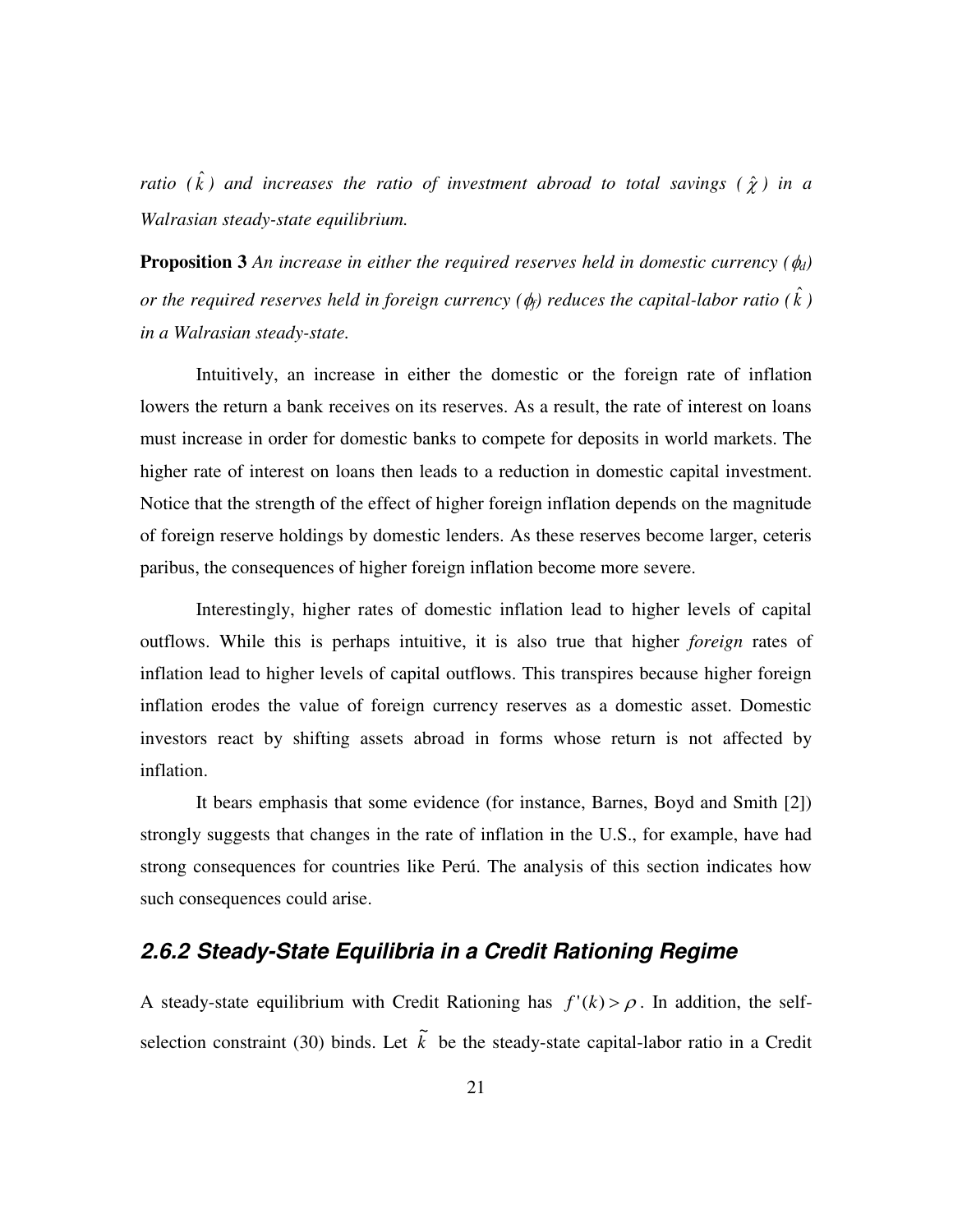*ratio ($\hat{k}$) and increases the ratio of investment abroad to total savings ($\hat{\chi}$) in a Walrasian steady-state equilibrium.*

**Proposition 3** *An increase in either the required reserves held in domestic currency ($\phi_d$) or the required reserves held in foreign currency ($\phi_f$) reduces the capital-labor ratio ($\hat{k}$) in a Walrasian steady-state.*

Intuitively, an increase in either the domestic or the foreign rate of inflation lowers the return a bank receives on its reserves. As a result, the rate of interest on loans must increase in order for domestic banks to compete for deposits in world markets. The higher rate of interest on loans then leads to a reduction in domestic capital investment. Notice that the strength of the effect of higher foreign inflation depends on the magnitude of foreign reserve holdings by domestic lenders. As these reserves become larger, ceteris paribus, the consequences of higher foreign inflation become more severe.

Interestingly, higher rates of domestic inflation lead to higher levels of capital outflows. While this is perhaps intuitive, it is also true that higher *foreign* rates of inflation lead to higher levels of capital outflows. This transpires because higher foreign inflation erodes the value of foreign currency reserves as a domestic asset. Domestic investors react by shifting assets abroad in forms whose return is not affected by inflation.

It bears emphasis that some evidence (for instance, Barnes, Boyd and Smith [2]) strongly suggests that changes in the rate of inflation in the U.S., for example, have had strong consequences for countries like Perú. The analysis of this section indicates how such consequences could arise.

### 2.6.2 Steady-State Equilibria in a Credit Rationing Regime

A steady-state equilibrium with Credit Rationing has $f'(k) > \rho$. In addition, the self-selection constraint (30) binds. Let $\tilde{k}$ be the steady-state capital-labor ratio in a Credit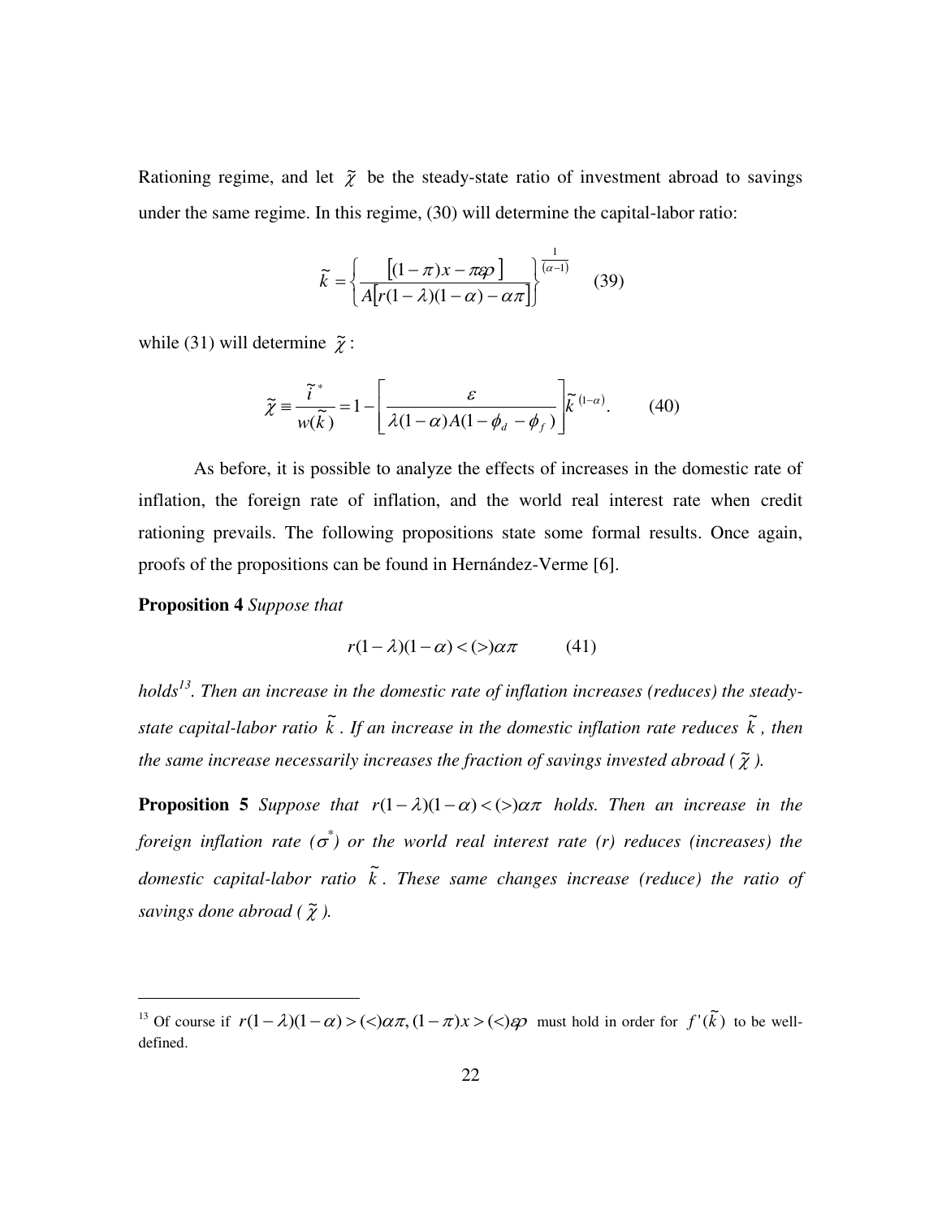Rationing regime, and let $\tilde{\chi}$ be the steady-state ratio of investment abroad to savings under the same regime. In this regime, (30) will determine the capital-labor ratio:

$$\tilde{k} = \left\{ \frac{[(1-\pi)x - \pi\varepsilon\rho]}{A[r(1-\lambda)(1-\alpha) - \alpha\pi]} \right\}^{\frac{1}{(\alpha-1)}} \quad (39)$$

while (31) will determine $\tilde{\chi}$:

$$\tilde{\chi} \equiv \frac{\tilde{i}^*}{w(\tilde{k})} = 1 - \left[ \frac{\varepsilon}{\lambda(1-\alpha)A(1-\phi_d - \phi_f)} \right] \tilde{k}^{(1-\alpha)}. \quad (40)$$

As before, it is possible to analyze the effects of increases in the domestic rate of inflation, the foreign rate of inflation, and the world real interest rate when credit rationing prevails. The following propositions state some formal results. Once again, proofs of the propositions can be found in Hernández-Verme [6].

**Proposition 4** *Suppose that*

$$r(1-\lambda)(1-\alpha) < (>) \alpha\pi \quad (41)$$

*holds*[13]*. Then an increase in the domestic rate of inflation increases (reduces) the steady-state capital-labor ratio* $\tilde{k}$*. If an increase in the domestic inflation rate reduces* $\tilde{k}$*, then the same increase necessarily increases the fraction of savings invested abroad (*$\tilde{\chi}$*).*

**Proposition 5** *Suppose that* $r(1-\lambda)(1-\alpha) < (>) \alpha\pi$ *holds. Then an increase in the foreign inflation rate (*$\sigma^*$*) or the world real interest rate (r) reduces (increases) the domestic capital-labor ratio* $\tilde{k}$*. These same changes increase (reduce) the ratio of savings done abroad (*$\tilde{\chi}$*).*

---

[13] Of course if $r(1-\lambda)(1-\alpha) > (<) \alpha\pi, (1-\pi)x > (<) \varepsilon\rho$ must hold in order for $f'(\tilde{k})$ to be well-defined.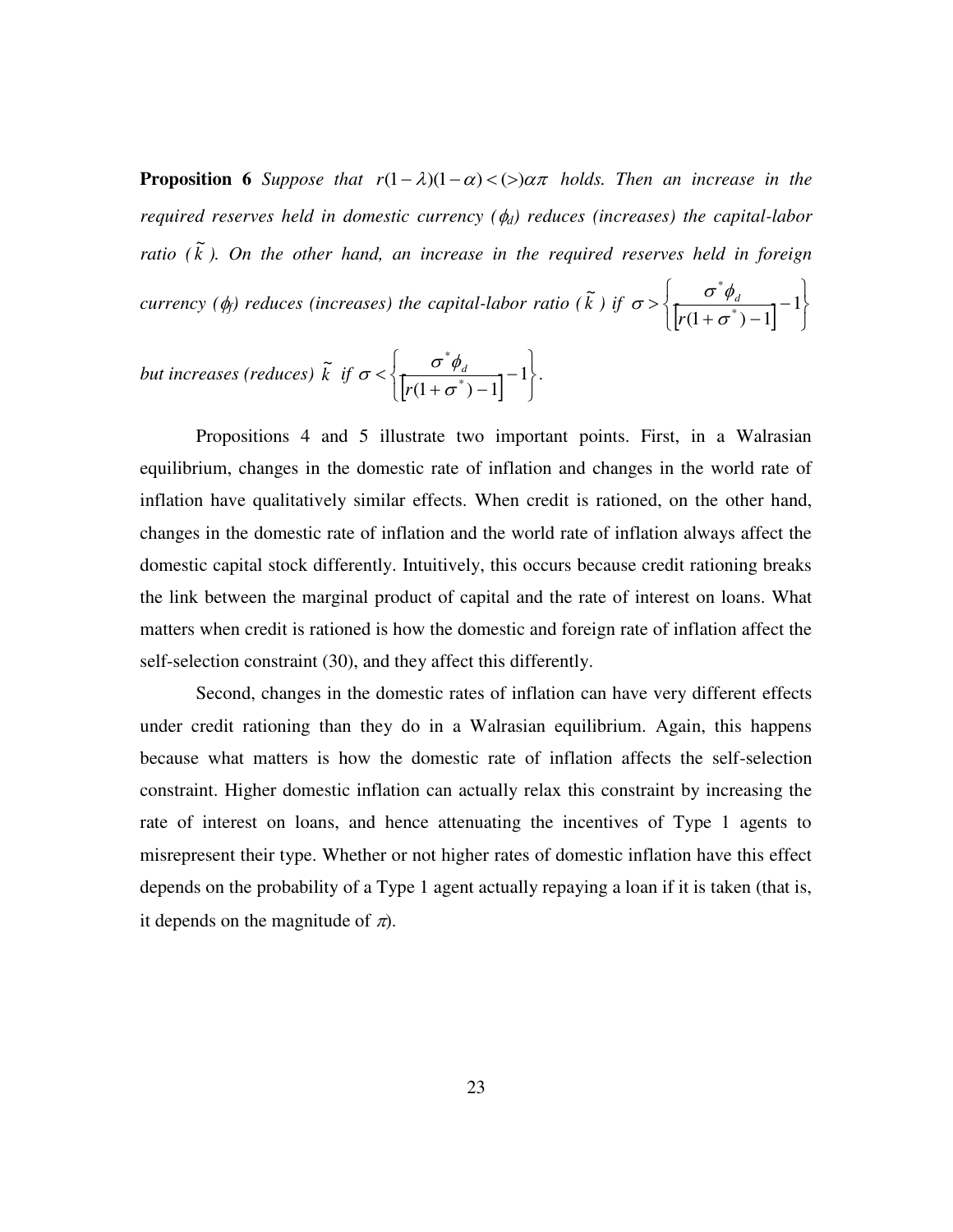**Proposition 6** *Suppose that* $r(1-\lambda)(1-\alpha) < (>) \alpha\pi$ *holds. Then an increase in the required reserves held in domestic currency* ($\phi_d$) *reduces (increases) the capital-labor ratio* ($\tilde{k}$). *On the other hand, an increase in the required reserves held in foreign currency* ($\phi_f$) *reduces (increases) the capital-labor ratio* ($\tilde{k}$) *if* $\sigma > \left\{ \frac{\sigma^* \phi_d}{\left[r(1+\sigma^*)-1\right]} - 1 \right\}$ *but increases (reduces)* $\tilde{k}$ *if* $\sigma < \left\{ \frac{\sigma^* \phi_d}{\left[r(1+\sigma^*)-1\right]} - 1 \right\}$.

Propositions 4 and 5 illustrate two important points. First, in a Walrasian equilibrium, changes in the domestic rate of inflation and changes in the world rate of inflation have qualitatively similar effects. When credit is rationed, on the other hand, changes in the domestic rate of inflation and the world rate of inflation always affect the domestic capital stock differently. Intuitively, this occurs because credit rationing breaks the link between the marginal product of capital and the rate of interest on loans. What matters when credit is rationed is how the domestic and foreign rate of inflation affect the self-selection constraint (30), and they affect this differently.

Second, changes in the domestic rates of inflation can have very different effects under credit rationing than they do in a Walrasian equilibrium. Again, this happens because what matters is how the domestic rate of inflation affects the self-selection constraint. Higher domestic inflation can actually relax this constraint by increasing the rate of interest on loans, and hence attenuating the incentives of Type 1 agents to misrepresent their type. Whether or not higher rates of domestic inflation have this effect depends on the probability of a Type 1 agent actually repaying a loan if it is taken (that is, it depends on the magnitude of $\pi$).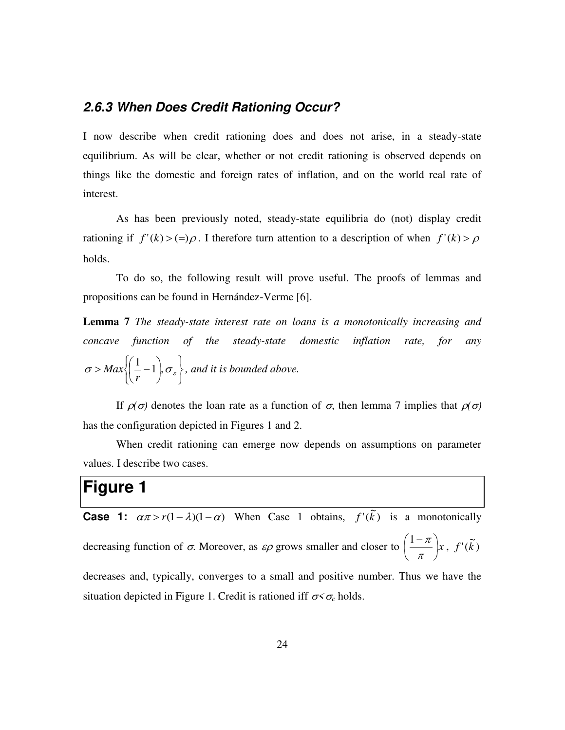### *2.6.3 When Does Credit Rationing Occur?*

I now describe when credit rationing does and does not arise, in a steady-state equilibrium. As will be clear, whether or not credit rationing is observed depends on things like the domestic and foreign rates of inflation, and on the world real rate of interest.

As has been previously noted, steady-state equilibria do (not) display credit rationing if $f'(k) > (=) \rho$. I therefore turn attention to a description of when $f'(k) > \rho$ holds.

To do so, the following result will prove useful. The proofs of lemmas and propositions can be found in Hernández-Verme [6].

**Lemma 7** *The steady-state interest rate on loans is a monotonically increasing and concave function of the steady-state domestic inflation rate, for any* $\sigma > Max\left\{\left(\frac{1}{r}-1\right), \sigma_{\varepsilon}\right\}$*, and it is bounded above.*

If $\rho(\sigma)$ denotes the loan rate as a function of $\sigma$, then lemma 7 implies that $\rho(\sigma)$ has the configuration depicted in Figures 1 and 2.

When credit rationing can emerge now depends on assumptions on parameter values. I describe two cases.

# Figure 1

**Case 1:** $\alpha\pi > r(1-\lambda)(1-\alpha)$ When Case 1 obtains, $f'(\tilde{k})$ is a monotonically decreasing function of $\sigma$. Moreover, as $\varepsilon\rho$ grows smaller and closer to $\left(\frac{1-\pi}{\pi}\right)x$, $f'(\tilde{k})$ decreases and, typically, converges to a small and positive number. Thus we have the situation depicted in Figure 1. Credit is rationed iff $\sigma < \sigma_c$ holds.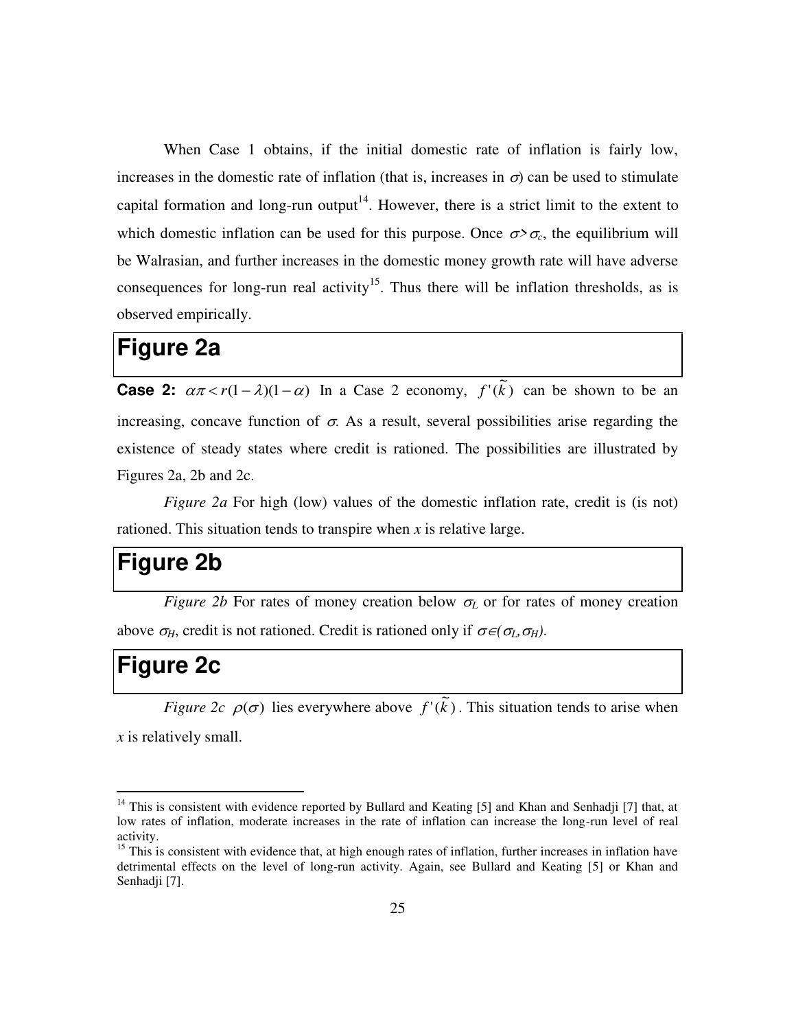When Case 1 obtains, if the initial domestic rate of inflation is fairly low, increases in the domestic rate of inflation (that is, increases in $\sigma$) can be used to stimulate capital formation and long-run output[14]. However, there is a strict limit to the extent to which domestic inflation can be used for this purpose. Once $\sigma > \sigma_c$, the equilibrium will be Walrasian, and further increases in the domestic money growth rate will have adverse consequences for long-run real activity[15]. Thus there will be inflation thresholds, as is observed empirically.

## Figure 2a

**Case 2:** $\alpha\pi < r(1-\lambda)(1-\alpha)$ In a Case 2 economy, $f'(\tilde{k})$ can be shown to be an increasing, concave function of $\sigma$. As a result, several possibilities arise regarding the existence of steady states where credit is rationed. The possibilities are illustrated by Figures 2a, 2b and 2c.

*Figure 2a* For high (low) values of the domestic inflation rate, credit is (is not) rationed. This situation tends to transpire when $x$ is relative large.

## Figure 2b

*Figure 2b* For rates of money creation below $\sigma_L$ or for rates of money creation above $\sigma_H$, credit is not rationed. Credit is rationed only if $\sigma \in (\sigma_L, \sigma_H)$.

## Figure 2c

*Figure 2c* $\rho(\sigma)$ lies everywhere above $f'(\tilde{k})$. This situation tends to arise when $x$ is relatively small.

---

[14] This is consistent with evidence reported by Bullard and Keating [5] and Khan and Senhadji [7] that, at low rates of inflation, moderate increases in the rate of inflation can increase the long-run level of real activity.

[15] This is consistent with evidence that, at high enough rates of inflation, further increases in inflation have detrimental effects on the level of long-run activity. Again, see Bullard and Keating [5] or Khan and Senhadji [7].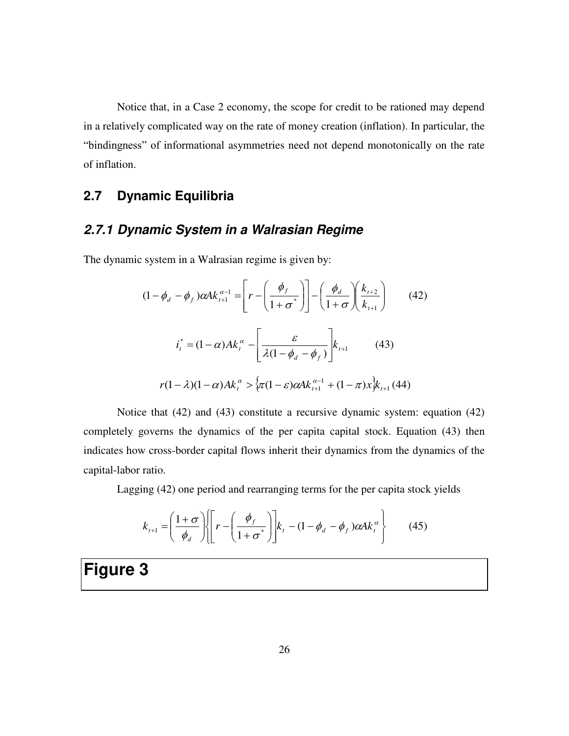Notice that, in a Case 2 economy, the scope for credit to be rationed may depend in a relatively complicated way on the rate of money creation (inflation). In particular, the "bindingness" of informational asymmetries need not depend monotonically on the rate of inflation.

## 2.7 Dynamic Equilibria

### *2.7.1 Dynamic System in a Walrasian Regime*

The dynamic system in a Walrasian regime is given by:

$$(1-\phi_d-\phi_f)\alpha A k_{t+1}^{\alpha-1}=\left[r-\left(\frac{\phi_f}{1+\sigma^*}\right)\right]-\left(\frac{\phi_d}{1+\sigma}\right)\left(\frac{k_{t+2}}{k_{t+1}}\right) \qquad (42)$$

$$i_t^*=(1-\alpha)A k_t^{\alpha}-\left[\frac{\varepsilon}{\lambda(1-\phi_d-\phi_f)}\right]k_{t+1} \qquad (43)$$

$$r(1-\lambda)(1-\alpha)A k_t^{\alpha}>\left\{\pi(1-\varepsilon)\alpha A k_{t+1}^{\alpha-1}+(1-\pi)x\right\}k_{t+1} \quad (44)$$

Notice that (42) and (43) constitute a recursive dynamic system: equation (42) completely governs the dynamics of the per capita capital stock. Equation (43) then indicates how cross-border capital flows inherit their dynamics from the dynamics of the capital-labor ratio.

Lagging (42) one period and rearranging terms for the per capita stock yields

$$k_{t+1}=\left(\frac{1+\sigma}{\phi_d}\right)\left\{\left[r-\left(\frac{\phi_f}{1+\sigma^*}\right)\right]k_t-(1-\phi_d-\phi_f)\alpha A k_t^{\alpha}\right\} \qquad (45)$$

**Figure 3**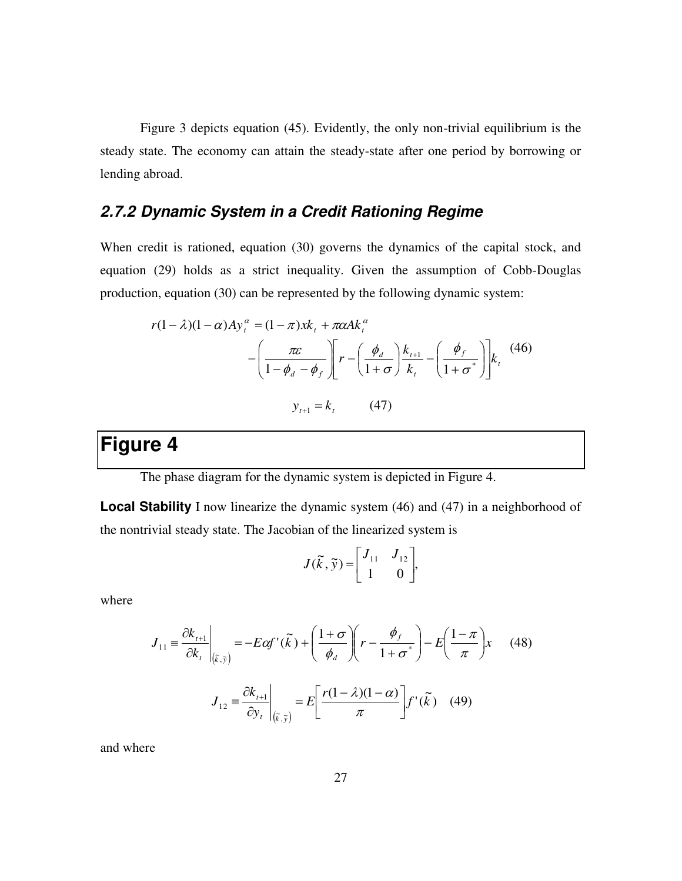Figure 3 depicts equation (45). Evidently, the only non-trivial equilibrium is the steady state. The economy can attain the steady-state after one period by borrowing or lending abroad.

### *2.7.2 Dynamic System in a Credit Rationing Regime*

When credit is rationed, equation (30) governs the dynamics of the capital stock, and equation (29) holds as a strict inequality. Given the assumption of Cobb-Douglas production, equation (30) can be represented by the following dynamic system:

$$r(1-\lambda)(1-\alpha)Ay_t^{\alpha} = (1-\pi)xk_t + \pi\alpha Ak_t^{\alpha} - \left(\frac{\pi\varepsilon}{1-\phi_d-\phi_f}\right)\left[r - \left(\frac{\phi_d}{1+\sigma}\right)\frac{k_{t+1}}{k_t} - \left(\frac{\phi_f}{1+\sigma^*}\right)\right]k_t \quad (46)$$

$$y_{t+1} = k_t \quad (47)$$

## Figure 4

The phase diagram for the dynamic system is depicted in Figure 4.

**Local Stability** I now linearize the dynamic system (46) and (47) in a neighborhood of the nontrivial steady state. The Jacobian of the linearized system is

$$J(\tilde{k},\tilde{y}) = \begin{bmatrix} J_{11} & J_{12} \\ 1 & 0 \end{bmatrix},$$

where

$$J_{11} \equiv \left.\frac{\partial k_{t+1}}{\partial k_t}\right|_{(\tilde{k},\tilde{y})} = -E\alpha f'(\tilde{k}) + \left(\frac{1+\sigma}{\phi_d}\right)\left(r - \frac{\phi_f}{1+\sigma^*}\right) - E\left(\frac{1-\pi}{\pi}\right)x \quad (48)$$

$$J_{12} \equiv \left.\frac{\partial k_{t+1}}{\partial y_t}\right|_{(\tilde{k},\tilde{y})} = E\left[\frac{r(1-\lambda)(1-\alpha)}{\pi}\right]f'(\tilde{k}) \quad (49)$$

and where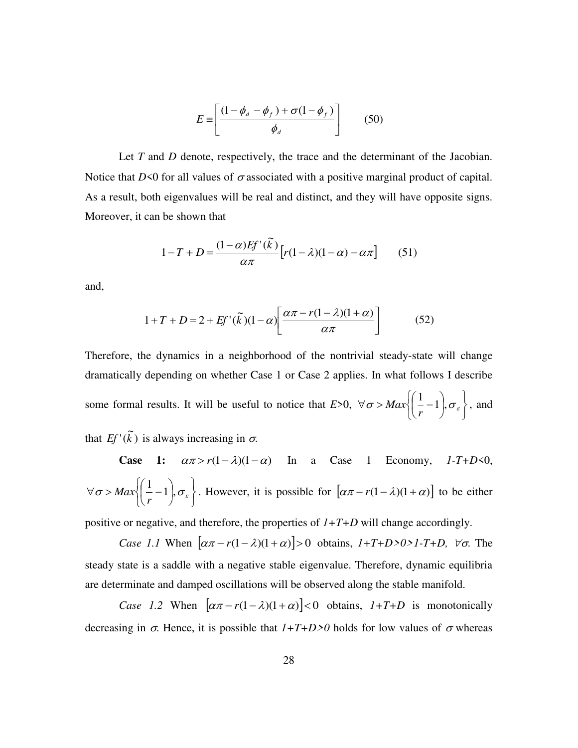$$E \equiv \left[ \frac{(1-\phi_d - \phi_f) + \sigma(1-\phi_f)}{\phi_d} \right] \qquad (50)$$

Let *T* and *D* denote, respectively, the trace and the determinant of the Jacobian. Notice that *D*<0 for all values of $\sigma$ associated with a positive marginal product of capital. As a result, both eigenvalues will be real and distinct, and they will have opposite signs. Moreover, it can be shown that

$$1 - T + D = \frac{(1-\alpha)Ef'(\tilde{k})}{\alpha\pi}\left[r(1-\lambda)(1-\alpha) - \alpha\pi\right] \qquad (51)$$

and,

$$1 + T + D = 2 + Ef'(\tilde{k})(1-\alpha)\left[\frac{\alpha\pi - r(1-\lambda)(1+\alpha)}{\alpha\pi}\right] \qquad (52)$$

Therefore, the dynamics in a neighborhood of the nontrivial steady-state will change dramatically depending on whether Case 1 or Case 2 applies. In what follows I describe some formal results. It will be useful to notice that *E*>0, $\forall \sigma > Max\left\{\left(\frac{1}{r}-1\right), \sigma_\varepsilon\right\}$, and that $Ef'(\tilde{k})$ is always increasing in $\sigma$.

**Case 1:** $\alpha\pi > r(1-\lambda)(1-\alpha)$ In a Case 1 Economy, *1-T+D*<0, $\forall \sigma > Max\left\{\left(\frac{1}{r}-1\right), \sigma_\varepsilon\right\}$. However, it is possible for $\left[\alpha\pi - r(1-\lambda)(1+\alpha)\right]$ to be either positive or negative, and therefore, the properties of *1+T+D* will change accordingly.

*Case 1.1* When $\left[\alpha\pi - r(1-\lambda)(1+\alpha)\right] > 0$ obtains, *1+T+D>0>1-T+D,* $\forall\sigma$. The steady state is a saddle with a negative stable eigenvalue. Therefore, dynamic equilibria are determinate and damped oscillations will be observed along the stable manifold.

*Case 1.2* When $\left[\alpha\pi - r(1-\lambda)(1+\alpha)\right] < 0$ obtains, *1+T+D* is monotonically decreasing in $\sigma$. Hence, it is possible that *1+T+D>0* holds for low values of $\sigma$ whereas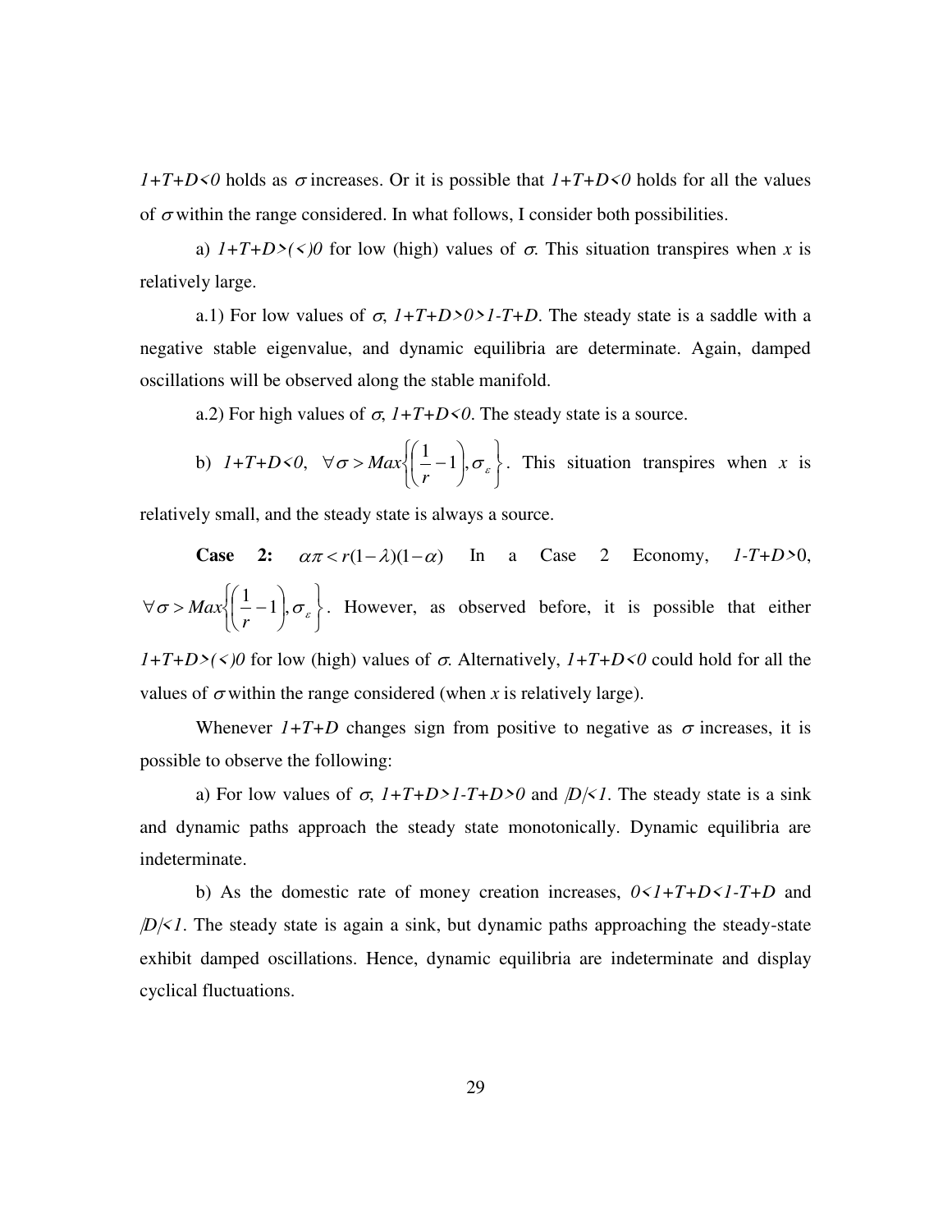$1+T+D<0$ holds as $\sigma$ increases. Or it is possible that $1+T+D<0$ holds for all the values of $\sigma$ within the range considered. In what follows, I consider both possibilities.

a) $1+T+D>(<)0$ for low (high) values of $\sigma$. This situation transpires when $x$ is relatively large.

a.1) For low values of $\sigma$, $1+T+D>0>1-T+D$. The steady state is a saddle with a negative stable eigenvalue, and dynamic equilibria are determinate. Again, damped oscillations will be observed along the stable manifold.

a.2) For high values of $\sigma$, $1+T+D<0$. The steady state is a source.

b) $1+T+D<0$, $\forall \sigma > Max\left\{\left(\frac{1}{r}-1\right), \sigma_{\varepsilon}\right\}$. This situation transpires when $x$ is relatively small, and the steady state is always a source.

**Case 2:** $\alpha\pi < r(1-\lambda)(1-\alpha)$ In a Case 2 Economy, $1-T+D>0$, $\forall \sigma > Max\left\{\left(\frac{1}{r}-1\right), \sigma_{\varepsilon}\right\}$. However, as observed before, it is possible that either $1+T+D>(<)0$ for low (high) values of $\sigma$. Alternatively, $1+T+D<0$ could hold for all the values of $\sigma$ within the range considered (when $x$ is relatively large).

Whenever $1+T+D$ changes sign from positive to negative as $\sigma$ increases, it is possible to observe the following:

a) For low values of $\sigma$, $1+T+D>1-T+D>0$ and $|D|<1$. The steady state is a sink and dynamic paths approach the steady state monotonically. Dynamic equilibria are indeterminate.

b) As the domestic rate of money creation increases, $0<1+T+D<1-T+D$ and $|D|<1$. The steady state is again a sink, but dynamic paths approaching the steady-state exhibit damped oscillations. Hence, dynamic equilibria are indeterminate and display cyclical fluctuations.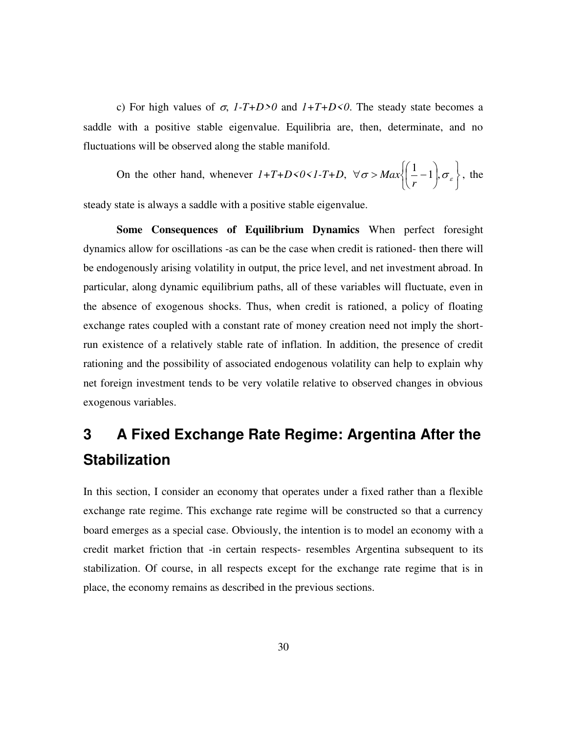c) For high values of $\sigma$, $1-T+D>0$ and $1+T+D<0$. The steady state becomes a saddle with a positive stable eigenvalue. Equilibria are, then, determinate, and no fluctuations will be observed along the stable manifold.

On the other hand, whenever $1+T+D<0<1-T+D$, $\forall \sigma > Max\left\{\left(\frac{1}{r}-1\right), \sigma_{\varepsilon}\right\}$, the steady state is always a saddle with a positive stable eigenvalue.

**Some Consequences of Equilibrium Dynamics** When perfect foresight dynamics allow for oscillations -as can be the case when credit is rationed- then there will be endogenously arising volatility in output, the price level, and net investment abroad. In particular, along dynamic equilibrium paths, all of these variables will fluctuate, even in the absence of exogenous shocks. Thus, when credit is rationed, a policy of floating exchange rates coupled with a constant rate of money creation need not imply the short-run existence of a relatively stable rate of inflation. In addition, the presence of credit rationing and the possibility of associated endogenous volatility can help to explain why net foreign investment tends to be very volatile relative to observed changes in obvious exogenous variables.

# 3 A Fixed Exchange Rate Regime: Argentina After the Stabilization

In this section, I consider an economy that operates under a fixed rather than a flexible exchange rate regime. This exchange rate regime will be constructed so that a currency board emerges as a special case. Obviously, the intention is to model an economy with a credit market friction that -in certain respects- resembles Argentina subsequent to its stabilization. Of course, in all respects except for the exchange rate regime that is in place, the economy remains as described in the previous sections.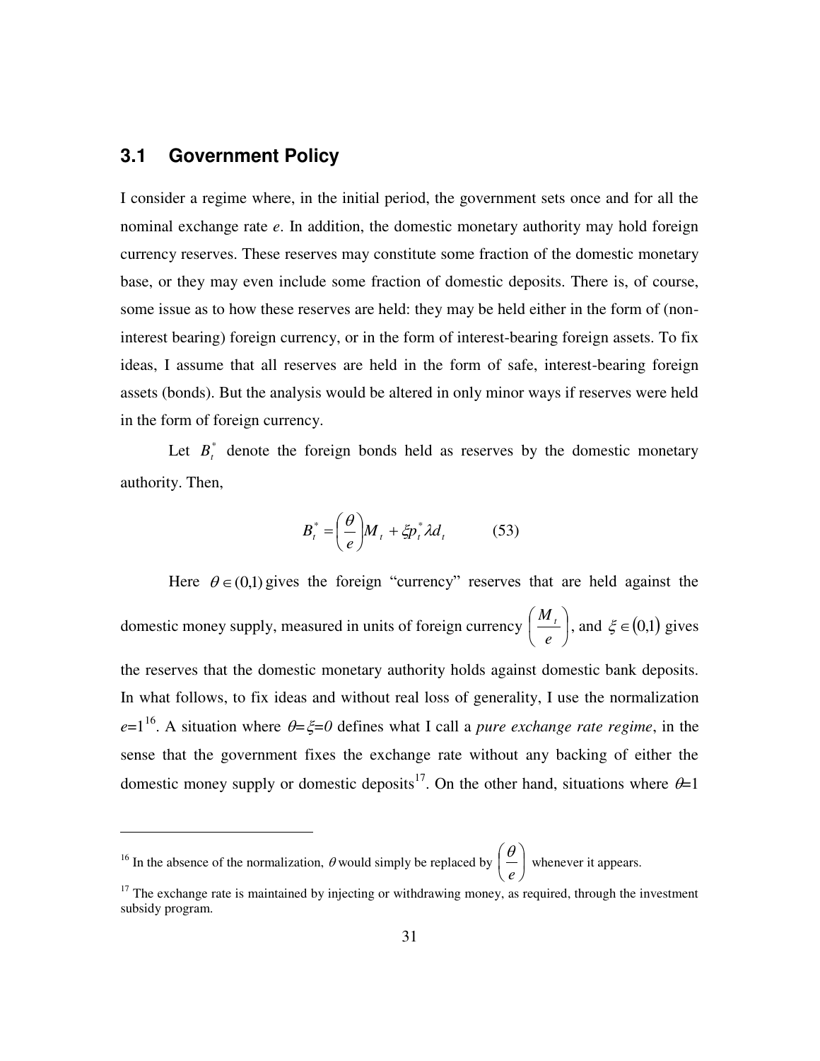## 3.1 Government Policy

I consider a regime where, in the initial period, the government sets once and for all the nominal exchange rate *e*. In addition, the domestic monetary authority may hold foreign currency reserves. These reserves may constitute some fraction of the domestic monetary base, or they may even include some fraction of domestic deposits. There is, of course, some issue as to how these reserves are held: they may be held either in the form of (non-interest bearing) foreign currency, or in the form of interest-bearing foreign assets. To fix ideas, I assume that all reserves are held in the form of safe, interest-bearing foreign assets (bonds). But the analysis would be altered in only minor ways if reserves were held in the form of foreign currency.

Let $B_t^*$ denote the foreign bonds held as reserves by the domestic monetary authority. Then,

$$B_t^* = \left(\frac{\theta}{e}\right) M_t + \xi p_t^* \lambda d_t \qquad (53)$$

Here $\theta \in (0,1)$ gives the foreign "currency" reserves that are held against the domestic money supply, measured in units of foreign currency $\left(\frac{M_t}{e}\right)$, and $\xi \in (0,1)$ gives the reserves that the domestic monetary authority holds against domestic bank deposits. In what follows, to fix ideas and without real loss of generality, I use the normalization $e=1$[16]. A situation where $\theta=\xi=0$ defines what I call a *pure exchange rate regime*, in the sense that the government fixes the exchange rate without any backing of either the domestic money supply or domestic deposits[17]. On the other hand, situations where $\theta=1$

---

[16] In the absence of the normalization, $\theta$ would simply be replaced by $\left(\frac{\theta}{e}\right)$ whenever it appears.

[17] The exchange rate is maintained by injecting or withdrawing money, as required, through the investment subsidy program.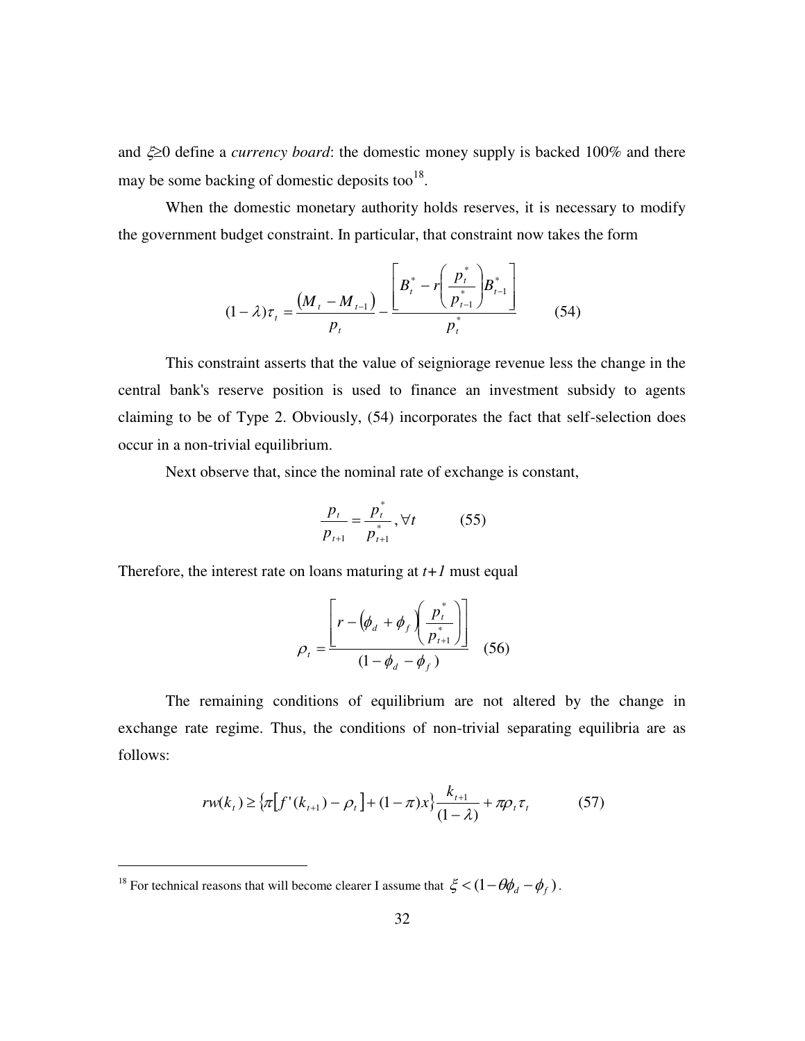and $\xi \geq 0$ define a *currency board*: the domestic money supply is backed 100% and there may be some backing of domestic deposits too[18].

When the domestic monetary authority holds reserves, it is necessary to modify the government budget constraint. In particular, that constraint now takes the form

$$(1-\lambda)\tau_t = \frac{(M_t - M_{t-1})}{p_t} - \frac{\left[ B_t^* - r\left(\frac{p_t^*}{p_{t-1}^*}\right) B_{t-1}^* \right]}{p_t^*} \qquad (54)$$

This constraint asserts that the value of seigniorage revenue less the change in the central bank's reserve position is used to finance an investment subsidy to agents claiming to be of Type 2. Obviously, (54) incorporates the fact that self-selection does occur in a non-trivial equilibrium.

Next observe that, since the nominal rate of exchange is constant,

$$\frac{p_t}{p_{t+1}} = \frac{p_t^*}{p_{t+1}^*}, \forall t \qquad (55)$$

Therefore, the interest rate on loans maturing at $t+1$ must equal

$$\rho_t = \frac{\left[ r - (\phi_d + \phi_f)\left(\frac{p_t^*}{p_{t+1}^*}\right) \right]}{(1 - \phi_d - \phi_f)} \qquad (56)$$

The remaining conditions of equilibrium are not altered by the change in exchange rate regime. Thus, the conditions of non-trivial separating equilibria are as follows:

$$rw(k_t) \geq \left\{ \pi\left[ f'(k_{t+1}) - \rho_t \right] + (1-\pi)x \right\} \frac{k_{t+1}}{(1-\lambda)} + \pi \rho_t \tau_t \qquad (57)$$

[18] For technical reasons that will become clearer I assume that $\xi < (1 - \theta\phi_d - \phi_f)$.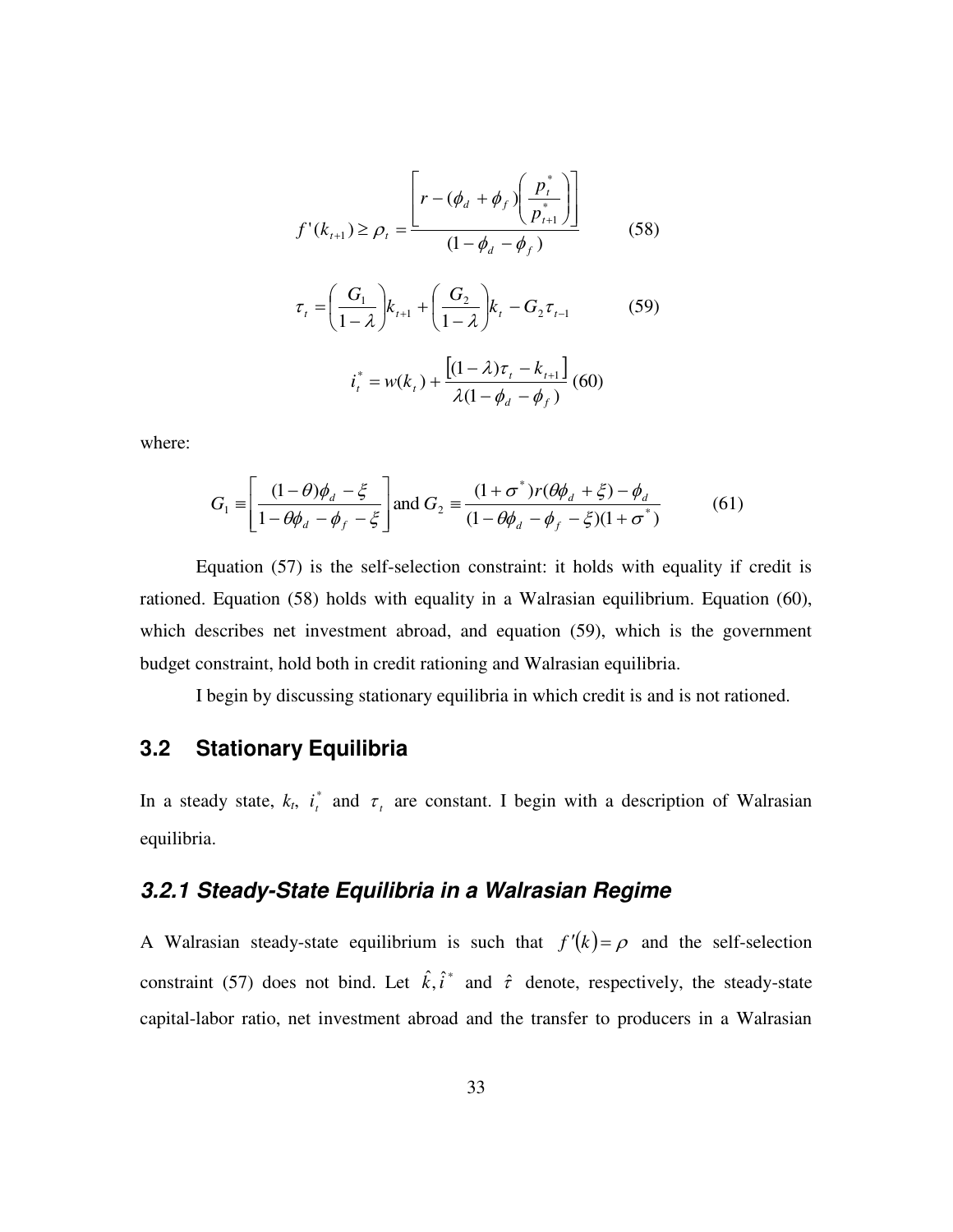$$f'(k_{t+1}) \geq \rho_t = \frac{\left[ r - (\phi_d + \phi_f)\left( \frac{p_t^*}{p_{t+1}^*} \right) \right]}{(1 - \phi_d - \phi_f)} \qquad (58)$$

$$\tau_t = \left( \frac{G_1}{1-\lambda} \right) k_{t+1} + \left( \frac{G_2}{1-\lambda} \right) k_t - G_2 \tau_{t-1} \qquad (59)$$

$$i_t^* = w(k_t) + \frac{\left[ (1-\lambda)\tau_t - k_{t+1} \right]}{\lambda (1 - \phi_d - \phi_f)} \qquad (60)$$

where:

$$G_1 \equiv \left[ \frac{(1-\theta)\phi_d - \xi}{1 - \theta\phi_d - \phi_f - \xi} \right] \text{and } G_2 \equiv \frac{(1+\sigma^*) r (\theta\phi_d + \xi) - \phi_d}{(1 - \theta\phi_d - \phi_f - \xi)(1+\sigma^*)} \qquad (61)$$

Equation (57) is the self-selection constraint: it holds with equality if credit is rationed. Equation (58) holds with equality in a Walrasian equilibrium. Equation (60), which describes net investment abroad, and equation (59), which is the government budget constraint, hold both in credit rationing and Walrasian equilibria.

I begin by discussing stationary equilibria in which credit is and is not rationed.

## 3.2 Stationary Equilibria

In a steady state, $k_t$, $i_t^*$ and $\tau_t$ are constant. I begin with a description of Walrasian equilibria.

### *3.2.1 Steady-State Equilibria in a Walrasian Regime*

A Walrasian steady-state equilibrium is such that $f'(k) = \rho$ and the self-selection constraint (57) does not bind. Let $\hat{k}, \hat{i}^*$ and $\hat{\tau}$ denote, respectively, the steady-state capital-labor ratio, net investment abroad and the transfer to producers in a Walrasian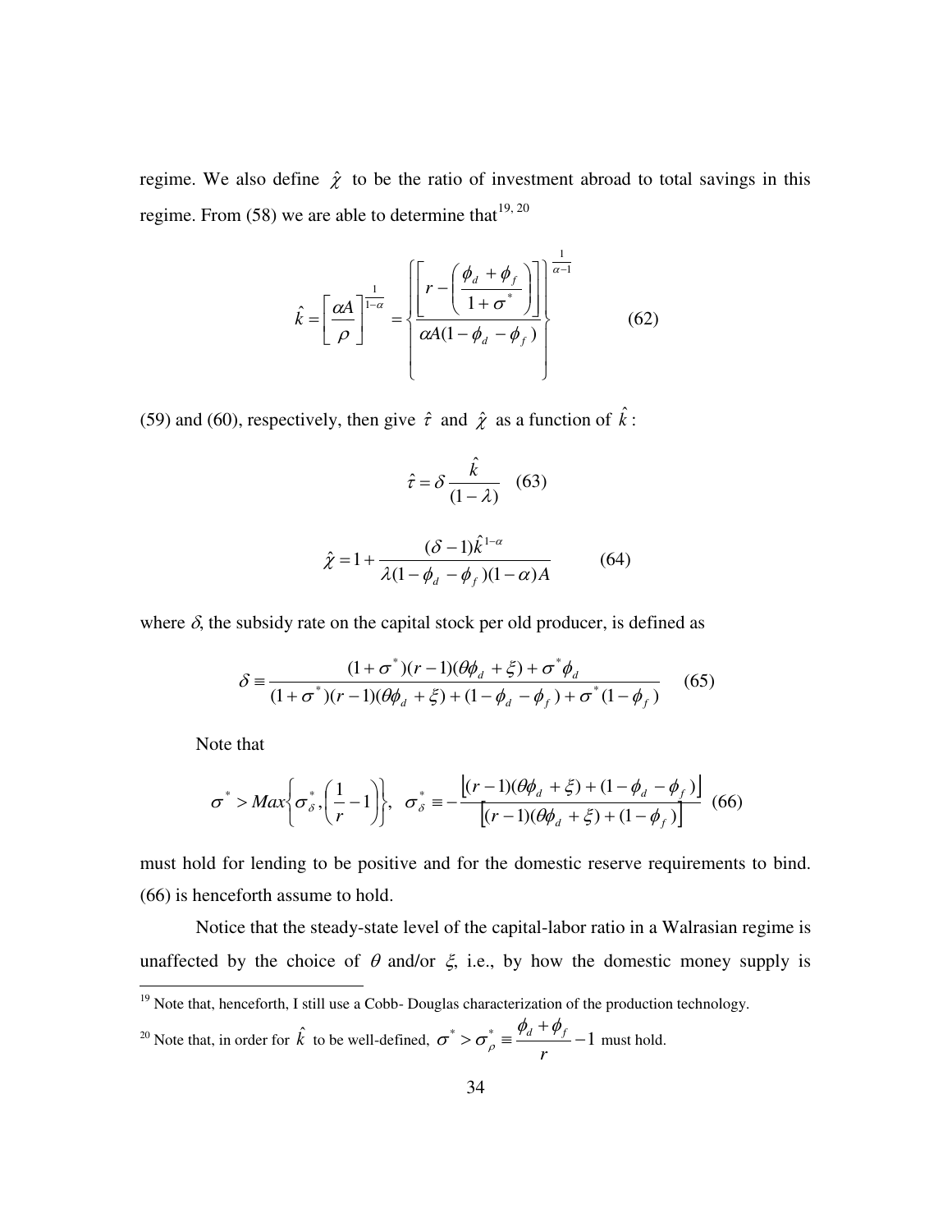regime. We also define $\hat{\chi}$ to be the ratio of investment abroad to total savings in this regime. From (58) we are able to determine that[19, 20]

$$\hat{k} = \left[\frac{\alpha A}{\rho}\right]^{\frac{1}{1-\alpha}} = \left\{ \frac{\left[ r - \left( \frac{\phi_d + \phi_f}{1+\sigma^*} \right) \right]}{\alpha A (1 - \phi_d - \phi_f)} \right\}^{\frac{1}{\alpha - 1}} \quad (62)$$

(59) and (60), respectively, then give $\hat{\tau}$ and $\hat{\chi}$ as a function of $\hat{k}$:

$$\hat{\tau} = \delta \frac{\hat{k}}{(1-\lambda)} \quad (63)$$

$$\hat{\chi} = 1 + \frac{(\delta - 1)\hat{k}^{1-\alpha}}{\lambda(1-\phi_d - \phi_f)(1-\alpha)A} \quad (64)$$

where $\delta$, the subsidy rate on the capital stock per old producer, is defined as

$$\delta \equiv \frac{(1+\sigma^*)(r-1)(\theta\phi_d + \xi) + \sigma^*\phi_d}{(1+\sigma^*)(r-1)(\theta\phi_d + \xi) + (1-\phi_d - \phi_f) + \sigma^*(1-\phi_f)} \quad (65)$$

Note that

$$\sigma^* > Max\left\{\sigma^*_\delta, \left(\frac{1}{r} - 1\right)\right\}, \;\; \sigma^*_\delta \equiv -\frac{\left[(r-1)(\theta\phi_d + \xi) + (1-\phi_d - \phi_f)\right]}{\left[(r-1)(\theta\phi_d + \xi) + (1-\phi_f)\right]} \quad (66)$$

must hold for lending to be positive and for the domestic reserve requirements to bind. (66) is henceforth assume to hold.

Notice that the steady-state level of the capital-labor ratio in a Walrasian regime is unaffected by the choice of $\theta$ and/or $\xi$, i.e., by how the domestic money supply is

[19] Note that, henceforth, I still use a Cobb- Douglas characterization of the production technology.

[20] Note that, in order for $\hat{k}$ to be well-defined, $\sigma^* > \sigma^*_\rho \equiv \dfrac{\phi_d + \phi_f}{r} - 1$ must hold.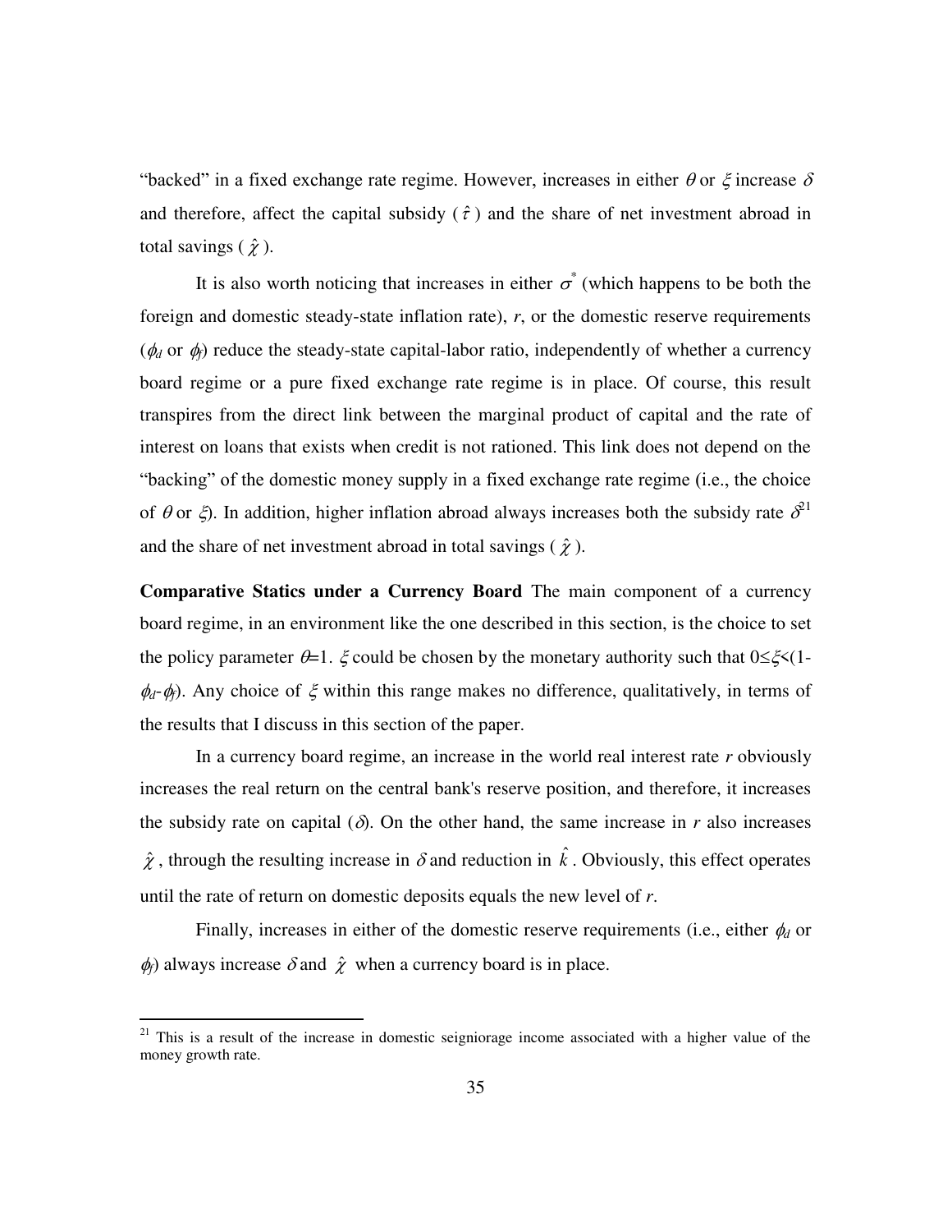"backed" in a fixed exchange rate regime. However, increases in either $\theta$ or $\xi$ increase $\delta$ and therefore, affect the capital subsidy ( $\hat{\tau}$ ) and the share of net investment abroad in total savings ( $\hat{\chi}$ ).

It is also worth noticing that increases in either $\sigma^*$ (which happens to be both the foreign and domestic steady-state inflation rate), $r$, or the domestic reserve requirements ($\phi_d$ or $\phi_f$) reduce the steady-state capital-labor ratio, independently of whether a currency board regime or a pure fixed exchange rate regime is in place. Of course, this result transpires from the direct link between the marginal product of capital and the rate of interest on loans that exists when credit is not rationed. This link does not depend on the "backing" of the domestic money supply in a fixed exchange rate regime (i.e., the choice of $\theta$ or $\xi$). In addition, higher inflation abroad always increases both the subsidy rate $\delta$[21] and the share of net investment abroad in total savings ( $\hat{\chi}$ ).

**Comparative Statics under a Currency Board** The main component of a currency board regime, in an environment like the one described in this section, is the choice to set the policy parameter $\theta$=1. $\xi$ could be chosen by the monetary authority such that $0 \leq \xi < (1-\phi_d-\phi_f)$. Any choice of $\xi$ within this range makes no difference, qualitatively, in terms of the results that I discuss in this section of the paper.

In a currency board regime, an increase in the world real interest rate $r$ obviously increases the real return on the central bank's reserve position, and therefore, it increases the subsidy rate on capital ($\delta$). On the other hand, the same increase in $r$ also increases $\hat{\chi}$, through the resulting increase in $\delta$ and reduction in $\hat{k}$. Obviously, this effect operates until the rate of return on domestic deposits equals the new level of $r$.

Finally, increases in either of the domestic reserve requirements (i.e., either $\phi_d$ or $\phi_f$) always increase $\delta$ and $\hat{\chi}$ when a currency board is in place.

[21] This is a result of the increase in domestic seigniorage income associated with a higher value of the money growth rate.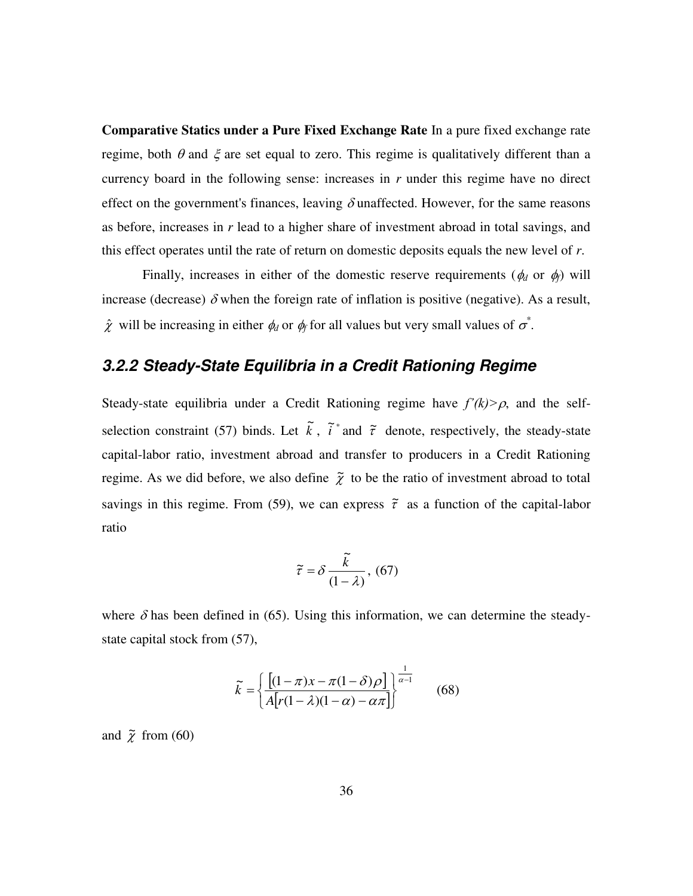**Comparative Statics under a Pure Fixed Exchange Rate** In a pure fixed exchange rate regime, both $\theta$ and $\xi$ are set equal to zero. This regime is qualitatively different than a currency board in the following sense: increases in *r* under this regime have no direct effect on the government's finances, leaving $\delta$ unaffected. However, for the same reasons as before, increases in *r* lead to a higher share of investment abroad in total savings, and this effect operates until the rate of return on domestic deposits equals the new level of *r*.

Finally, increases in either of the domestic reserve requirements ($\phi_d$ or $\phi_f$) will increase (decrease) $\delta$ when the foreign rate of inflation is positive (negative). As a result, $\hat{\chi}$ will be increasing in either $\phi_d$ or $\phi_f$ for all values but very small values of $\sigma^*$.

### *3.2.2 Steady-State Equilibria in a Credit Rationing Regime*

Steady-state equilibria under a Credit Rationing regime have $f'(k)>\rho$, and the self-selection constraint (57) binds. Let $\tilde{k}$, $\tilde{i}^*$ and $\tilde{\tau}$ denote, respectively, the steady-state capital-labor ratio, investment abroad and transfer to producers in a Credit Rationing regime. As we did before, we also define $\tilde{\chi}$ to be the ratio of investment abroad to total savings in this regime. From (59), we can express $\tilde{\tau}$ as a function of the capital-labor ratio

$$\tilde{\tau} = \delta \frac{\tilde{k}}{(1-\lambda)}, \quad (67)$$

where $\delta$ has been defined in (65). Using this information, we can determine the steady-state capital stock from (57),

$$\tilde{k} = \left\{ \frac{\left[(1-\pi)x - \pi(1-\delta)\rho\right]}{A\left[r(1-\lambda)(1-\alpha) - \alpha\pi\right]} \right\}^{\frac{1}{\alpha-1}} \quad (68)$$

and $\tilde{\chi}$ from (60)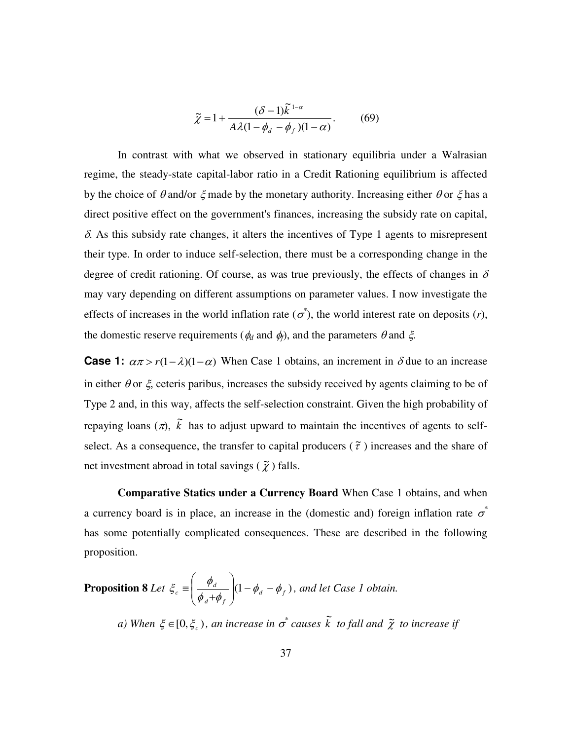$$\tilde{\chi} = 1 + \frac{(\delta - 1)\tilde{k}^{1-\alpha}}{A\lambda(1-\phi_d - \phi_f)(1-\alpha)}. \qquad (69)$$

In contrast with what we observed in stationary equilibria under a Walrasian regime, the steady-state capital-labor ratio in a Credit Rationing equilibrium is affected by the choice of $\theta$ and/or $\xi$ made by the monetary authority. Increasing either $\theta$ or $\xi$ has a direct positive effect on the government's finances, increasing the subsidy rate on capital, $\delta$. As this subsidy rate changes, it alters the incentives of Type 1 agents to misrepresent their type. In order to induce self-selection, there must be a corresponding change in the degree of credit rationing. Of course, as was true previously, the effects of changes in $\delta$ may vary depending on different assumptions on parameter values. I now investigate the effects of increases in the world inflation rate ($\sigma^*$), the world interest rate on deposits ($r$), the domestic reserve requirements ($\phi_d$ and $\phi_f$), and the parameters $\theta$ and $\xi$.

**Case 1:** $\alpha\pi > r(1-\lambda)(1-\alpha)$ When Case 1 obtains, an increment in $\delta$ due to an increase in either $\theta$ or $\xi$, ceteris paribus, increases the subsidy received by agents claiming to be of Type 2 and, in this way, affects the self-selection constraint. Given the high probability of repaying loans ($\pi$), $\tilde{k}$ has to adjust upward to maintain the incentives of agents to self-select. As a consequence, the transfer to capital producers ($\tilde{\tau}$) increases and the share of net investment abroad in total savings ($\tilde{\chi}$) falls.

**Comparative Statics under a Currency Board** When Case 1 obtains, and when a currency board is in place, an increase in the (domestic and) foreign inflation rate $\sigma^*$ has some potentially complicated consequences. These are described in the following proposition.

**Proposition 8** *Let* $\xi_c \equiv \left(\frac{\phi_d}{\phi_d + \phi_f}\right)(1-\phi_d - \phi_f)$*, and let Case 1 obtain.*

*a) When* $\xi \in [0, \xi_c)$*, an increase in* $\sigma^*$ *causes* $\tilde{k}$ *to fall and* $\tilde{\chi}$ *to increase if*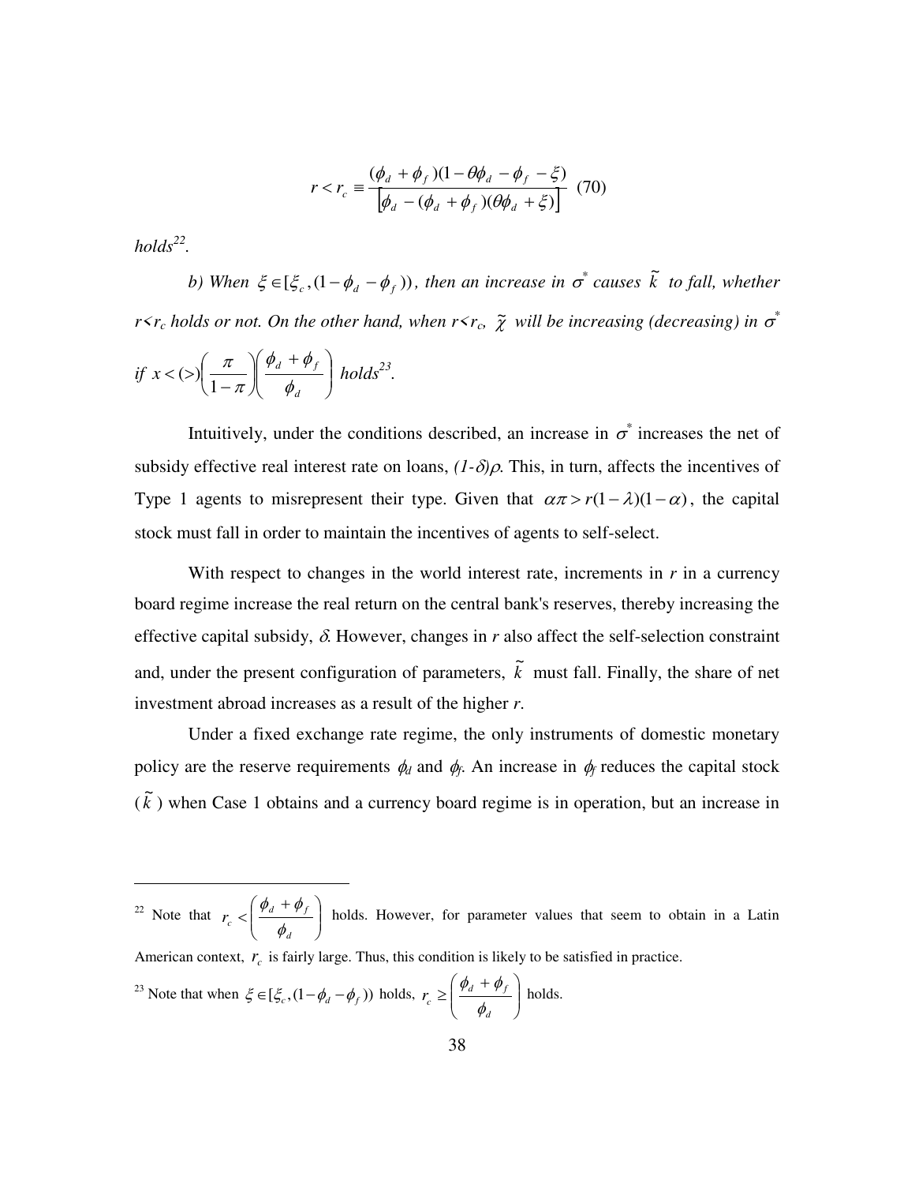$$r < r_c \equiv \frac{(\phi_d + \phi_f)(1 - \theta\phi_d - \phi_f - \xi)}{\left[\phi_d - (\phi_d + \phi_f)(\theta\phi_d + \xi)\right]} \quad (70)$$

*holds*[22].

*b) When* $\xi \in [\xi_c, (1 - \phi_d - \phi_f))$, *then an increase in* $\sigma^*$ *causes* $\tilde{k}$ *to fall, whether* $r<r_c$ *holds or not. On the other hand, when* $r<r_c$, $\tilde{\chi}$ *will be increasing (decreasing) in* $\sigma^*$ *if* $x < (>) \left(\frac{\pi}{1-\pi}\right)\left(\frac{\phi_d + \phi_f}{\phi_d}\right)$ *holds*[23].

Intuitively, under the conditions described, an increase in $\sigma^*$ increases the net of subsidy effective real interest rate on loans, *(1-δ)ρ*. This, in turn, affects the incentives of Type 1 agents to misrepresent their type. Given that $\alpha\pi > r(1-\lambda)(1-\alpha)$, the capital stock must fall in order to maintain the incentives of agents to self-select.

With respect to changes in the world interest rate, increments in $r$ in a currency board regime increase the real return on the central bank's reserves, thereby increasing the effective capital subsidy, $\delta$. However, changes in $r$ also affect the self-selection constraint and, under the present configuration of parameters, $\tilde{k}$ must fall. Finally, the share of net investment abroad increases as a result of the higher $r$.

Under a fixed exchange rate regime, the only instruments of domestic monetary policy are the reserve requirements $\phi_d$ and $\phi_f$. An increase in $\phi_f$ reduces the capital stock ($\tilde{k}$) when Case 1 obtains and a currency board regime is in operation, but an increase in

---

[22] Note that $r_c < \left(\frac{\phi_d + \phi_f}{\phi_d}\right)$ holds. However, for parameter values that seem to obtain in a Latin American context, $r_c$ is fairly large. Thus, this condition is likely to be satisfied in practice.

[23] Note that when $\xi \in [\xi_c, (1 - \phi_d - \phi_f))$ holds, $r_c \geq \left(\frac{\phi_d + \phi_f}{\phi_d}\right)$ holds.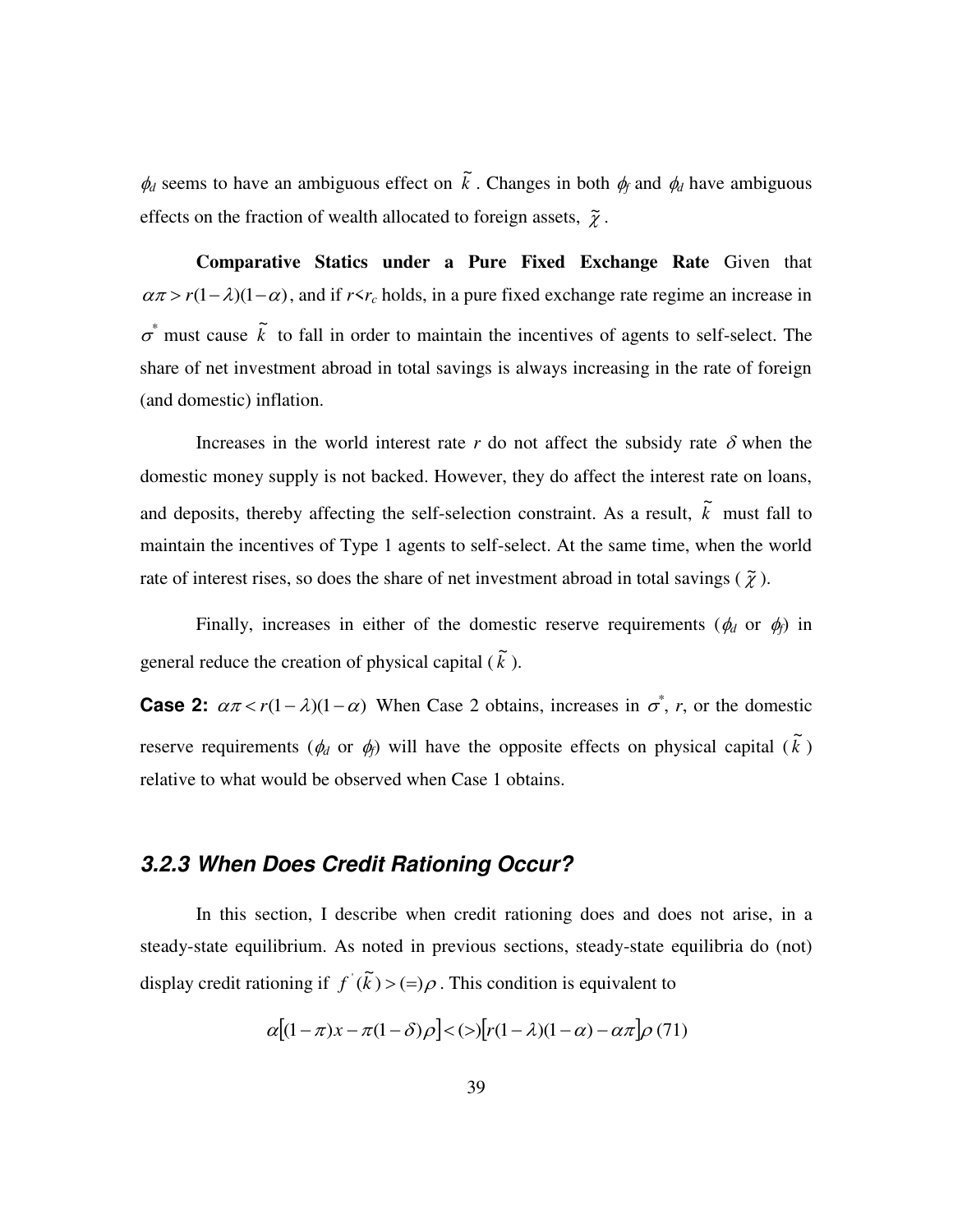$\phi_d$ seems to have an ambiguous effect on $\tilde{k}$. Changes in both $\phi_f$ and $\phi_d$ have ambiguous effects on the fraction of wealth allocated to foreign assets, $\tilde{\chi}$.

**Comparative Statics under a Pure Fixed Exchange Rate** Given that $\alpha\pi > r(1-\lambda)(1-\alpha)$, and if $r<r_c$ holds, in a pure fixed exchange rate regime an increase in $\sigma^*$ must cause $\tilde{k}$ to fall in order to maintain the incentives of agents to self-select. The share of net investment abroad in total savings is always increasing in the rate of foreign (and domestic) inflation.

Increases in the world interest rate $r$ do not affect the subsidy rate $\delta$ when the domestic money supply is not backed. However, they do affect the interest rate on loans, and deposits, thereby affecting the self-selection constraint. As a result, $\tilde{k}$ must fall to maintain the incentives of Type 1 agents to self-select. At the same time, when the world rate of interest rises, so does the share of net investment abroad in total savings ($\tilde{\chi}$).

Finally, increases in either of the domestic reserve requirements ($\phi_d$ or $\phi_f$) in general reduce the creation of physical capital ($\tilde{k}$).

**Case 2:** $\alpha\pi < r(1-\lambda)(1-\alpha)$ When Case 2 obtains, increases in $\sigma^*$, $r$, or the domestic reserve requirements ($\phi_d$ or $\phi_f$) will have the opposite effects on physical capital ($\tilde{k}$) relative to what would be observed when Case 1 obtains.

### *3.2.3 When Does Credit Rationing Occur?*

In this section, I describe when credit rationing does and does not arise, in a steady-state equilibrium. As noted in previous sections, steady-state equilibria do (not) display credit rationing if $f'(\tilde{k}) > (=)\rho$. This condition is equivalent to

$$\alpha\left[(1-\pi)x - \pi(1-\delta)\rho\right] < (>)\left[r(1-\lambda)(1-\alpha) - \alpha\pi\right]\rho \quad (71)$$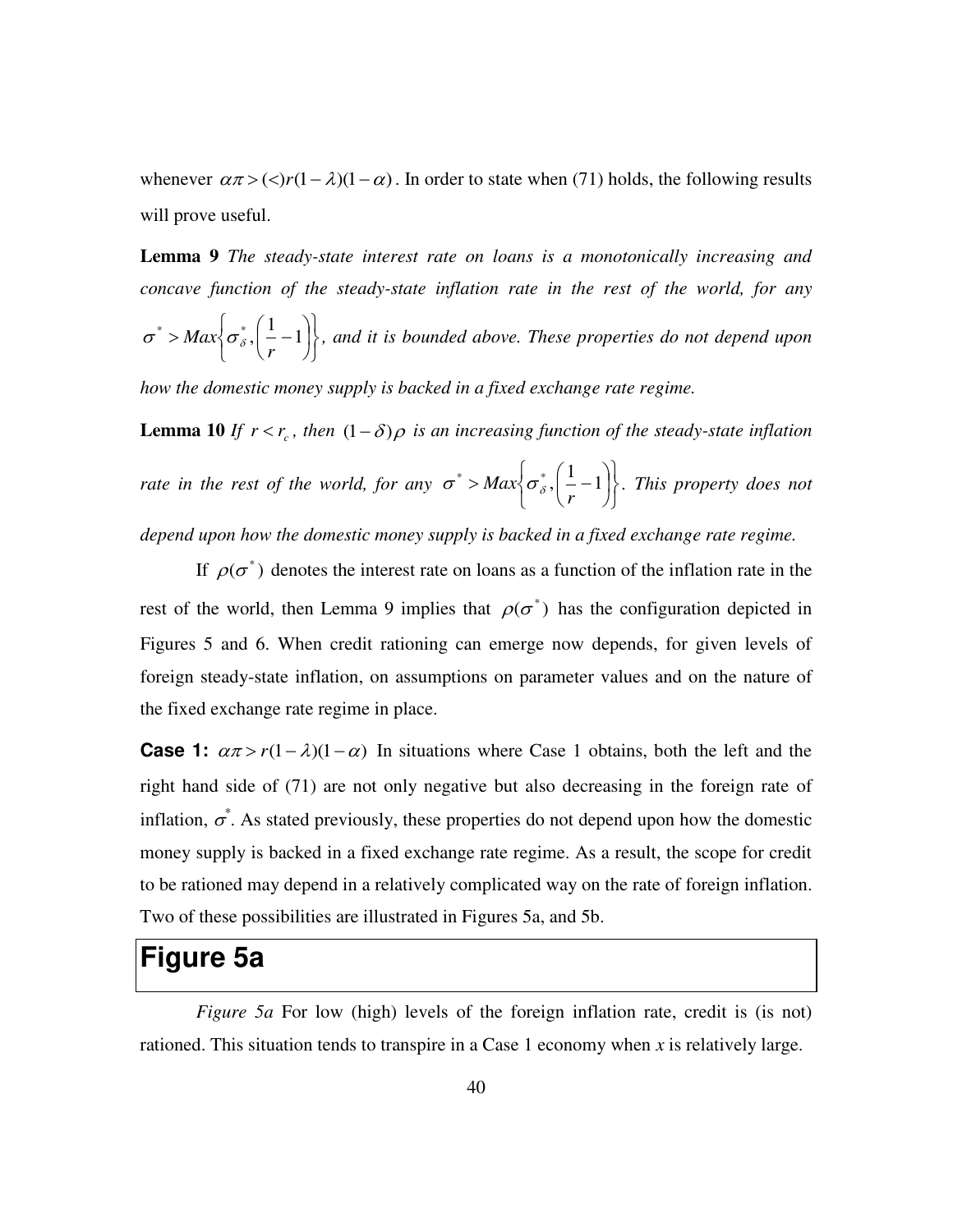whenever $\alpha\pi > (<) r(1-\lambda)(1-\alpha)$. In order to state when (71) holds, the following results will prove useful.

**Lemma 9** *The steady-state interest rate on loans is a monotonically increasing and concave function of the steady-state inflation rate in the rest of the world, for any* $\sigma^* > Max\left\{\sigma_\delta^*, \left(\frac{1}{r}-1\right)\right\}$*, and it is bounded above. These properties do not depend upon how the domestic money supply is backed in a fixed exchange rate regime.*

**Lemma 10** *If* $r < r_c$*, then* $(1-\delta)\rho$ *is an increasing function of the steady-state inflation rate in the rest of the world, for any* $\sigma^* > Max\left\{\sigma_\delta^*, \left(\frac{1}{r}-1\right)\right\}$*. This property does not depend upon how the domestic money supply is backed in a fixed exchange rate regime.*

If $\rho(\sigma^*)$ denotes the interest rate on loans as a function of the inflation rate in the rest of the world, then Lemma 9 implies that $\rho(\sigma^*)$ has the configuration depicted in Figures 5 and 6. When credit rationing can emerge now depends, for given levels of foreign steady-state inflation, on assumptions on parameter values and on the nature of the fixed exchange rate regime in place.

**Case 1:** $\alpha\pi > r(1-\lambda)(1-\alpha)$ In situations where Case 1 obtains, both the left and the right hand side of (71) are not only negative but also decreasing in the foreign rate of inflation, $\sigma^*$. As stated previously, these properties do not depend upon how the domestic money supply is backed in a fixed exchange rate regime. As a result, the scope for credit to be rationed may depend in a relatively complicated way on the rate of foreign inflation. Two of these possibilities are illustrated in Figures 5a, and 5b.

## Figure 5a

*Figure 5a* For low (high) levels of the foreign inflation rate, credit is (is not) rationed. This situation tends to transpire in a Case 1 economy when *x* is relatively large.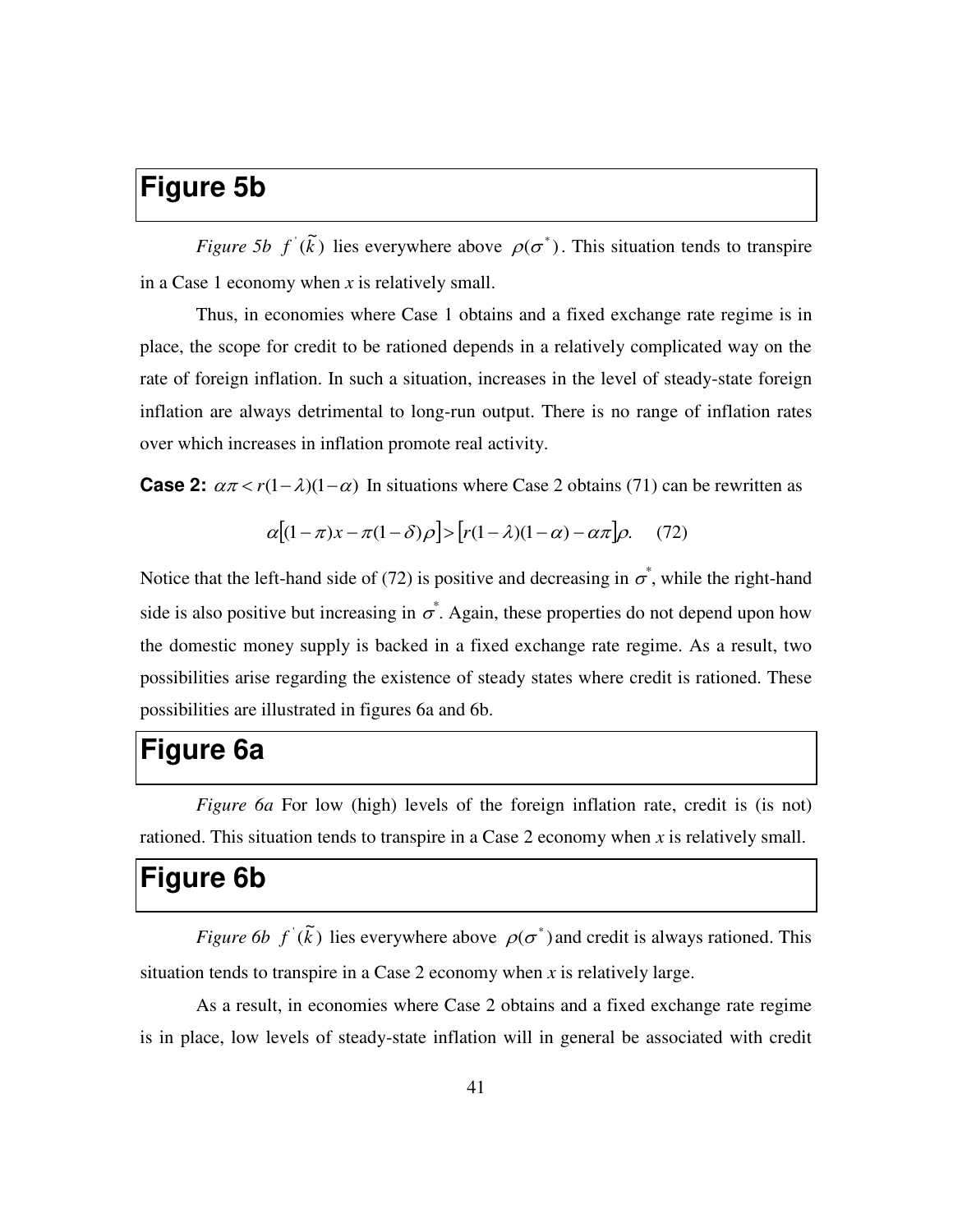## Figure 5b

*Figure 5b* $f^{'}(\tilde{k})$ lies everywhere above $\rho(\sigma^{*})$. This situation tends to transpire in a Case 1 economy when *x* is relatively small.

Thus, in economies where Case 1 obtains and a fixed exchange rate regime is in place, the scope for credit to be rationed depends in a relatively complicated way on the rate of foreign inflation. In such a situation, increases in the level of steady-state foreign inflation are always detrimental to long-run output. There is no range of inflation rates over which increases in inflation promote real activity.

**Case 2:** $\alpha\pi < r(1-\lambda)(1-\alpha)$ In situations where Case 2 obtains (71) can be rewritten as

$$\alpha\left[(1-\pi)x - \pi(1-\delta)\rho\right] > \left[r(1-\lambda)(1-\alpha) - \alpha\pi\right]\rho. \quad (72)$$

Notice that the left-hand side of (72) is positive and decreasing in $\sigma^{*}$, while the right-hand side is also positive but increasing in $\sigma^{*}$. Again, these properties do not depend upon how the domestic money supply is backed in a fixed exchange rate regime. As a result, two possibilities arise regarding the existence of steady states where credit is rationed. These possibilities are illustrated in figures 6a and 6b.

## Figure 6a

*Figure 6a* For low (high) levels of the foreign inflation rate, credit is (is not) rationed. This situation tends to transpire in a Case 2 economy when *x* is relatively small.

## Figure 6b

*Figure 6b* $f^{'}(\tilde{k})$ lies everywhere above $\rho(\sigma^{*})$ and credit is always rationed. This situation tends to transpire in a Case 2 economy when *x* is relatively large.

As a result, in economies where Case 2 obtains and a fixed exchange rate regime is in place, low levels of steady-state inflation will in general be associated with credit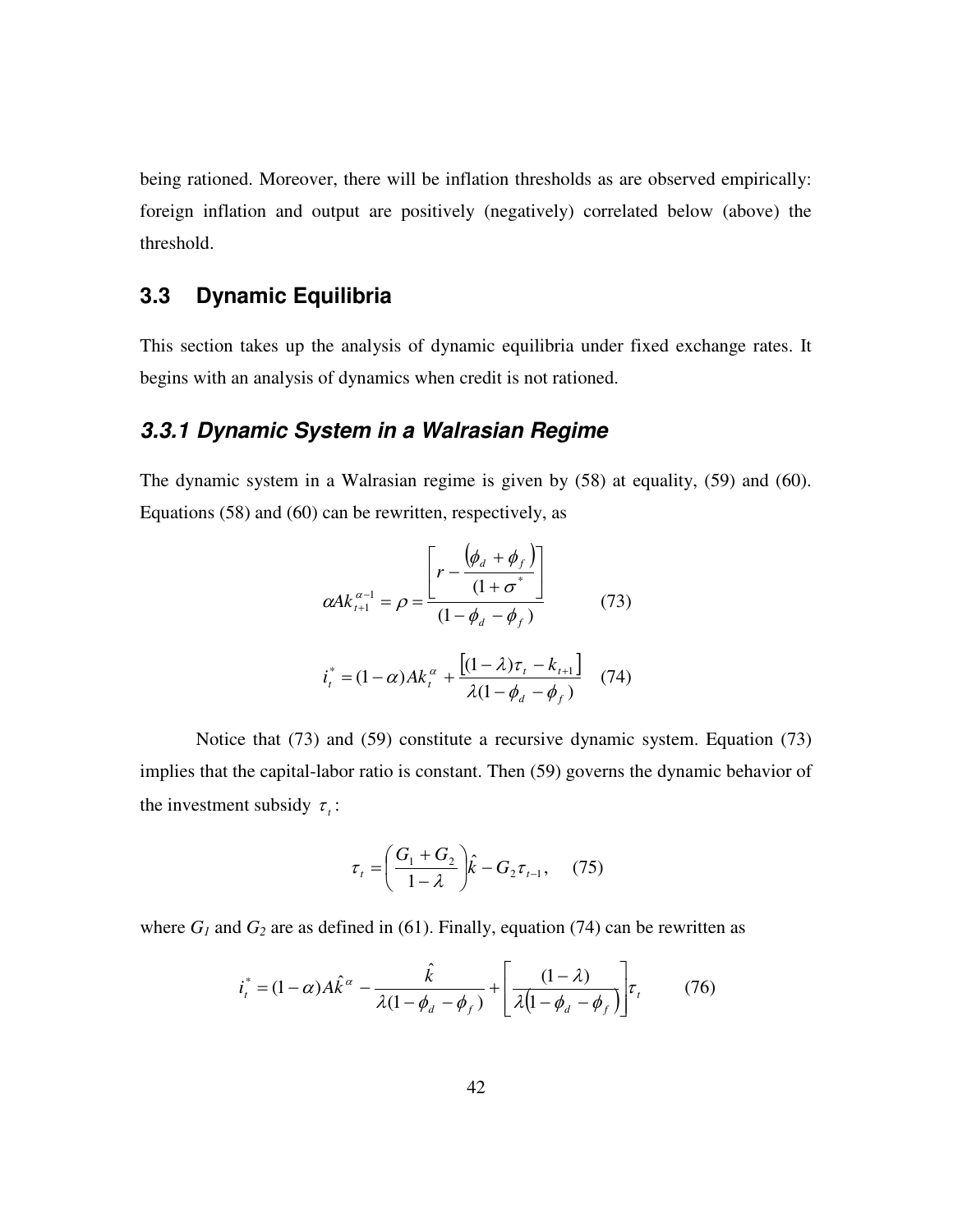being rationed. Moreover, there will be inflation thresholds as are observed empirically: foreign inflation and output are positively (negatively) correlated below (above) the threshold.

## 3.3 Dynamic Equilibria

This section takes up the analysis of dynamic equilibria under fixed exchange rates. It begins with an analysis of dynamics when credit is not rationed.

### *3.3.1 Dynamic System in a Walrasian Regime*

The dynamic system in a Walrasian regime is given by (58) at equality, (59) and (60). Equations (58) and (60) can be rewritten, respectively, as

$$\alpha A k_{t+1}^{\alpha-1} = \rho = \frac{\left[ r - \frac{(\phi_d + \phi_f)}{(1+\sigma^*)} \right]}{(1-\phi_d - \phi_f)} \qquad (73)$$

$$i_t^* = (1-\alpha) A k_t^{\alpha} + \frac{\left[ (1-\lambda)\tau_t - k_{t+1} \right]}{\lambda(1-\phi_d - \phi_f)} \qquad (74)$$

Notice that (73) and (59) constitute a recursive dynamic system. Equation (73) implies that the capital-labor ratio is constant. Then (59) governs the dynamic behavior of the investment subsidy $\tau_t$:

$$\tau_t = \left( \frac{G_1 + G_2}{1-\lambda} \right) \hat{k} - G_2 \tau_{t-1}, \qquad (75)$$

where $G_1$ and $G_2$ are as defined in (61). Finally, equation (74) can be rewritten as

$$i_t^* = (1-\alpha) A \hat{k}^{\alpha} - \frac{\hat{k}}{\lambda(1-\phi_d - \phi_f)} + \left[ \frac{(1-\lambda)}{\lambda\left(1-\phi_d - \phi_f\right)} \right] \tau_t \qquad (76)$$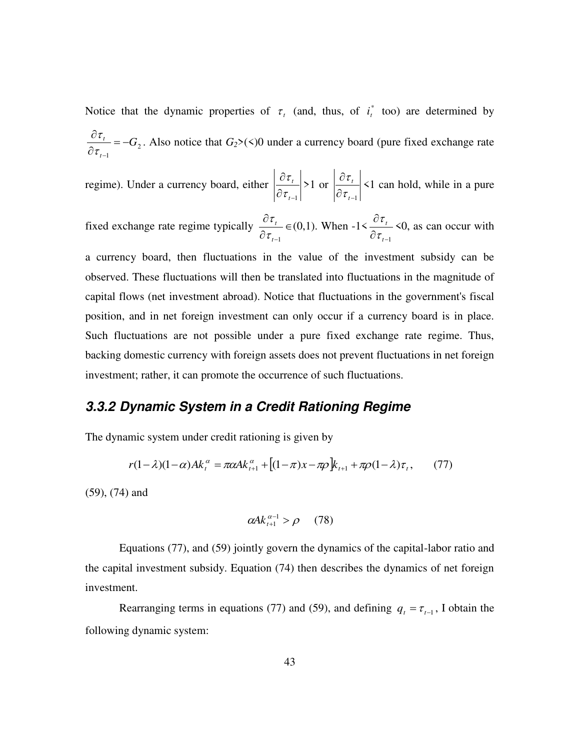Notice that the dynamic properties of $\tau_t$ (and, thus, of $i_t^*$ too) are determined by $\frac{\partial \tau_t}{\partial \tau_{t-1}} = -G_2$. Also notice that $G_2$>(<)0 under a currency board (pure fixed exchange rate regime). Under a currency board, either $\left|\frac{\partial \tau_t}{\partial \tau_{t-1}}\right|$>1 or $\left|\frac{\partial \tau_t}{\partial \tau_{t-1}}\right|$<1 can hold, while in a pure fixed exchange rate regime typically $\frac{\partial \tau_t}{\partial \tau_{t-1}} \in (0,1)$. When $-1 < \frac{\partial \tau_t}{\partial \tau_{t-1}} < 0$, as can occur with a currency board, then fluctuations in the value of the investment subsidy can be observed. These fluctuations will then be translated into fluctuations in the magnitude of capital flows (net investment abroad). Notice that fluctuations in the government's fiscal position, and in net foreign investment can only occur if a currency board is in place. Such fluctuations are not possible under a pure fixed exchange rate regime. Thus, backing domestic currency with foreign assets does not prevent fluctuations in net foreign investment; rather, it can promote the occurrence of such fluctuations.

### 3.3.2 Dynamic System in a Credit Rationing Regime

The dynamic system under credit rationing is given by

$$r(1-\lambda)(1-\alpha)Ak_t^{\alpha} = \pi\alpha Ak_{t+1}^{\alpha} + \left[(1-\pi)x - \pi\rho\right]k_{t+1} + \pi\rho(1-\lambda)\tau_t, \qquad (77)$$

(59), (74) and

$$\alpha Ak_{t+1}^{\alpha-1} > \rho \qquad (78)$$

Equations (77), and (59) jointly govern the dynamics of the capital-labor ratio and the capital investment subsidy. Equation (74) then describes the dynamics of net foreign investment.

Rearranging terms in equations (77) and (59), and defining $q_t = \tau_{t-1}$, I obtain the following dynamic system: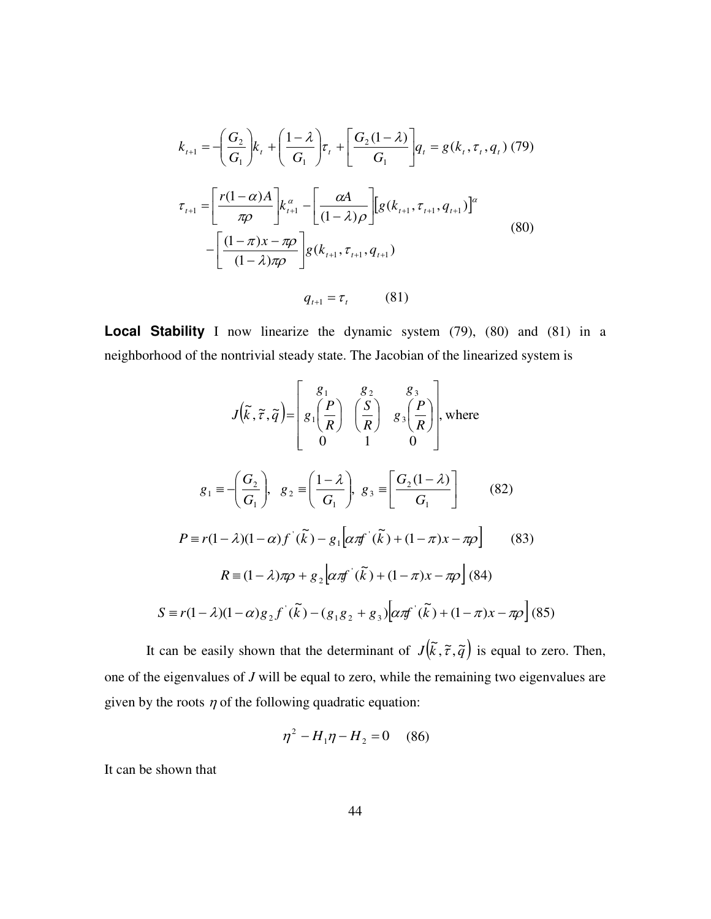$$k_{t+1} = -\left(\frac{G_2}{G_1}\right)k_t + \left(\frac{1-\lambda}{G_1}\right)\tau_t + \left[\frac{G_2(1-\lambda)}{G_1}\right]q_t = g(k_t, \tau_t, q_t) \quad (79)$$

$$\tau_{t+1} = \left[\frac{r(1-\alpha)A}{\pi\rho}\right]k_{t+1}^{\alpha} - \left[\frac{\alpha A}{(1-\lambda)\rho}\right]\left[g(k_{t+1}, \tau_{t+1}, q_{t+1})\right]^{\alpha} - \left[\frac{(1-\pi)x - \pi\rho}{(1-\lambda)\pi\rho}\right]g(k_{t+1}, \tau_{t+1}, q_{t+1}) \quad (80)$$

$$q_{t+1} = \tau_t \quad (81)$$

**Local Stability** I now linearize the dynamic system (79), (80) and (81) in a neighborhood of the nontrivial steady state. The Jacobian of the linearized system is

$$J\left(\tilde{k}, \tilde{\tau}, \tilde{q}\right) = \begin{bmatrix} g_1 & g_2 & g_3 \\ g_1\left(\frac{P}{R}\right) & \left(\frac{S}{R}\right) & g_3\left(\frac{P}{R}\right) \\ 0 & 1 & 0 \end{bmatrix}, \text{ where}$$

$$g_1 \equiv -\left(\frac{G_2}{G_1}\right), \quad g_2 \equiv \left(\frac{1-\lambda}{G_1}\right), \quad g_3 \equiv \left[\frac{G_2(1-\lambda)}{G_1}\right] \quad (82)$$

$$P \equiv r(1-\lambda)(1-\alpha)f'(\tilde{k}) - g_1\left[\alpha\pi f'(\tilde{k}) + (1-\pi)x - \pi\rho\right] \quad (83)$$

$$R \equiv (1-\lambda)\pi\rho + g_2\left[\alpha\pi f'(\tilde{k}) + (1-\pi)x - \pi\rho\right] \quad (84)$$

$$S \equiv r(1-\lambda)(1-\alpha)g_2 f'(\tilde{k}) - (g_1 g_2 + g_3)\left[\alpha\pi f'(\tilde{k}) + (1-\pi)x - \pi\rho\right] \quad (85)$$

It can be easily shown that the determinant of $J\left(\tilde{k}, \tilde{\tau}, \tilde{q}\right)$ is equal to zero. Then, one of the eigenvalues of $J$ will be equal to zero, while the remaining two eigenvalues are given by the roots $\eta$ of the following quadratic equation:

$$\eta^2 - H_1\eta - H_2 = 0 \quad (86)$$

It can be shown that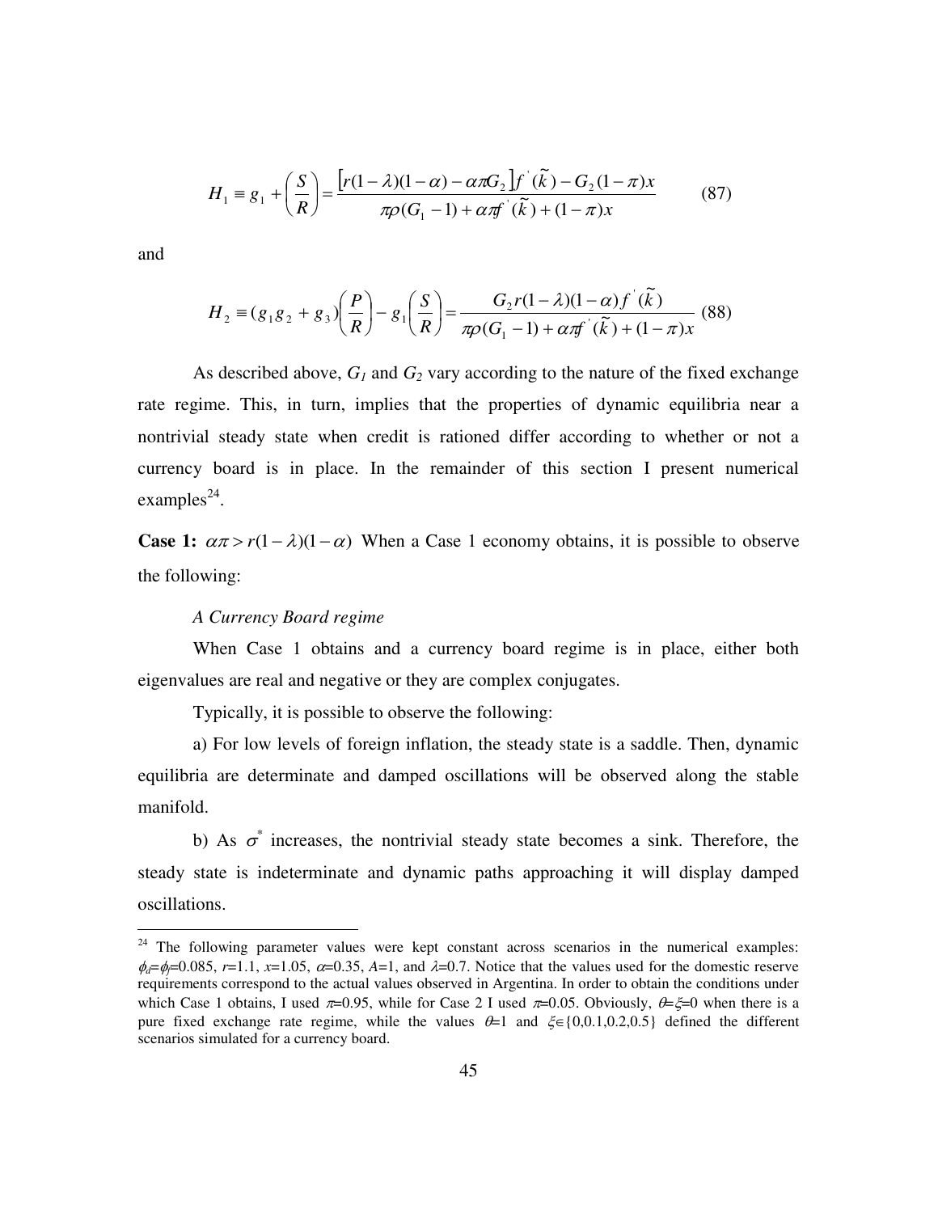$$H_1 \equiv g_1 + \left(\frac{S}{R}\right) = \frac{\left[r(1-\lambda)(1-\alpha) - \alpha\pi G_2\right] f^{'}(\tilde{k}) - G_2(1-\pi)x}{\pi\rho(G_1 - 1) + \alpha\pi f^{'}(\tilde{k}) + (1-\pi)x} \tag{87}$$

and

$$H_2 \equiv (g_1 g_2 + g_3)\left(\frac{P}{R}\right) - g_1\left(\frac{S}{R}\right) = \frac{G_2 r(1-\lambda)(1-\alpha) f^{'}(\tilde{k})}{\pi\rho(G_1 - 1) + \alpha\pi f^{'}(\tilde{k}) + (1-\pi)x} \tag{88}$$

As described above, $G_1$ and $G_2$ vary according to the nature of the fixed exchange rate regime. This, in turn, implies that the properties of dynamic equilibria near a nontrivial steady state when credit is rationed differ according to whether or not a currency board is in place. In the remainder of this section I present numerical examples[24].

**Case 1:** $\alpha\pi > r(1-\lambda)(1-\alpha)$ When a Case 1 economy obtains, it is possible to observe the following:

*A Currency Board regime*

When Case 1 obtains and a currency board regime is in place, either both eigenvalues are real and negative or they are complex conjugates.

Typically, it is possible to observe the following:

a) For low levels of foreign inflation, the steady state is a saddle. Then, dynamic equilibria are determinate and damped oscillations will be observed along the stable manifold.

b) As $\sigma^*$ increases, the nontrivial steady state becomes a sink. Therefore, the steady state is indeterminate and dynamic paths approaching it will display damped oscillations.

---

[24] The following parameter values were kept constant across scenarios in the numerical examples: $\phi_d$=$\phi_f$=0.085, $r$=1.1, $x$=1.05, $\alpha$=0.35, $A$=1, and $\lambda$=0.7. Notice that the values used for the domestic reserve requirements correspond to the actual values observed in Argentina. In order to obtain the conditions under which Case 1 obtains, I used $\pi$=0.95, while for Case 2 I used $\pi$=0.05. Obviously, $\theta$=$\xi$=0 when there is a pure fixed exchange rate regime, while the values $\theta$=1 and $\xi \in \{0,0.1,0.2,0.5\}$ defined the different scenarios simulated for a currency board.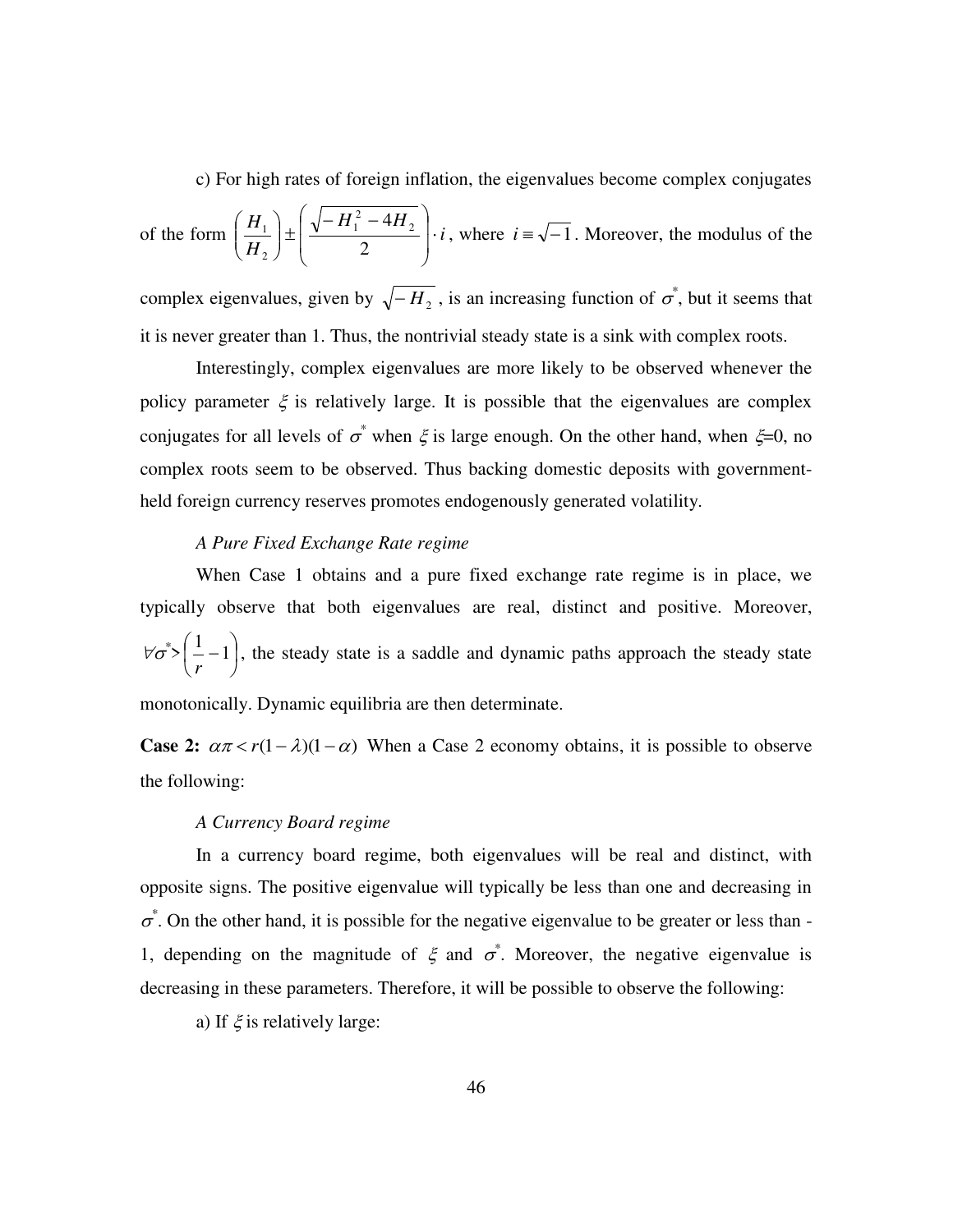c) For high rates of foreign inflation, the eigenvalues become complex conjugates of the form $\left(\frac{H_1}{H_2}\right) \pm \left(\frac{\sqrt{-H_1^2 - 4H_2}}{2}\right) \cdot i$, where $i \equiv \sqrt{-1}$. Moreover, the modulus of the complex eigenvalues, given by $\sqrt{-H_2}$, is an increasing function of $\sigma^*$, but it seems that it is never greater than 1. Thus, the nontrivial steady state is a sink with complex roots.

Interestingly, complex eigenvalues are more likely to be observed whenever the policy parameter $\xi$ is relatively large. It is possible that the eigenvalues are complex conjugates for all levels of $\sigma^*$ when $\xi$ is large enough. On the other hand, when $\xi$=0, no complex roots seem to be observed. Thus backing domestic deposits with government-held foreign currency reserves promotes endogenously generated volatility.

*A Pure Fixed Exchange Rate regime*

When Case 1 obtains and a pure fixed exchange rate regime is in place, we typically observe that both eigenvalues are real, distinct and positive. Moreover, $\forall \sigma^* > \left(\frac{1}{r} - 1\right)$, the steady state is a saddle and dynamic paths approach the steady state monotonically. Dynamic equilibria are then determinate.

**Case 2:** $\alpha\pi < r(1-\lambda)(1-\alpha)$ When a Case 2 economy obtains, it is possible to observe the following:

*A Currency Board regime*

In a currency board regime, both eigenvalues will be real and distinct, with opposite signs. The positive eigenvalue will typically be less than one and decreasing in $\sigma^*$. On the other hand, it is possible for the negative eigenvalue to be greater or less than -1, depending on the magnitude of $\xi$ and $\sigma^*$. Moreover, the negative eigenvalue is decreasing in these parameters. Therefore, it will be possible to observe the following:

a) If $\xi$ is relatively large: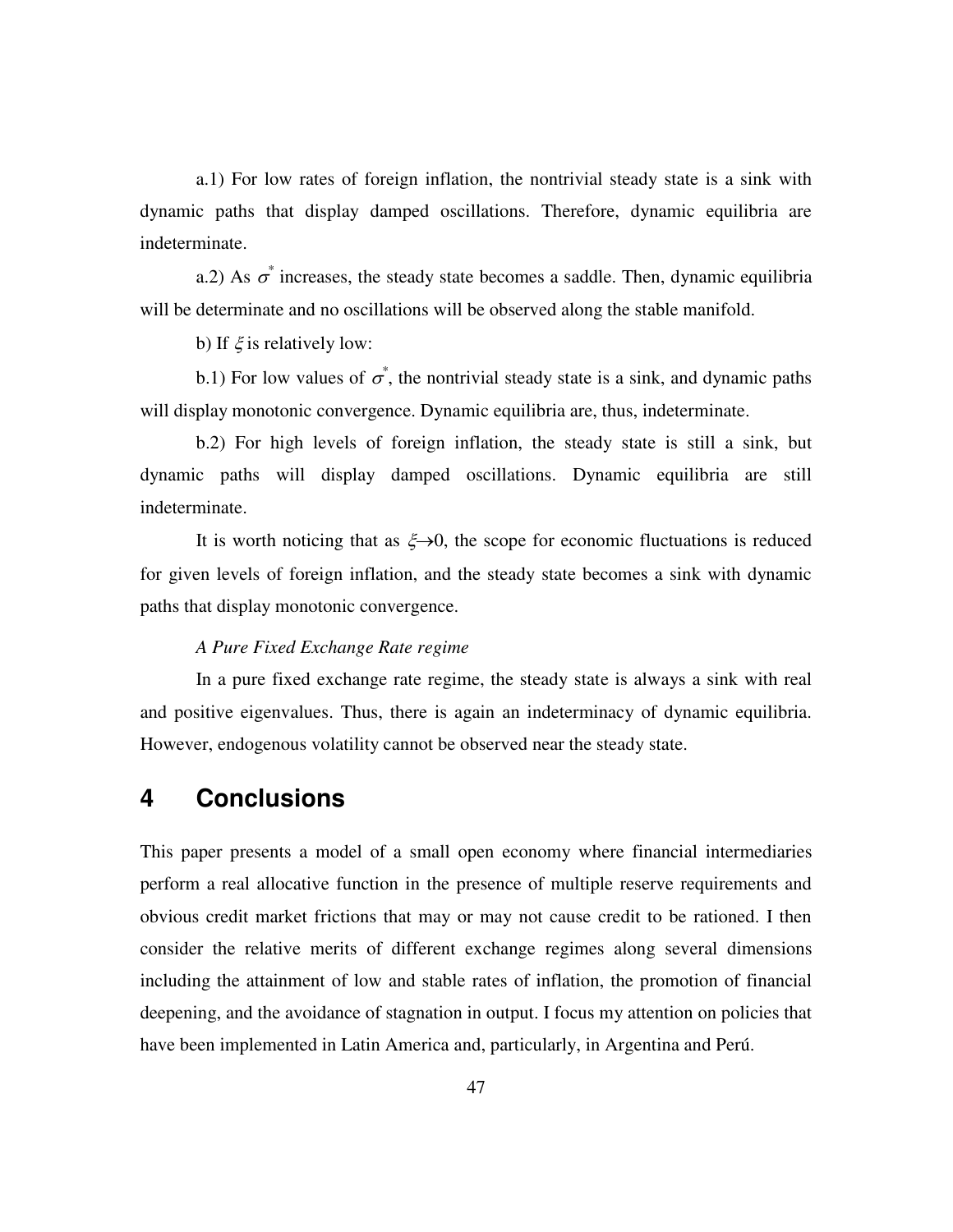a.1) For low rates of foreign inflation, the nontrivial steady state is a sink with dynamic paths that display damped oscillations. Therefore, dynamic equilibria are indeterminate.

a.2) As $\sigma^*$ increases, the steady state becomes a saddle. Then, dynamic equilibria will be determinate and no oscillations will be observed along the stable manifold.

b) If $\xi$ is relatively low:

b.1) For low values of $\sigma^*$, the nontrivial steady state is a sink, and dynamic paths will display monotonic convergence. Dynamic equilibria are, thus, indeterminate.

b.2) For high levels of foreign inflation, the steady state is still a sink, but dynamic paths will display damped oscillations. Dynamic equilibria are still indeterminate.

It is worth noticing that as $\xi \rightarrow 0$, the scope for economic fluctuations is reduced for given levels of foreign inflation, and the steady state becomes a sink with dynamic paths that display monotonic convergence.

*A Pure Fixed Exchange Rate regime*

In a pure fixed exchange rate regime, the steady state is always a sink with real and positive eigenvalues. Thus, there is again an indeterminacy of dynamic equilibria. However, endogenous volatility cannot be observed near the steady state.

# 4 Conclusions

This paper presents a model of a small open economy where financial intermediaries perform a real allocative function in the presence of multiple reserve requirements and obvious credit market frictions that may or may not cause credit to be rationed. I then consider the relative merits of different exchange regimes along several dimensions including the attainment of low and stable rates of inflation, the promotion of financial deepening, and the avoidance of stagnation in output. I focus my attention on policies that have been implemented in Latin America and, particularly, in Argentina and Perú.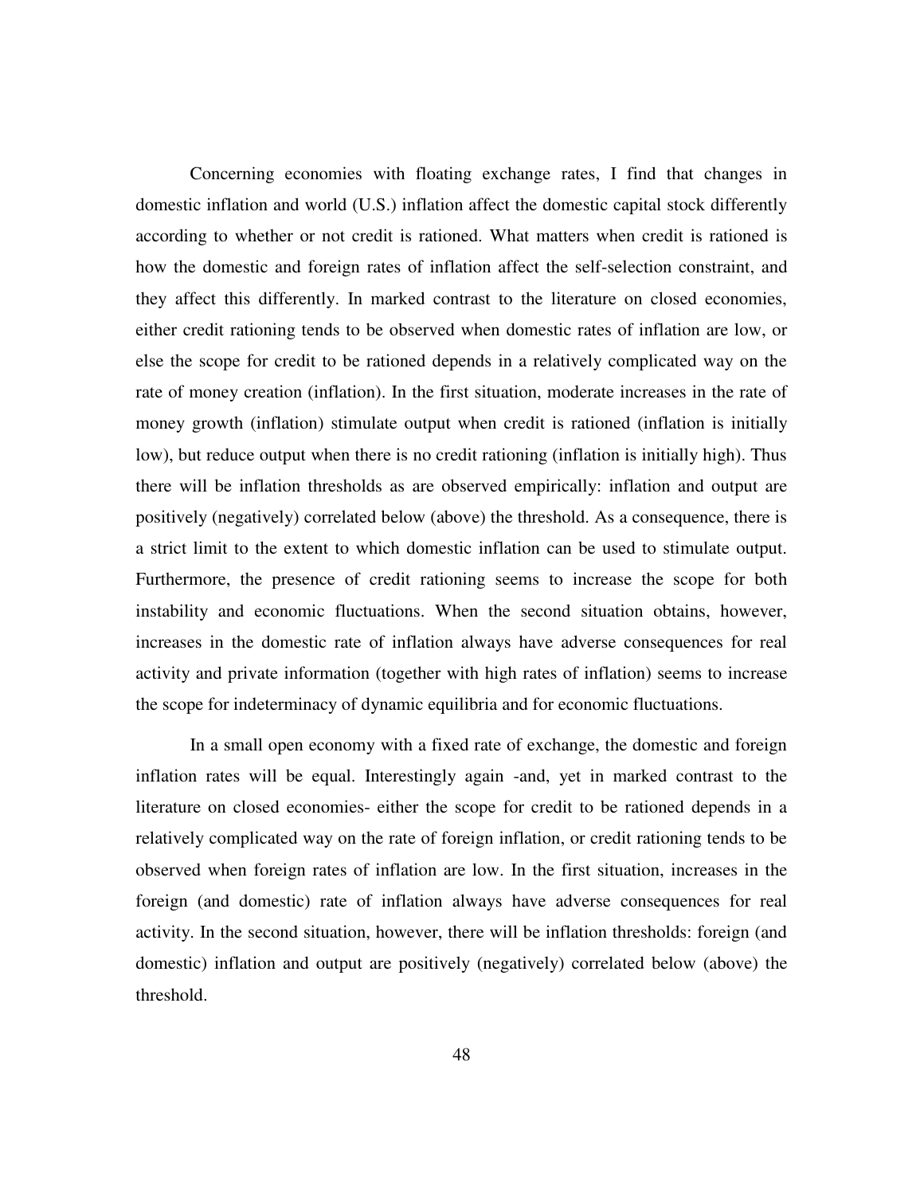Concerning economies with floating exchange rates, I find that changes in domestic inflation and world (U.S.) inflation affect the domestic capital stock differently according to whether or not credit is rationed. What matters when credit is rationed is how the domestic and foreign rates of inflation affect the self-selection constraint, and they affect this differently. In marked contrast to the literature on closed economies, either credit rationing tends to be observed when domestic rates of inflation are low, or else the scope for credit to be rationed depends in a relatively complicated way on the rate of money creation (inflation). In the first situation, moderate increases in the rate of money growth (inflation) stimulate output when credit is rationed (inflation is initially low), but reduce output when there is no credit rationing (inflation is initially high). Thus there will be inflation thresholds as are observed empirically: inflation and output are positively (negatively) correlated below (above) the threshold. As a consequence, there is a strict limit to the extent to which domestic inflation can be used to stimulate output. Furthermore, the presence of credit rationing seems to increase the scope for both instability and economic fluctuations. When the second situation obtains, however, increases in the domestic rate of inflation always have adverse consequences for real activity and private information (together with high rates of inflation) seems to increase the scope for indeterminacy of dynamic equilibria and for economic fluctuations.

In a small open economy with a fixed rate of exchange, the domestic and foreign inflation rates will be equal. Interestingly again -and, yet in marked contrast to the literature on closed economies- either the scope for credit to be rationed depends in a relatively complicated way on the rate of foreign inflation, or credit rationing tends to be observed when foreign rates of inflation are low. In the first situation, increases in the foreign (and domestic) rate of inflation always have adverse consequences for real activity. In the second situation, however, there will be inflation thresholds: foreign (and domestic) inflation and output are positively (negatively) correlated below (above) the threshold.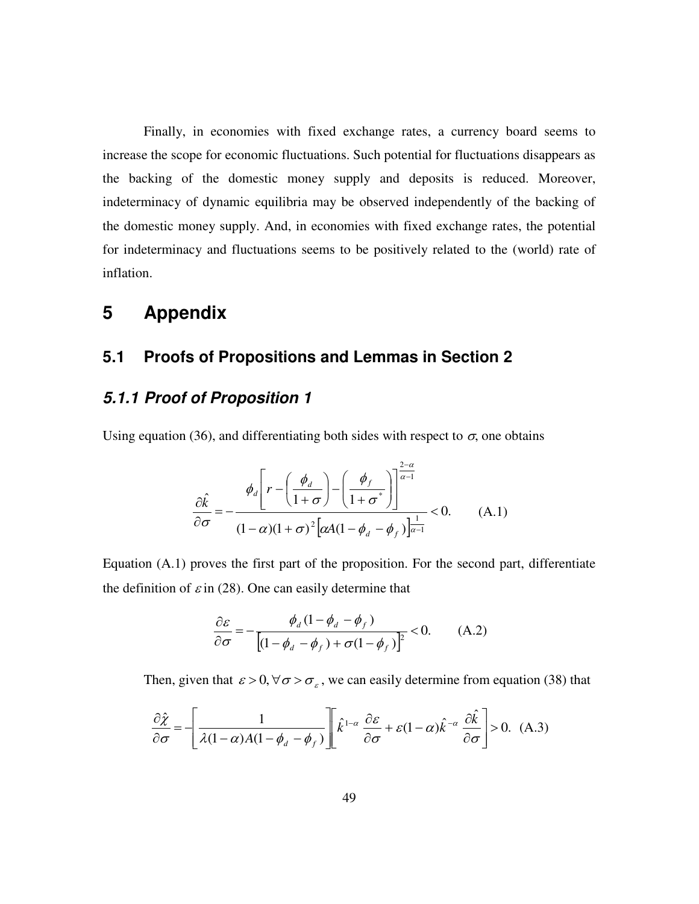Finally, in economies with fixed exchange rates, a currency board seems to increase the scope for economic fluctuations. Such potential for fluctuations disappears as the backing of the domestic money supply and deposits is reduced. Moreover, indeterminacy of dynamic equilibria may be observed independently of the backing of the domestic money supply. And, in economies with fixed exchange rates, the potential for indeterminacy and fluctuations seems to be positively related to the (world) rate of inflation.

# 5 Appendix

## 5.1 Proofs of Propositions and Lemmas in Section 2

### *5.1.1 Proof of Proposition 1*

Using equation (36), and differentiating both sides with respect to $\sigma$, one obtains

$$\frac{\partial \hat{k}}{\partial \sigma} = -\frac{\phi_d \left[ r - \left( \frac{\phi_d}{1+\sigma} \right) - \left( \frac{\phi_f}{1+\sigma^*} \right) \right]^{\frac{2-\alpha}{\alpha-1}}}{(1-\alpha)(1+\sigma)^2 \left[ \alpha A (1-\phi_d-\phi_f) \right]^{\frac{1}{\alpha-1}}} < 0. \qquad \text{(A.1)}$$

Equation (A.1) proves the first part of the proposition. For the second part, differentiate the definition of $\varepsilon$ in (28). One can easily determine that

$$\frac{\partial \varepsilon}{\partial \sigma} = -\frac{\phi_d (1-\phi_d-\phi_f)}{\left[ (1-\phi_d-\phi_f) + \sigma(1-\phi_f) \right]^2} < 0. \qquad \text{(A.2)}$$

Then, given that $\varepsilon > 0, \forall \sigma > \sigma_\varepsilon$, we can easily determine from equation (38) that

$$\frac{\partial \hat{\chi}}{\partial \sigma} = -\left[ \frac{1}{\lambda(1-\alpha)A(1-\phi_d-\phi_f)} \right] \left[ \hat{k}^{1-\alpha} \frac{\partial \varepsilon}{\partial \sigma} + \varepsilon(1-\alpha)\hat{k}^{-\alpha} \frac{\partial \hat{k}}{\partial \sigma} \right] > 0. \quad \text{(A.3)}$$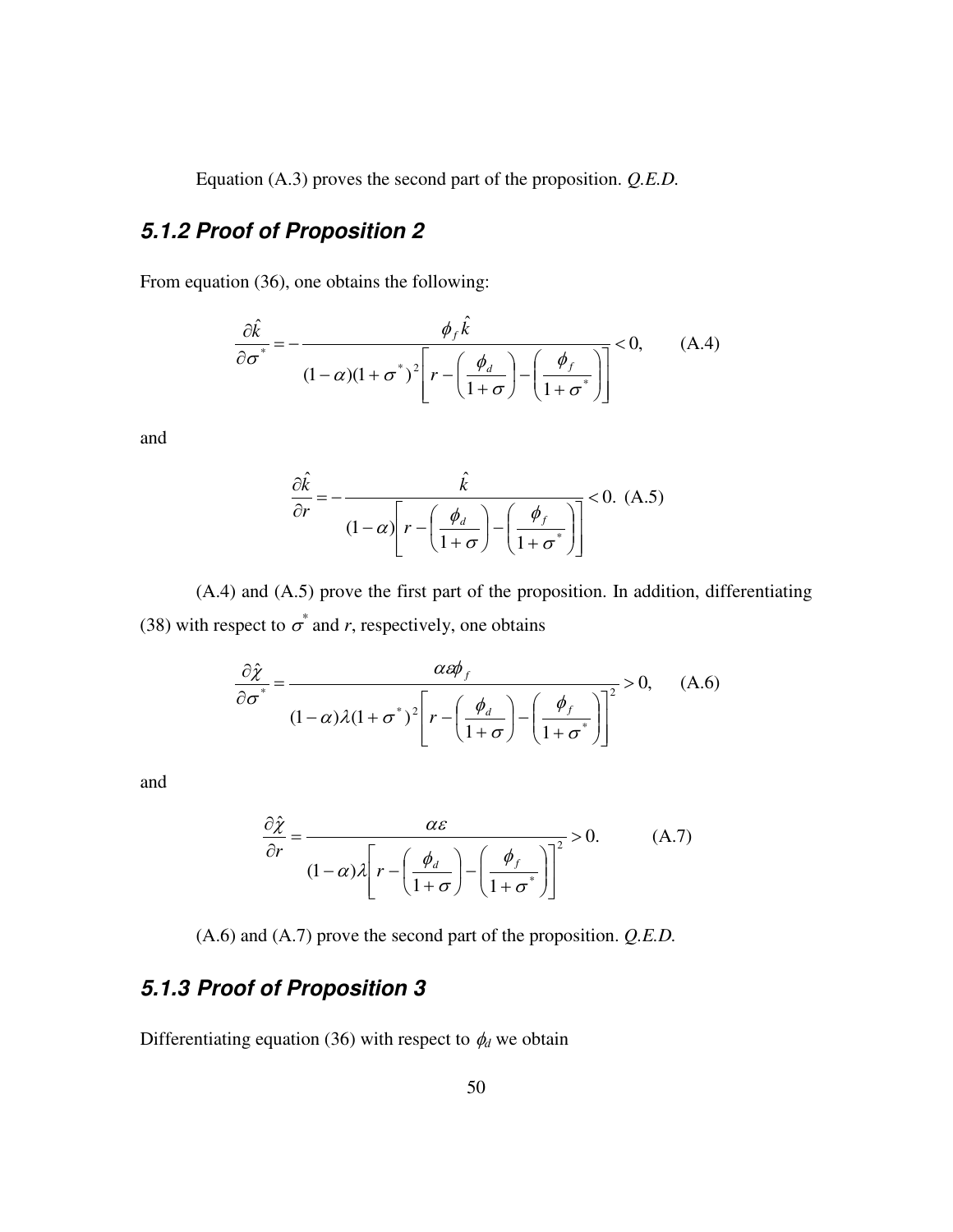Equation (A.3) proves the second part of the proposition. *Q.E.D.*

### *5.1.2 Proof of Proposition 2*

From equation (36), one obtains the following:

$$\frac{\partial \hat{k}}{\partial \sigma^*} = -\frac{\phi_f \hat{k}}{(1-\alpha)(1+\sigma^*)^2 \left[ r - \left( \frac{\phi_d}{1+\sigma} \right) - \left( \frac{\phi_f}{1+\sigma^*} \right) \right]} < 0, \qquad \text{(A.4)}$$

and

$$\frac{\partial \hat{k}}{\partial r} = -\frac{\hat{k}}{(1-\alpha)\left[ r - \left( \frac{\phi_d}{1+\sigma} \right) - \left( \frac{\phi_f}{1+\sigma^*} \right) \right]} < 0. \quad \text{(A.5)}$$

(A.4) and (A.5) prove the first part of the proposition. In addition, differentiating (38) with respect to $\sigma^*$ and $r$, respectively, one obtains

$$\frac{\partial \hat{\chi}}{\partial \sigma^*} = \frac{\alpha \varepsilon \phi_f}{(1-\alpha)\lambda(1+\sigma^*)^2 \left[ r - \left( \frac{\phi_d}{1+\sigma} \right) - \left( \frac{\phi_f}{1+\sigma^*} \right) \right]^2} > 0, \qquad \text{(A.6)}$$

and

$$\frac{\partial \hat{\chi}}{\partial r} = \frac{\alpha \varepsilon}{(1-\alpha)\lambda \left[ r - \left( \frac{\phi_d}{1+\sigma} \right) - \left( \frac{\phi_f}{1+\sigma^*} \right) \right]^2} > 0. \qquad \text{(A.7)}$$

(A.6) and (A.7) prove the second part of the proposition. *Q.E.D.*

### *5.1.3 Proof of Proposition 3*

Differentiating equation (36) with respect to $\phi_d$ we obtain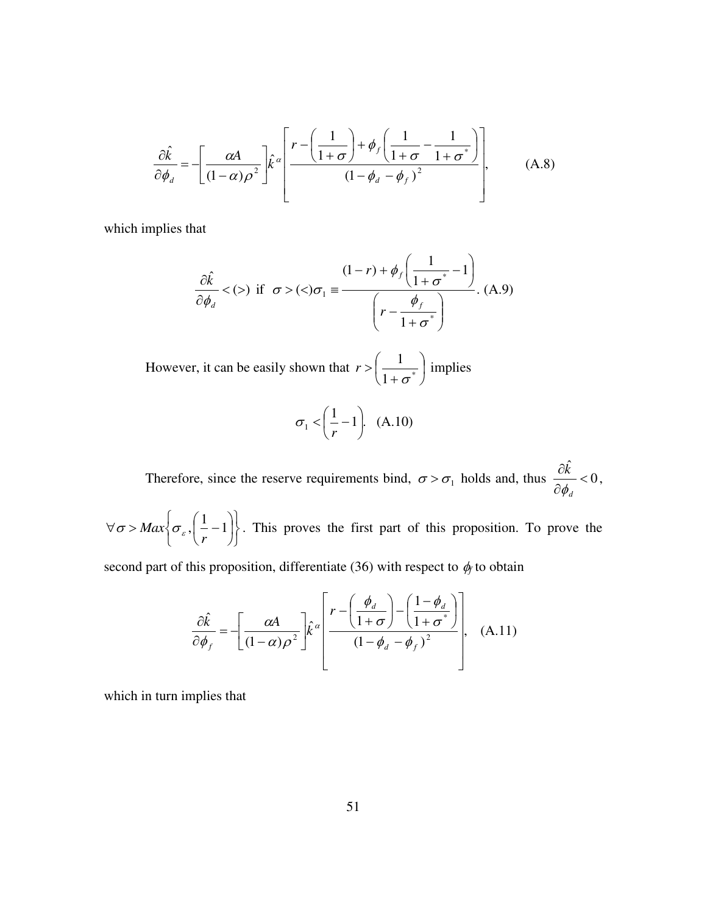$$\frac{\partial \hat{k}}{\partial \phi_d} = -\left[\frac{\alpha A}{(1-\alpha)\rho^2}\right]\hat{k}^{\alpha}\left[\frac{r - \left(\frac{1}{1+\sigma}\right) + \phi_f\left(\frac{1}{1+\sigma} - \frac{1}{1+\sigma^*}\right)}{(1-\phi_d - \phi_f)^2}\right], \qquad \text{(A.8)}$$

which implies that

$$\frac{\partial \hat{k}}{\partial \phi_d} < (>) \text{ if } \sigma > (<) \sigma_1 \equiv \frac{(1-r) + \phi_f\left(\frac{1}{1+\sigma^*} - 1\right)}{\left(r - \frac{\phi_f}{1+\sigma^*}\right)}. \text{ (A.9)}$$

However, it can be easily shown that $r > \left(\frac{1}{1+\sigma^*}\right)$ implies

$$\sigma_1 < \left(\frac{1}{r} - 1\right). \quad \text{(A.10)}$$

Therefore, since the reserve requirements bind, $\sigma > \sigma_1$ holds and, thus $\frac{\partial \hat{k}}{\partial \phi_d} < 0$, $\forall \sigma > Max\left\{\sigma_\varepsilon, \left(\frac{1}{r} - 1\right)\right\}$. This proves the first part of this proposition. To prove the second part of this proposition, differentiate (36) with respect to $\phi_f$ to obtain

$$\frac{\partial \hat{k}}{\partial \phi_f} = -\left[\frac{\alpha A}{(1-\alpha)\rho^2}\right]\hat{k}^{\alpha}\left[\frac{r - \left(\frac{\phi_d}{1+\sigma}\right) - \left(\frac{1-\phi_d}{1+\sigma^*}\right)}{(1-\phi_d - \phi_f)^2}\right], \quad \text{(A.11)}$$

which in turn implies that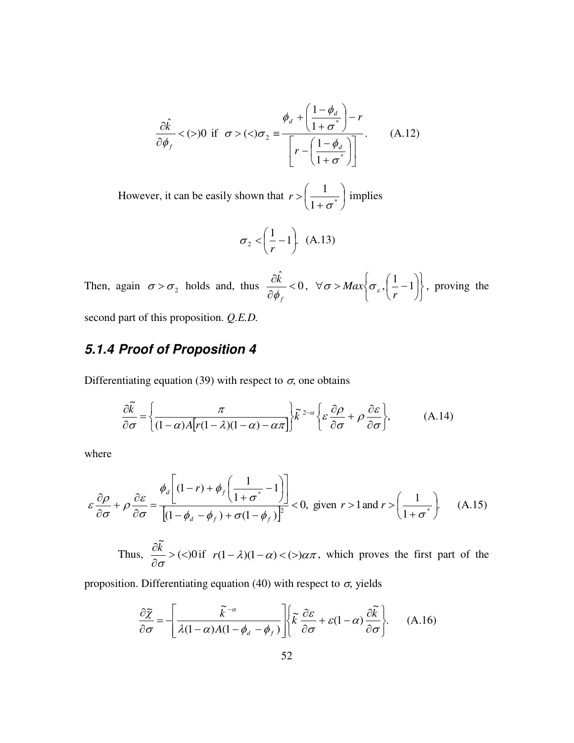$$\frac{\partial \hat{k}}{\partial \phi_f} < (>) 0 \text{ if } \sigma > (<) \sigma_2 \equiv \frac{\phi_d + \left(\frac{1-\phi_d}{1+\sigma^*}\right) - r}{\left[r - \left(\frac{1-\phi_d}{1+\sigma^*}\right)\right]}. \qquad \text{(A.12)}$$

However, it can be easily shown that $r > \left(\frac{1}{1+\sigma^*}\right)$ implies

$$\sigma_2 < \left(\frac{1}{r} - 1\right). \quad \text{(A.13)}$$

Then, again $\sigma > \sigma_2$ holds and, thus $\frac{\partial \hat{k}}{\partial \phi_f} < 0$, $\forall \sigma > Max\left\{\sigma_\varepsilon, \left(\frac{1}{r} - 1\right)\right\}$, proving the second part of this proposition. *Q.E.D.*

### *5.1.4 Proof of Proposition 4*

Differentiating equation (39) with respect to $\sigma$, one obtains

$$\frac{\partial \tilde{k}}{\partial \sigma} = \left\{\frac{\pi}{(1-\alpha)A\left[r(1-\lambda)(1-\alpha) - \alpha\pi\right]}\right\} \tilde{k}^{2-\alpha} \left\{\varepsilon \frac{\partial \rho}{\partial \sigma} + \rho \frac{\partial \varepsilon}{\partial \sigma}\right\}, \qquad \text{(A.14)}$$

where

$$\varepsilon \frac{\partial \rho}{\partial \sigma} + \rho \frac{\partial \varepsilon}{\partial \sigma} = \frac{\phi_d\left[(1-r) + \phi_f\left(\frac{1}{1+\sigma^*} - 1\right)\right]}{\left[(1-\phi_d-\phi_f) + \sigma(1-\phi_f)\right]^2} < 0, \text{ given } r > 1 \text{ and } r > \left(\frac{1}{1+\sigma^*}\right). \qquad \text{(A.15)}$$

Thus, $\frac{\partial \tilde{k}}{\partial \sigma} > (<) 0$ if $r(1-\lambda)(1-\alpha) < (>) \alpha\pi$, which proves the first part of the proposition. Differentiating equation (40) with respect to $\sigma$, yields

$$\frac{\partial \tilde{\chi}}{\partial \sigma} = -\left[\frac{\tilde{k}^{-\alpha}}{\lambda(1-\alpha)A(1-\phi_d-\phi_f)}\right]\left\{\tilde{k}\frac{\partial \varepsilon}{\partial \sigma} + \varepsilon(1-\alpha)\frac{\partial \tilde{k}}{\partial \sigma}\right\}. \qquad \text{(A.16)}$$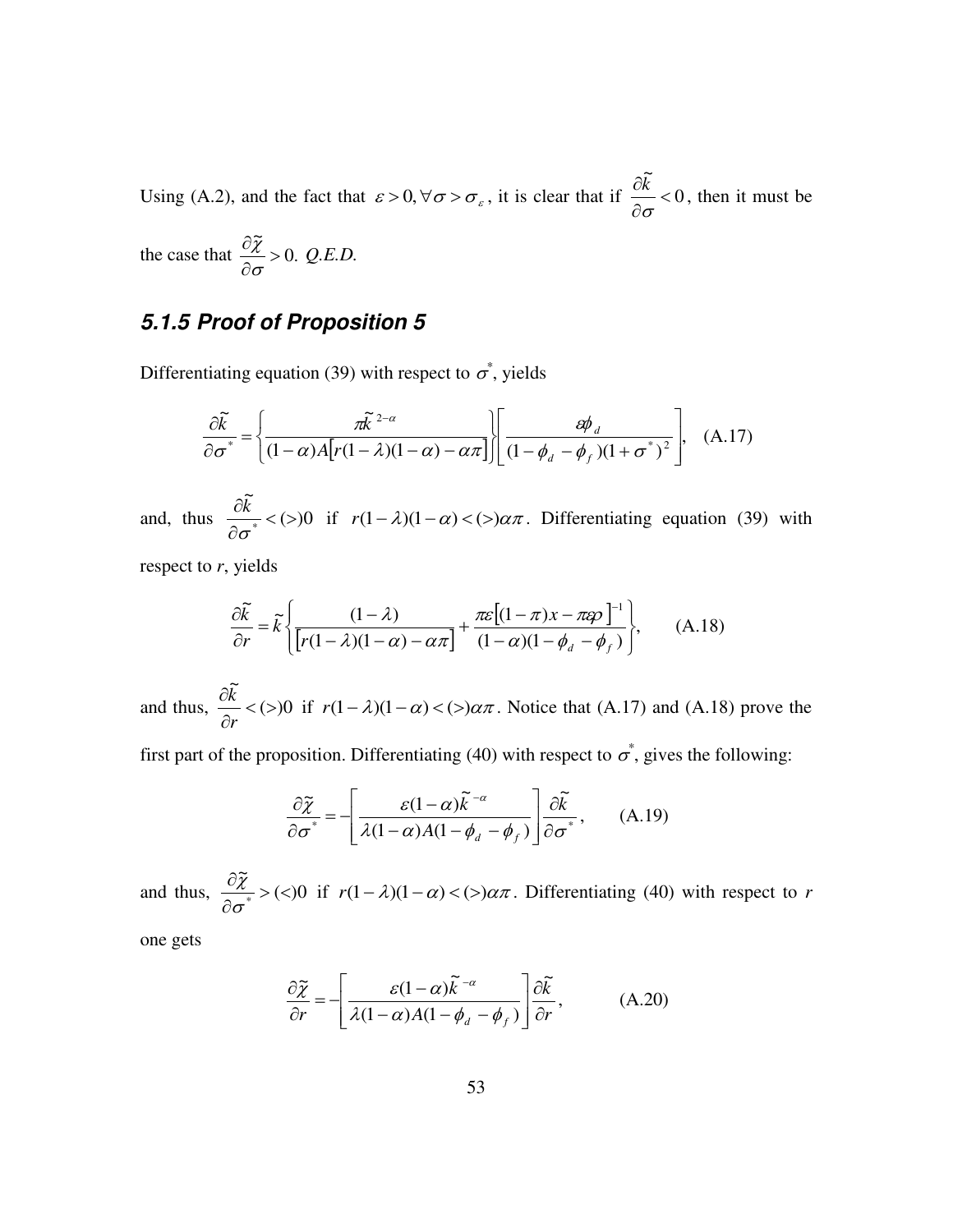Using (A.2), and the fact that $\varepsilon > 0, \forall \sigma > \sigma_\varepsilon$, it is clear that if $\dfrac{\partial \tilde{k}}{\partial \sigma} < 0$, then it must be the case that $\dfrac{\partial \tilde{\chi}}{\partial \sigma} > 0$. *Q.E.D.*

### 5.1.5 Proof of Proposition 5

Differentiating equation (39) with respect to $\sigma^*$, yields

$$\frac{\partial \tilde{k}}{\partial \sigma^*} = \left\{ \frac{\pi \tilde{k}^{\,2-\alpha}}{(1-\alpha)A\left[r(1-\lambda)(1-\alpha) - \alpha\pi\right]} \right\} \left[ \frac{\varepsilon \phi_d}{(1-\phi_d - \phi_f)(1+\sigma^*)^2} \right], \quad \text{(A.17)}$$

and, thus $\dfrac{\partial \tilde{k}}{\partial \sigma^*} < (>) 0$ if $r(1-\lambda)(1-\alpha) < (>) \alpha\pi$. Differentiating equation (39) with respect to *r*, yields

$$\frac{\partial \tilde{k}}{\partial r} = \tilde{k} \left\{ \frac{(1-\lambda)}{\left[r(1-\lambda)(1-\alpha) - \alpha\pi\right]} + \frac{\pi\varepsilon\left[(1-\pi)x - \pi\varepsilon\rho\right]^{-1}}{(1-\alpha)(1-\phi_d - \phi_f)} \right\}, \qquad \text{(A.18)}$$

and thus, $\dfrac{\partial \tilde{k}}{\partial r} < (>) 0$ if $r(1-\lambda)(1-\alpha) < (>) \alpha\pi$. Notice that (A.17) and (A.18) prove the first part of the proposition. Differentiating (40) with respect to $\sigma^*$, gives the following:

$$\frac{\partial \tilde{\chi}}{\partial \sigma^*} = -\left[ \frac{\varepsilon(1-\alpha)\tilde{k}^{\,-\alpha}}{\lambda(1-\alpha)A(1-\phi_d - \phi_f)} \right] \frac{\partial \tilde{k}}{\partial \sigma^*}, \qquad \text{(A.19)}$$

and thus, $\dfrac{\partial \tilde{\chi}}{\partial \sigma^*} > (<) 0$ if $r(1-\lambda)(1-\alpha) < (>) \alpha\pi$. Differentiating (40) with respect to *r* one gets

$$\frac{\partial \tilde{\chi}}{\partial r} = -\left[ \frac{\varepsilon(1-\alpha)\tilde{k}^{\,-\alpha}}{\lambda(1-\alpha)A(1-\phi_d - \phi_f)} \right] \frac{\partial \tilde{k}}{\partial r}, \qquad \text{(A.20)}$$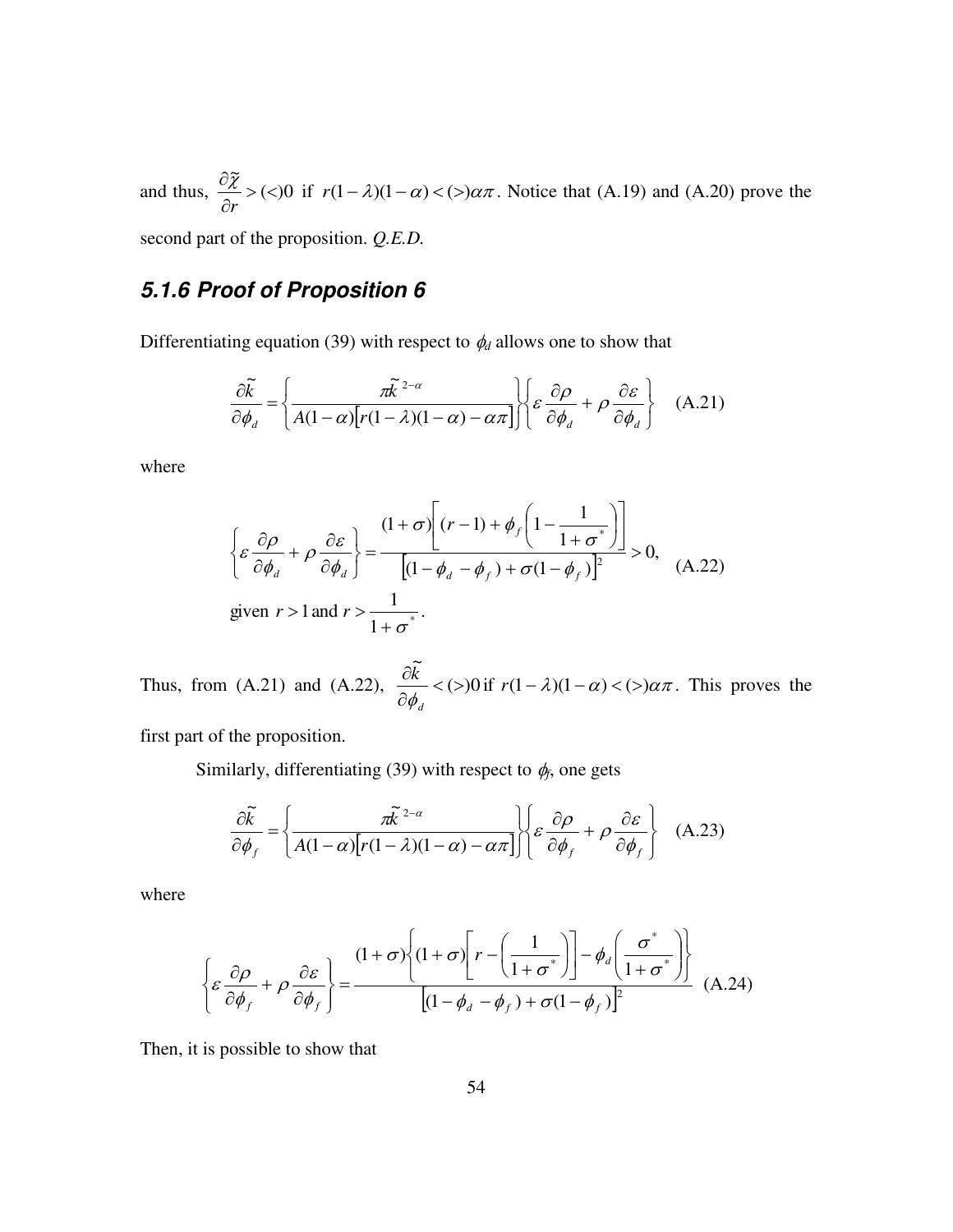and thus, $\dfrac{\partial \tilde{\chi}}{\partial r} > (<) 0$ if $r(1-\lambda)(1-\alpha) < (>) \alpha\pi$. Notice that (A.19) and (A.20) prove the second part of the proposition. *Q.E.D.*

### 5.1.6 Proof of Proposition 6

Differentiating equation (39) with respect to $\phi_d$ allows one to show that

$$\frac{\partial \tilde{k}}{\partial \phi_d} = \left\{ \frac{\pi \tilde{k}^{2-\alpha}}{A(1-\alpha)\left[r(1-\lambda)(1-\alpha) - \alpha\pi\right]} \right\} \left\{ \varepsilon \frac{\partial \rho}{\partial \phi_d} + \rho \frac{\partial \varepsilon}{\partial \phi_d} \right\} \quad \text{(A.21)}$$

where

$$\left\{ \varepsilon \frac{\partial \rho}{\partial \phi_d} + \rho \frac{\partial \varepsilon}{\partial \phi_d} \right\} = \frac{(1+\sigma)\left[ (r-1) + \phi_f \left( 1 - \dfrac{1}{1+\sigma^*} \right) \right]}{\left[ (1-\phi_d-\phi_f) + \sigma(1-\phi_f) \right]^2} > 0, \quad \text{(A.22)}$$

given $r > 1$ and $r > \dfrac{1}{1+\sigma^*}$.

Thus, from (A.21) and (A.22), $\dfrac{\partial \tilde{k}}{\partial \phi_d} < (>) 0$ if $r(1-\lambda)(1-\alpha) < (>) \alpha\pi$. This proves the first part of the proposition.

Similarly, differentiating (39) with respect to $\phi_f$, one gets

$$\frac{\partial \tilde{k}}{\partial \phi_f} = \left\{ \frac{\pi \tilde{k}^{2-\alpha}}{A(1-\alpha)\left[r(1-\lambda)(1-\alpha) - \alpha\pi\right]} \right\} \left\{ \varepsilon \frac{\partial \rho}{\partial \phi_f} + \rho \frac{\partial \varepsilon}{\partial \phi_f} \right\} \quad \text{(A.23)}$$

where

$$\left\{ \varepsilon \frac{\partial \rho}{\partial \phi_f} + \rho \frac{\partial \varepsilon}{\partial \phi_f} \right\} = \frac{(1+\sigma)\left\{ (1+\sigma)\left[ r - \left( \dfrac{1}{1+\sigma^*} \right) \right] - \phi_d \left( \dfrac{\sigma^*}{1+\sigma^*} \right) \right\}}{\left[ (1-\phi_d-\phi_f) + \sigma(1-\phi_f) \right]^2} \quad \text{(A.24)}$$

Then, it is possible to show that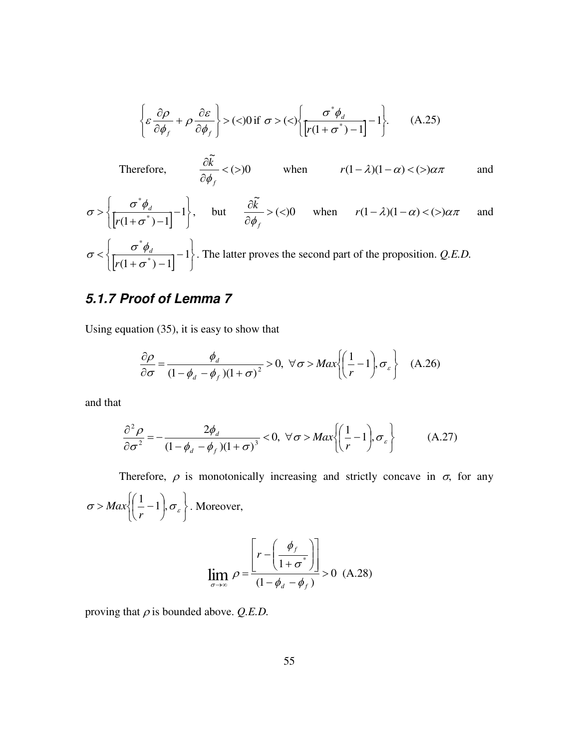$$\left\{ \varepsilon \frac{\partial \rho}{\partial \phi_f} + \rho \frac{\partial \varepsilon}{\partial \phi_f} \right\} > (<) 0 \text{ if } \sigma > (<) \left\{ \frac{\sigma^* \phi_d}{\left[ r(1+\sigma^*) - 1 \right]} - 1 \right\}. \quad \text{(A.25)}$$

Therefore, $\frac{\partial \tilde{k}}{\partial \phi_f} < (>) 0$ when $r(1-\lambda)(1-\alpha) < (>) \alpha\pi$ and $\sigma > \left\{ \frac{\sigma^* \phi_d}{\left[ r(1+\sigma^*) - 1 \right]} - 1 \right\}$, but $\frac{\partial \tilde{k}}{\partial \phi_f} > (<) 0$ when $r(1-\lambda)(1-\alpha) < (>) \alpha\pi$ and $\sigma < \left\{ \frac{\sigma^* \phi_d}{\left[ r(1+\sigma^*) - 1 \right]} - 1 \right\}$. The latter proves the second part of the proposition. *Q.E.D.*

### *5.1.7 Proof of Lemma 7*

Using equation (35), it is easy to show that

$$\frac{\partial \rho}{\partial \sigma} = \frac{\phi_d}{(1-\phi_d - \phi_f)(1+\sigma)^2} > 0, \ \forall \sigma > Max\left\{ \left( \frac{1}{r} - 1 \right), \sigma_\varepsilon \right\} \quad \text{(A.26)}$$

and that

$$\frac{\partial^2 \rho}{\partial \sigma^2} = -\frac{2\phi_d}{(1-\phi_d - \phi_f)(1+\sigma)^3} < 0, \ \forall \sigma > Max\left\{ \left( \frac{1}{r} - 1 \right), \sigma_\varepsilon \right\} \quad \text{(A.27)}$$

Therefore, $\rho$ is monotonically increasing and strictly concave in $\sigma$, for any $\sigma > Max\left\{ \left( \frac{1}{r} - 1 \right), \sigma_\varepsilon \right\}$. Moreover,

$$\lim_{\sigma \to \infty} \rho = \frac{\left[ r - \left( \frac{\phi_f}{1+\sigma^*} \right) \right]}{(1-\phi_d - \phi_f)} > 0 \quad \text{(A.28)}$$

proving that $\rho$ is bounded above. *Q.E.D.*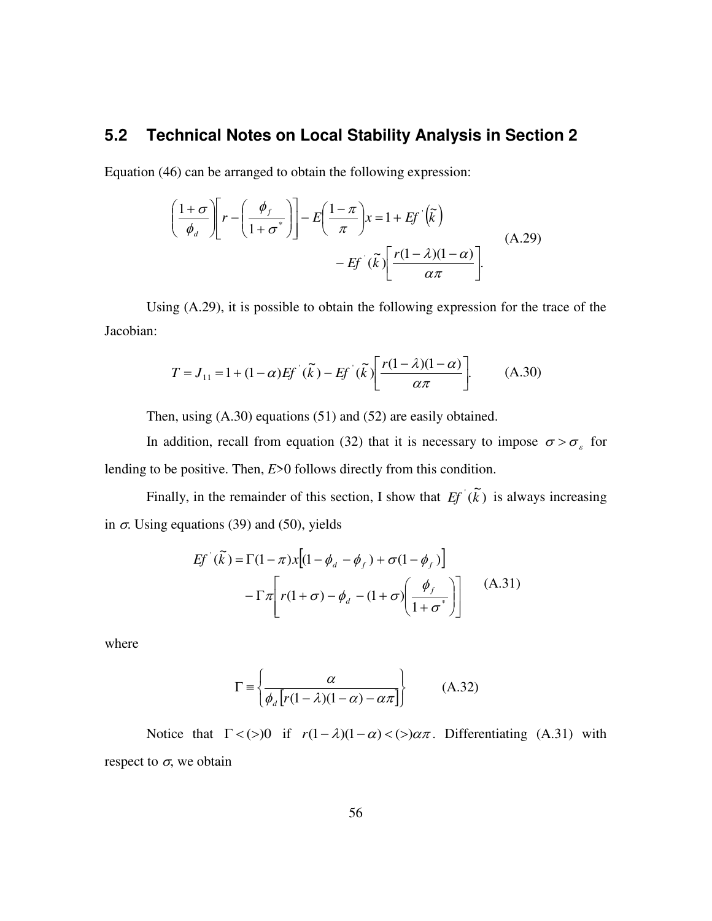## 5.2 Technical Notes on Local Stability Analysis in Section 2

Equation (46) can be arranged to obtain the following expression:

$$\left(\frac{1+\sigma}{\phi_d}\right)\left[r-\left(\frac{\phi_f}{1+\sigma^*}\right)\right]-E\left(\frac{1-\pi}{\pi}\right)x=1+Ef^{'}\left(\tilde{k}\right) - Ef^{'}(\tilde{k})\left[\frac{r(1-\lambda)(1-\alpha)}{\alpha\pi}\right]. \tag{A.29}$$

Using (A.29), it is possible to obtain the following expression for the trace of the Jacobian:

$$T=J_{11}=1+(1-\alpha)Ef^{'}(\tilde{k})-Ef^{'}(\tilde{k})\left[\frac{r(1-\lambda)(1-\alpha)}{\alpha\pi}\right]. \tag{A.30}$$

Then, using (A.30) equations (51) and (52) are easily obtained.

In addition, recall from equation (32) that it is necessary to impose $\sigma > \sigma_\varepsilon$ for lending to be positive. Then, $E$>0 follows directly from this condition.

Finally, in the remainder of this section, I show that $Ef^{'}(\tilde{k})$ is always increasing in $\sigma$. Using equations (39) and (50), yields

$$Ef^{'}(\tilde{k})=\Gamma(1-\pi)x\left[(1-\phi_d-\phi_f)+\sigma(1-\phi_f)\right] - \Gamma\pi\left[r(1+\sigma)-\phi_d-(1+\sigma)\left(\frac{\phi_f}{1+\sigma^*}\right)\right] \tag{A.31}$$

where

$$\Gamma \equiv \left\{\frac{\alpha}{\phi_d\left[r(1-\lambda)(1-\alpha)-\alpha\pi\right]}\right\} \tag{A.32}$$

Notice that $\Gamma<(>)0$ if $r(1-\lambda)(1-\alpha)<(>)\alpha\pi$. Differentiating (A.31) with respect to $\sigma$, we obtain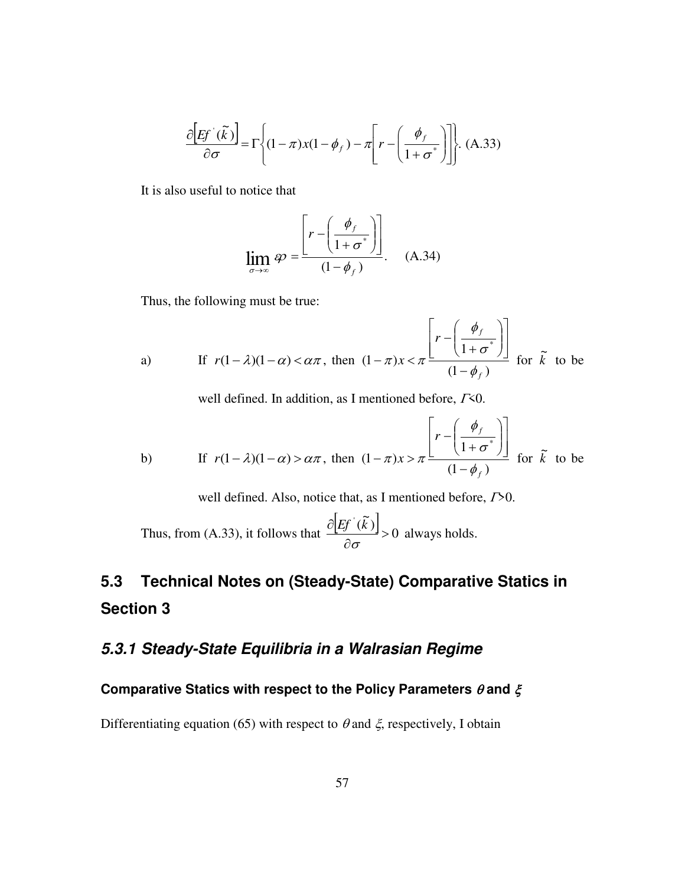$$\frac{\partial\left[Ef^{'}(\tilde{k})\right]}{\partial\sigma}=\Gamma\left\{(1-\pi)x(1-\phi_f)-\pi\left[r-\left(\frac{\phi_f}{1+\sigma^*}\right)\right]\right\}. \text{ (A.33)}$$

It is also useful to notice that

$$\lim_{\sigma\to\infty}\wp=\frac{\left[r-\left(\frac{\phi_f}{1+\sigma^*}\right)\right]}{(1-\phi_f)}. \quad \text{(A.34)}$$

Thus, the following must be true:

a) If $r(1-\lambda)(1-\alpha)<\alpha\pi$, then $(1-\pi)x<\pi\frac{\left[r-\left(\frac{\phi_f}{1+\sigma^*}\right)\right]}{(1-\phi_f)}$ for $\tilde{k}$ to be well defined. In addition, as I mentioned before, $\Gamma$<0.

b) If $r(1-\lambda)(1-\alpha)>\alpha\pi$, then $(1-\pi)x>\pi\frac{\left[r-\left(\frac{\phi_f}{1+\sigma^*}\right)\right]}{(1-\phi_f)}$ for $\tilde{k}$ to be well defined. Also, notice that, as I mentioned before, $\Gamma$>0.

Thus, from (A.33), it follows that $\frac{\partial\left[Ef^{'}(\tilde{k})\right]}{\partial\sigma}>0$ always holds.

## 5.3 Technical Notes on (Steady-State) Comparative Statics in Section 3

### *5.3.1 Steady-State Equilibria in a Walrasian Regime*

#### Comparative Statics with respect to the Policy Parameters $\theta$ and $\xi$

Differentiating equation (65) with respect to $\theta$ and $\xi$, respectively, I obtain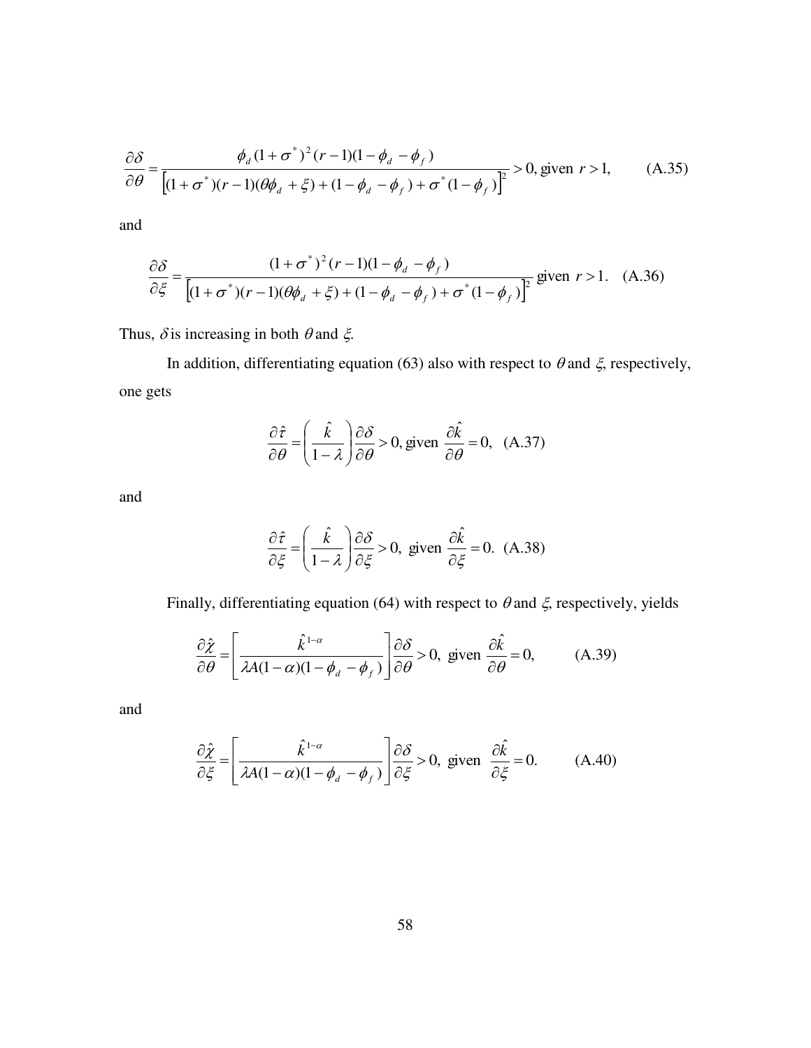$$\frac{\partial \delta}{\partial \theta} = \frac{\phi_d (1+\sigma^*)^2 (r-1)(1-\phi_d - \phi_f)}{\left[(1+\sigma^*)(r-1)(\theta\phi_d + \xi) + (1-\phi_d - \phi_f) + \sigma^*(1-\phi_f)\right]^2} > 0, \text{given } r > 1, \qquad \text{(A.35)}$$

and

$$\frac{\partial \delta}{\partial \xi} = \frac{(1+\sigma^*)^2 (r-1)(1-\phi_d - \phi_f)}{\left[(1+\sigma^*)(r-1)(\theta\phi_d + \xi) + (1-\phi_d - \phi_f) + \sigma^*(1-\phi_f)\right]^2} \text{ given } r > 1. \quad \text{(A.36)}$$

Thus, $\delta$ is increasing in both $\theta$ and $\xi$.

In addition, differentiating equation (63) also with respect to $\theta$ and $\xi$, respectively, one gets

$$\frac{\partial \hat{\tau}}{\partial \theta} = \left(\frac{\hat{k}}{1-\lambda}\right)\frac{\partial \delta}{\partial \theta} > 0, \text{given } \frac{\partial \hat{k}}{\partial \theta} = 0, \quad \text{(A.37)}$$

and

$$\frac{\partial \hat{\tau}}{\partial \xi} = \left(\frac{\hat{k}}{1-\lambda}\right)\frac{\partial \delta}{\partial \xi} > 0, \text{ given } \frac{\partial \hat{k}}{\partial \xi} = 0. \quad \text{(A.38)}$$

Finally, differentiating equation (64) with respect to $\theta$ and $\xi$, respectively, yields

$$\frac{\partial \hat{\chi}}{\partial \theta} = \left[\frac{\hat{k}^{1-\alpha}}{\lambda A(1-\alpha)(1-\phi_d - \phi_f)}\right]\frac{\partial \delta}{\partial \theta} > 0, \text{ given } \frac{\partial \hat{k}}{\partial \theta} = 0, \qquad \text{(A.39)}$$

and

$$\frac{\partial \hat{\chi}}{\partial \xi} = \left[\frac{\hat{k}^{1-\alpha}}{\lambda A(1-\alpha)(1-\phi_d - \phi_f)}\right]\frac{\partial \delta}{\partial \xi} > 0, \text{ given } \frac{\partial \hat{k}}{\partial \xi} = 0. \qquad \text{(A.40)}$$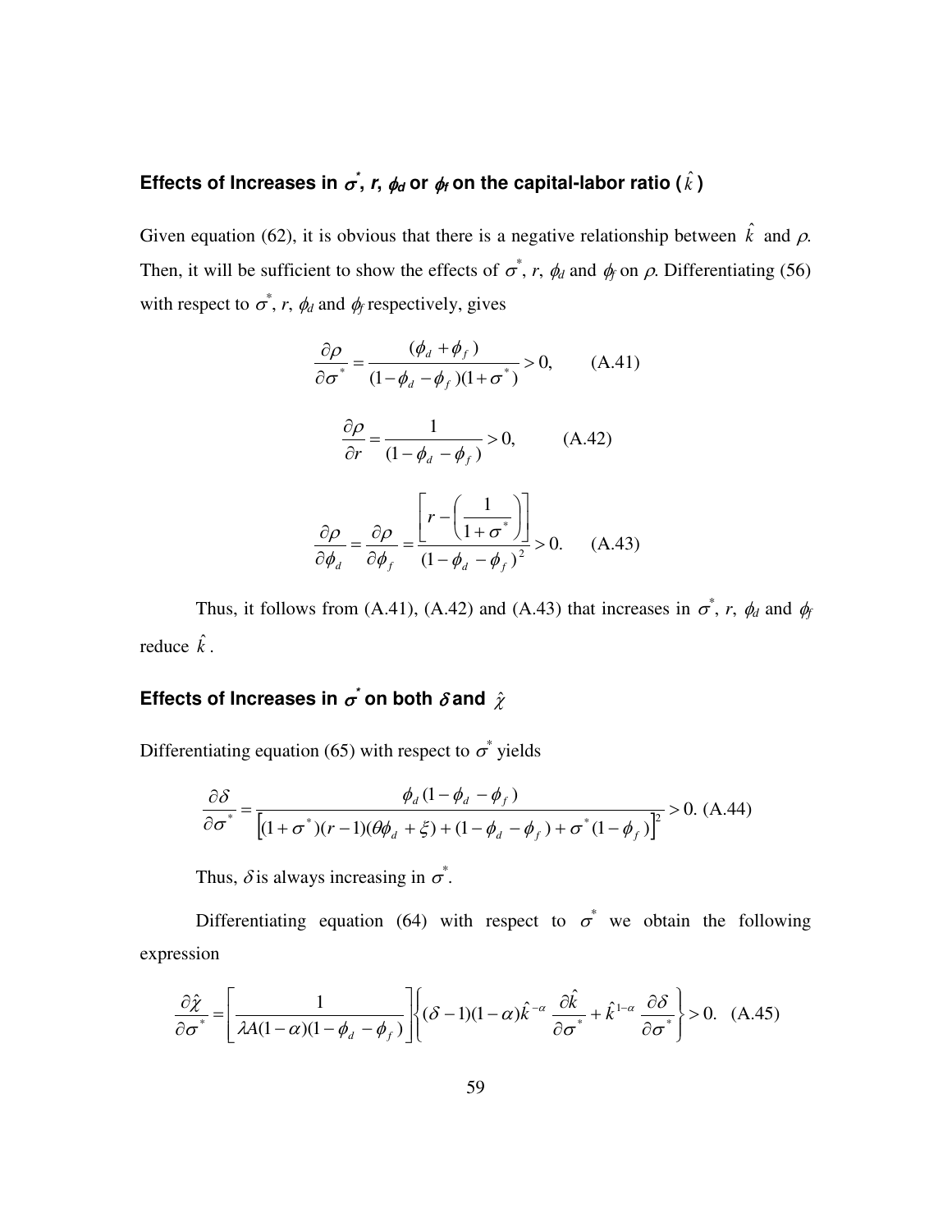### Effects of Increases in $\sigma^*$, $r$, $\phi_d$ or $\phi_f$ on the capital-labor ratio ($\hat{k}$)

Given equation (62), it is obvious that there is a negative relationship between $\hat{k}$ and $\rho$. Then, it will be sufficient to show the effects of $\sigma^*$, $r$, $\phi_d$ and $\phi_f$ on $\rho$. Differentiating (56) with respect to $\sigma^*$, $r$, $\phi_d$ and $\phi_f$ respectively, gives

$$\frac{\partial \rho}{\partial \sigma^*} = \frac{(\phi_d + \phi_f)}{(1 - \phi_d - \phi_f)(1 + \sigma^*)} > 0, \qquad \text{(A.41)}$$

$$\frac{\partial \rho}{\partial r} = \frac{1}{(1 - \phi_d - \phi_f)} > 0, \qquad \text{(A.42)}$$

$$\frac{\partial \rho}{\partial \phi_d} = \frac{\partial \rho}{\partial \phi_f} = \frac{\left[ r - \left( \frac{1}{1 + \sigma^*} \right) \right]}{(1 - \phi_d - \phi_f)^2} > 0. \qquad \text{(A.43)}$$

Thus, it follows from (A.41), (A.42) and (A.43) that increases in $\sigma^*$, $r$, $\phi_d$ and $\phi_f$ reduce $\hat{k}$.

### Effects of Increases in $\sigma^*$ on both $\delta$ and $\hat{\chi}$

Differentiating equation (65) with respect to $\sigma^*$ yields

$$\frac{\partial \delta}{\partial \sigma^*} = \frac{\phi_d (1 - \phi_d - \phi_f)}{\left[ (1 + \sigma^*)(r - 1)(\theta \phi_d + \xi) + (1 - \phi_d - \phi_f) + \sigma^* (1 - \phi_f) \right]^2} > 0. \text{ (A.44)}$$

Thus, $\delta$ is always increasing in $\sigma^*$.

Differentiating equation (64) with respect to $\sigma^*$ we obtain the following expression

$$\frac{\partial \hat{\chi}}{\partial \sigma^*} = \left[ \frac{1}{\lambda A (1 - \alpha)(1 - \phi_d - \phi_f)} \right] \left\{ (\delta - 1)(1 - \alpha) \hat{k}^{-\alpha} \frac{\partial \hat{k}}{\partial \sigma^*} + \hat{k}^{1 - \alpha} \frac{\partial \delta}{\partial \sigma^*} \right\} > 0. \quad \text{(A.45)}$$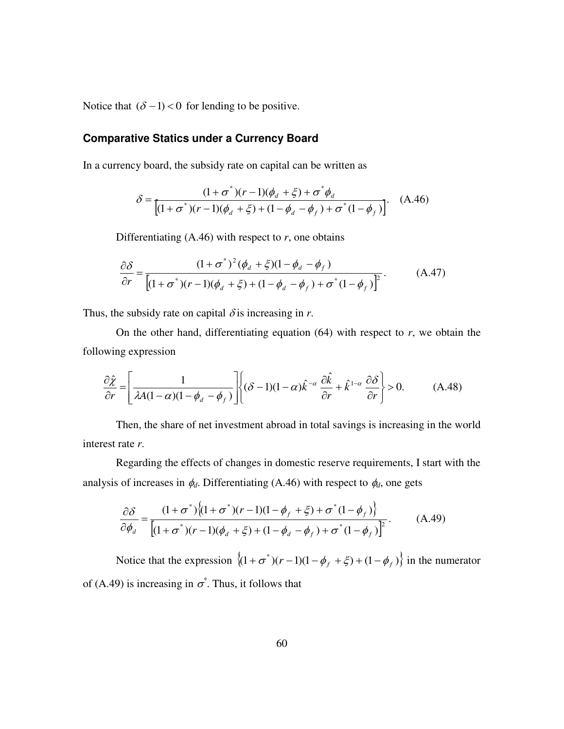Notice that $(\delta - 1) < 0$ for lending to be positive.

### Comparative Statics under a Currency Board

In a currency board, the subsidy rate on capital can be written as

$$\delta = \frac{(1+\sigma^*)(r-1)(\phi_d + \xi) + \sigma^* \phi_d}{\left[(1+\sigma^*)(r-1)(\phi_d + \xi) + (1-\phi_d - \phi_f) + \sigma^*(1-\phi_f)\right]}. \quad \text{(A.46)}$$

Differentiating (A.46) with respect to $r$, one obtains

$$\frac{\partial \delta}{\partial r} = \frac{(1+\sigma^*)^2(\phi_d + \xi)(1-\phi_d - \phi_f)}{\left[(1+\sigma^*)(r-1)(\phi_d + \xi) + (1-\phi_d - \phi_f) + \sigma^*(1-\phi_f)\right]^2}. \quad \text{(A.47)}$$

Thus, the subsidy rate on capital $\delta$ is increasing in $r$.

On the other hand, differentiating equation (64) with respect to $r$, we obtain the following expression

$$\frac{\partial \hat{\chi}}{\partial r} = \left[\frac{1}{\lambda A(1-\alpha)(1-\phi_d - \phi_f)}\right]\left\{(\delta - 1)(1-\alpha)\hat{k}^{-\alpha}\frac{\partial \hat{k}}{\partial r} + \hat{k}^{1-\alpha}\frac{\partial \delta}{\partial r}\right\} > 0. \quad \text{(A.48)}$$

Then, the share of net investment abroad in total savings is increasing in the world interest rate $r$.

Regarding the effects of changes in domestic reserve requirements, I start with the analysis of increases in $\phi_d$. Differentiating (A.46) with respect to $\phi_d$, one gets

$$\frac{\partial \delta}{\partial \phi_d} = \frac{(1+\sigma^*)\left\{(1+\sigma^*)(r-1)(1-\phi_f + \xi) + \sigma^*(1-\phi_f)\right\}}{\left[(1+\sigma^*)(r-1)(\phi_d + \xi) + (1-\phi_d - \phi_f) + \sigma^*(1-\phi_f)\right]^2}. \quad \text{(A.49)}$$

Notice that the expression $\left\{(1+\sigma^*)(r-1)(1-\phi_f + \xi) + (1-\phi_f)\right\}$ in the numerator of (A.49) is increasing in $\sigma^*$. Thus, it follows that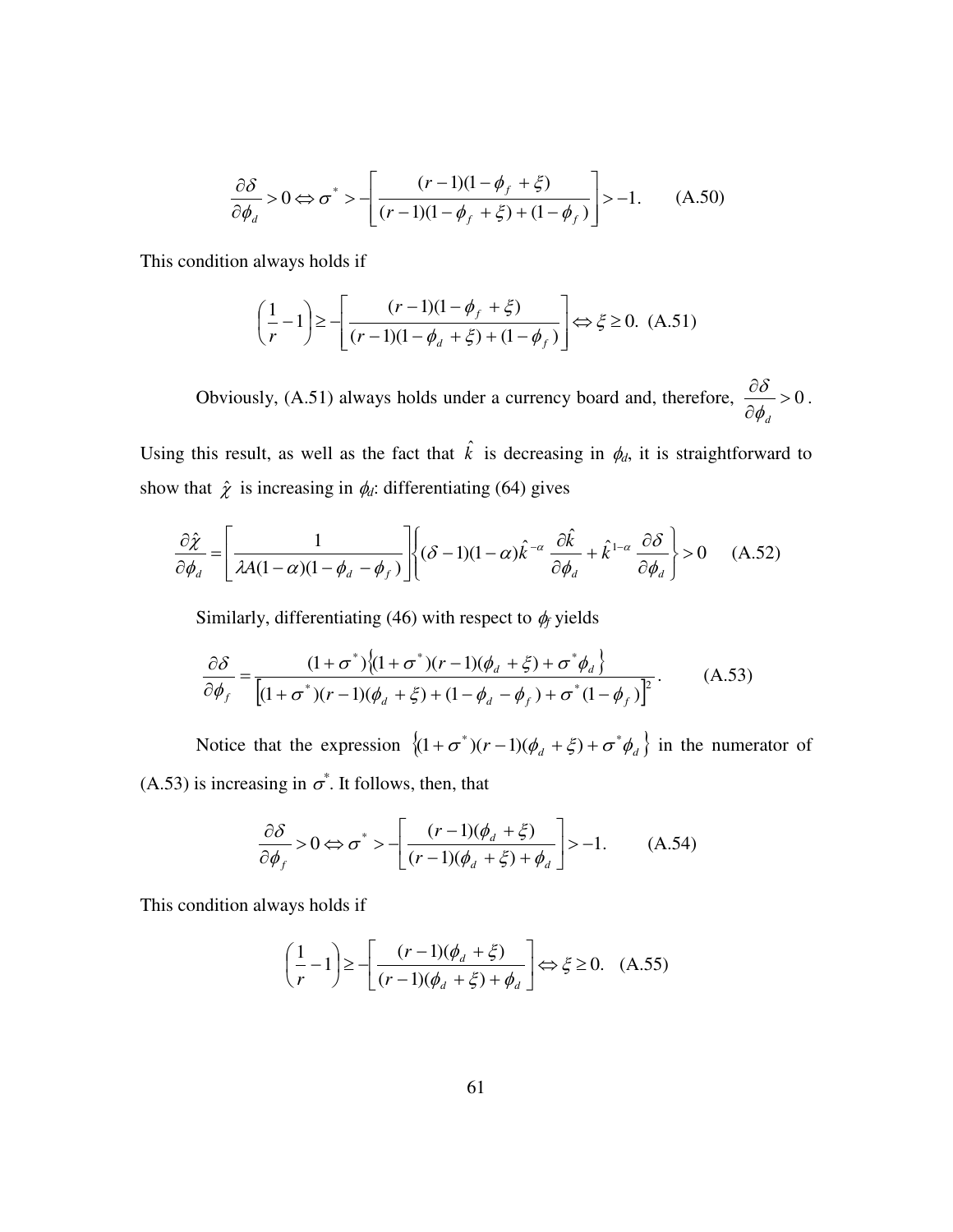$$\frac{\partial \delta}{\partial \phi_d} > 0 \Leftrightarrow \sigma^* > -\left[\frac{(r-1)(1-\phi_f + \xi)}{(r-1)(1-\phi_f + \xi) + (1-\phi_f)}\right] > -1. \qquad \text{(A.50)}$$

This condition always holds if

$$\left(\frac{1}{r} - 1\right) \geq -\left[\frac{(r-1)(1-\phi_f + \xi)}{(r-1)(1-\phi_d + \xi) + (1-\phi_f)}\right] \Leftrightarrow \xi \geq 0. \quad \text{(A.51)}$$

Obviously, (A.51) always holds under a currency board and, therefore, $\frac{\partial \delta}{\partial \phi_d} > 0$.

Using this result, as well as the fact that $\hat{k}$ is decreasing in $\phi_d$, it is straightforward to show that $\hat{\chi}$ is increasing in $\phi_d$: differentiating (64) gives

$$\frac{\partial \hat{\chi}}{\partial \phi_d} = \left[\frac{1}{\lambda A(1-\alpha)(1-\phi_d - \phi_f)}\right]\left\{(\delta - 1)(1-\alpha)\hat{k}^{-\alpha}\frac{\partial \hat{k}}{\partial \phi_d} + \hat{k}^{1-\alpha}\frac{\partial \delta}{\partial \phi_d}\right\} > 0 \qquad \text{(A.52)}$$

Similarly, differentiating (46) with respect to $\phi_f$ yields

$$\frac{\partial \delta}{\partial \phi_f} = \frac{(1+\sigma^*)\left\{(1+\sigma^*)(r-1)(\phi_d + \xi) + \sigma^* \phi_d\right\}}{\left[(1+\sigma^*)(r-1)(\phi_d + \xi) + (1-\phi_d - \phi_f) + \sigma^*(1-\phi_f)\right]^2}. \qquad \text{(A.53)}$$

Notice that the expression $\left\{(1+\sigma^*)(r-1)(\phi_d + \xi) + \sigma^* \phi_d\right\}$ in the numerator of (A.53) is increasing in $\sigma^*$. It follows, then, that

$$\frac{\partial \delta}{\partial \phi_f} > 0 \Leftrightarrow \sigma^* > -\left[\frac{(r-1)(\phi_d + \xi)}{(r-1)(\phi_d + \xi) + \phi_d}\right] > -1. \qquad \text{(A.54)}$$

This condition always holds if

$$\left(\frac{1}{r} - 1\right) \geq -\left[\frac{(r-1)(\phi_d + \xi)}{(r-1)(\phi_d + \xi) + \phi_d}\right] \Leftrightarrow \xi \geq 0. \quad \text{(A.55)}$$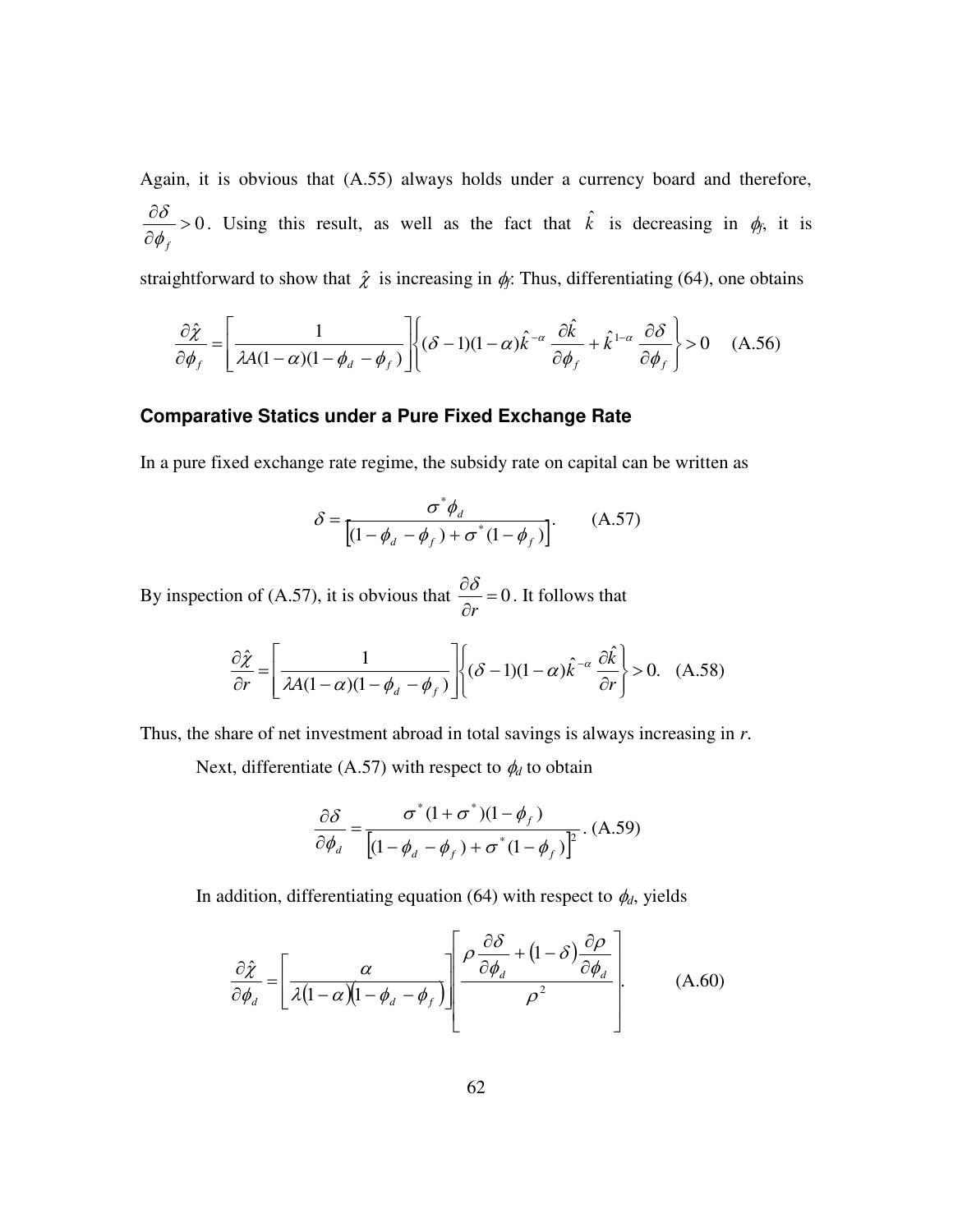Again, it is obvious that (A.55) always holds under a currency board and therefore, $\frac{\partial \delta}{\partial \phi_f} > 0$. Using this result, as well as the fact that $\hat{k}$ is decreasing in $\phi_f$, it is straightforward to show that $\hat{\chi}$ is increasing in $\phi_f$. Thus, differentiating (64), one obtains

$$\frac{\partial \hat{\chi}}{\partial \phi_f} = \left[ \frac{1}{\lambda A(1-\alpha)(1-\phi_d - \phi_f)} \right] \left\{ (\delta - 1)(1-\alpha)\hat{k}^{-\alpha} \frac{\partial \hat{k}}{\partial \phi_f} + \hat{k}^{1-\alpha} \frac{\partial \delta}{\partial \phi_f} \right\} > 0 \quad \text{(A.56)}$$

### Comparative Statics under a Pure Fixed Exchange Rate

In a pure fixed exchange rate regime, the subsidy rate on capital can be written as

$$\delta = \frac{\sigma^* \phi_d}{\left[ (1-\phi_d - \phi_f) + \sigma^*(1-\phi_f) \right]}. \quad \text{(A.57)}$$

By inspection of (A.57), it is obvious that $\frac{\partial \delta}{\partial r} = 0$. It follows that

$$\frac{\partial \hat{\chi}}{\partial r} = \left[ \frac{1}{\lambda A(1-\alpha)(1-\phi_d - \phi_f)} \right] \left\{ (\delta - 1)(1-\alpha)\hat{k}^{-\alpha} \frac{\partial \hat{k}}{\partial r} \right\} > 0. \quad \text{(A.58)}$$

Thus, the share of net investment abroad in total savings is always increasing in *r*.

Next, differentiate (A.57) with respect to $\phi_d$ to obtain

$$\frac{\partial \delta}{\partial \phi_d} = \frac{\sigma^*(1+\sigma^*)(1-\phi_f)}{\left[ (1-\phi_d - \phi_f) + \sigma^*(1-\phi_f) \right]^2}. \quad \text{(A.59)}$$

In addition, differentiating equation (64) with respect to $\phi_d$, yields

$$\frac{\partial \hat{\chi}}{\partial \phi_d} = \left[ \frac{\alpha}{\lambda(1-\alpha)(1-\phi_d - \phi_f)} \right] \left[ \frac{\rho \frac{\partial \delta}{\partial \phi_d} + (1-\delta)\frac{\partial \rho}{\partial \phi_d}}{\rho^2} \right]. \quad \text{(A.60)}$$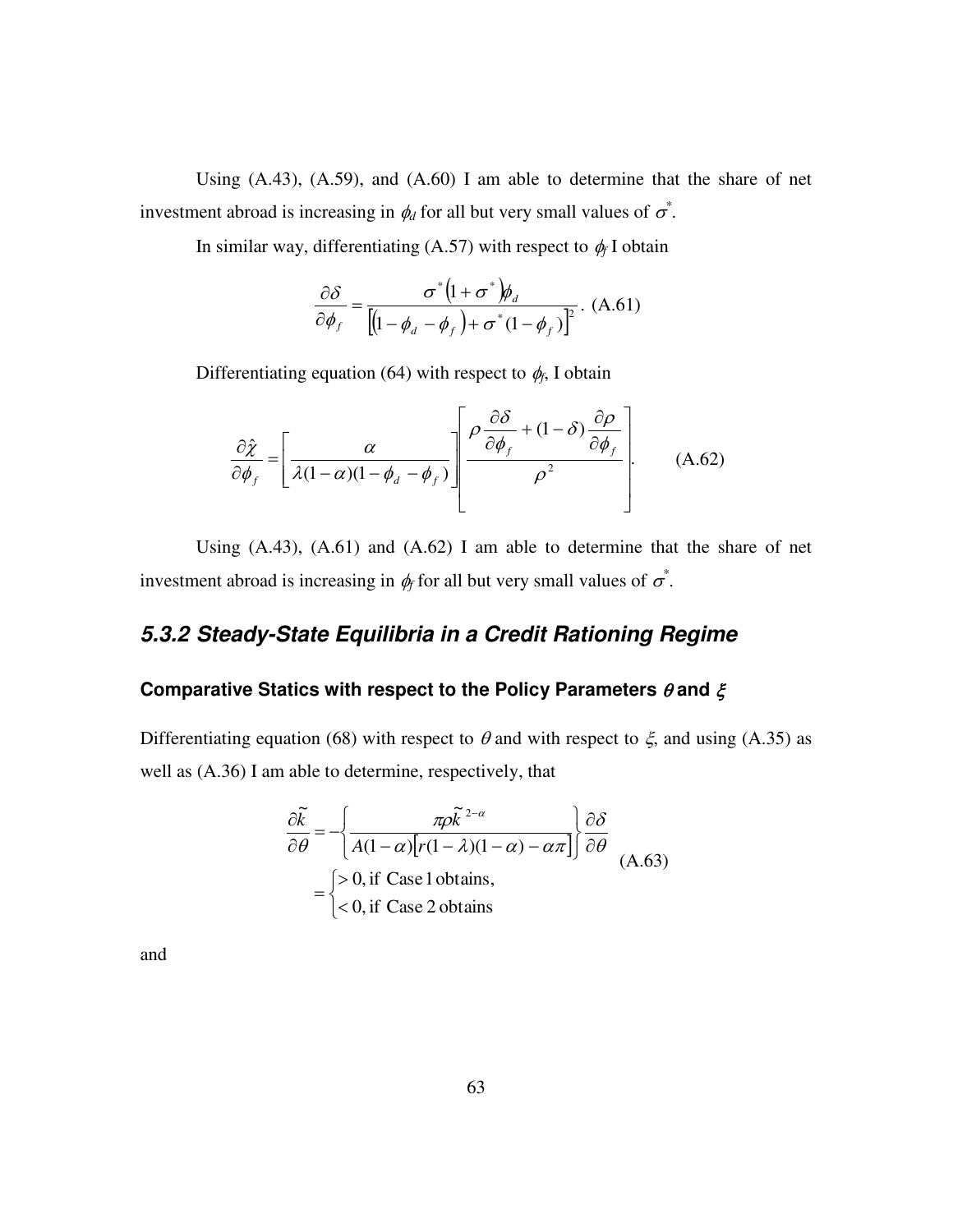Using (A.43), (A.59), and (A.60) I am able to determine that the share of net investment abroad is increasing in $\phi_d$ for all but very small values of $\sigma^*$.

In similar way, differentiating (A.57) with respect to $\phi_f$ I obtain

$$\frac{\partial \delta}{\partial \phi_f} = \frac{\sigma^*(1+\sigma^*)\phi_d}{\left[(1-\phi_d-\phi_f)+\sigma^*(1-\phi_f)\right]^2}. \text{ (A.61)}$$

Differentiating equation (64) with respect to $\phi_f$, I obtain

$$\frac{\partial \hat{\chi}}{\partial \phi_f} = \left[\frac{\alpha}{\lambda(1-\alpha)(1-\phi_d-\phi_f)}\right]\left[\frac{\rho \dfrac{\partial \delta}{\partial \phi_f} + (1-\delta)\dfrac{\partial \rho}{\partial \phi_f}}{\rho^2}\right]. \qquad \text{(A.62)}$$

Using (A.43), (A.61) and (A.62) I am able to determine that the share of net investment abroad is increasing in $\phi_f$ for all but very small values of $\sigma^*$.

## *5.3.2 Steady-State Equilibria in a Credit Rationing Regime*

### Comparative Statics with respect to the Policy Parameters $\theta$ and $\xi$

Differentiating equation (68) with respect to $\theta$ and with respect to $\xi$, and using (A.35) as well as (A.36) I am able to determine, respectively, that

$$\begin{aligned}
\frac{\partial \tilde{k}}{\partial \theta} &= -\left\{\frac{\pi \rho \tilde{k}^{\,2-\alpha}}{A(1-\alpha)\left[r(1-\lambda)(1-\alpha)-\alpha\pi\right]}\right\}\frac{\partial \delta}{\partial \theta} \\
&= \begin{cases} > 0, \text{ if Case 1 obtains,} \\ < 0, \text{ if Case 2 obtains} \end{cases}
\end{aligned} \qquad \text{(A.63)}$$

and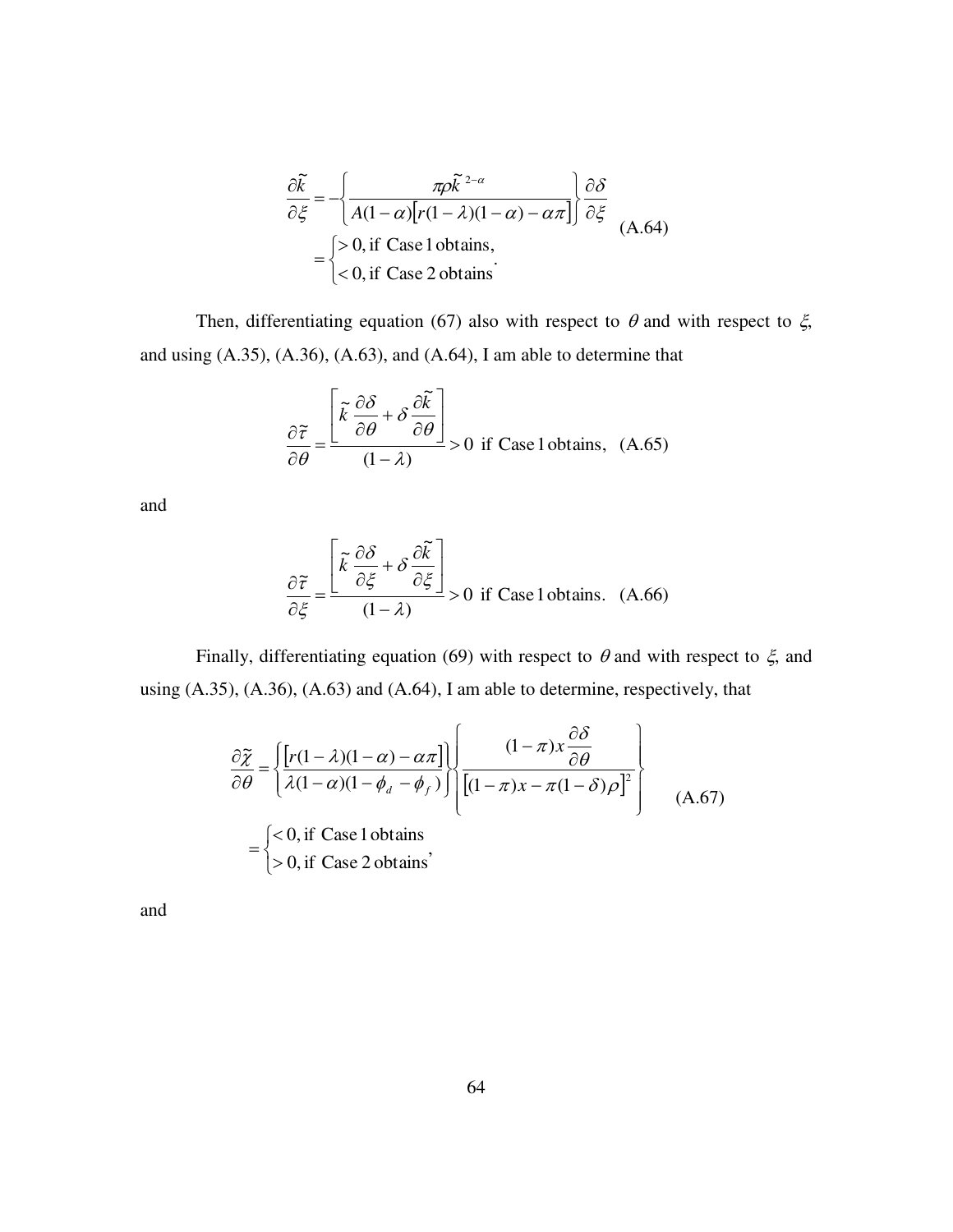$$\frac{\partial \tilde{k}}{\partial \xi} = -\left\{ \frac{\pi \rho \tilde{k}^{\,2-\alpha}}{A(1-\alpha)\left[r(1-\lambda)(1-\alpha) - \alpha\pi\right]} \right\} \frac{\partial \delta}{\partial \xi}$$
$$= \begin{cases} > 0, \text{ if Case 1 obtains,} \\ < 0, \text{ if Case 2 obtains} \end{cases}. \tag{A.64}$$

Then, differentiating equation (67) also with respect to $\theta$ and with respect to $\xi$, and using (A.35), (A.36), (A.63), and (A.64), I am able to determine that

$$\frac{\partial \tilde{\tau}}{\partial \theta} = \frac{\left[ \tilde{k}\,\dfrac{\partial \delta}{\partial \theta} + \delta \dfrac{\partial \tilde{k}}{\partial \theta} \right]}{(1-\lambda)} > 0 \text{ if Case 1 obtains,} \tag{A.65}$$

and

$$\frac{\partial \tilde{\tau}}{\partial \xi} = \frac{\left[ \tilde{k}\,\dfrac{\partial \delta}{\partial \xi} + \delta \dfrac{\partial \tilde{k}}{\partial \xi} \right]}{(1-\lambda)} > 0 \text{ if Case 1 obtains.} \tag{A.66}$$

Finally, differentiating equation (69) with respect to $\theta$ and with respect to $\xi$, and using (A.35), (A.36), (A.63) and (A.64), I am able to determine, respectively, that

$$\frac{\partial \tilde{\chi}}{\partial \theta} = \left\{ \frac{\left[r(1-\lambda)(1-\alpha) - \alpha\pi\right]}{\lambda(1-\alpha)(1-\phi_d - \phi_f)} \right\} \left\{ \frac{(1-\pi)x \dfrac{\partial \delta}{\partial \theta}}{\left[(1-\pi)x - \pi(1-\delta)\rho\right]^2} \right\}$$
$$= \begin{cases} < 0, \text{ if Case 1 obtains} \\ > 0, \text{ if Case 2 obtains} \end{cases}, \tag{A.67}$$

and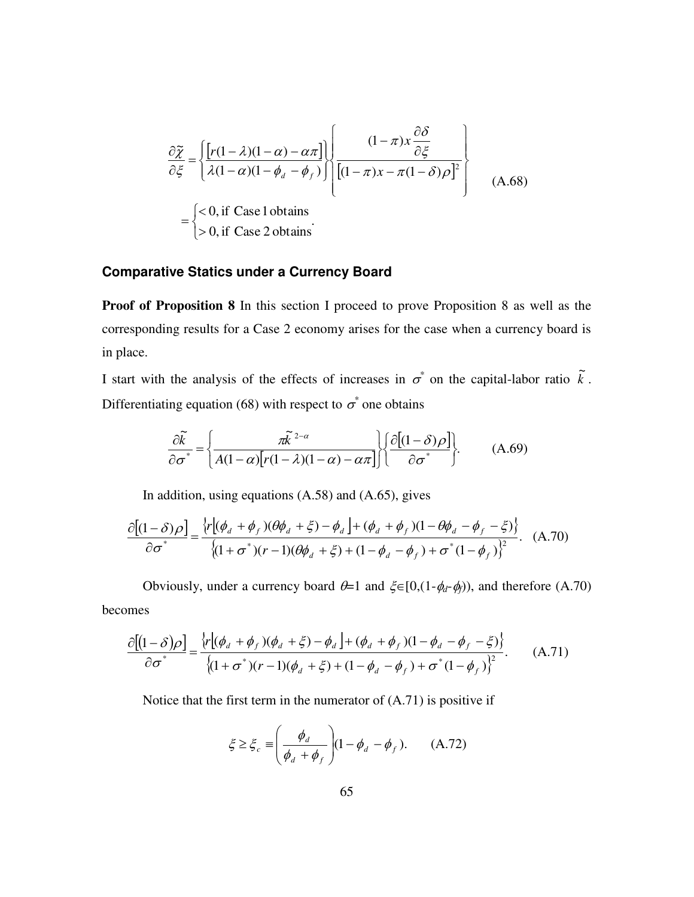$$\frac{\partial \tilde{\chi}}{\partial \xi} = \left\{ \frac{\left[ r(1-\lambda)(1-\alpha) - \alpha \pi \right]}{\lambda(1-\alpha)(1-\phi_d - \phi_f)} \right\} \left\{ \frac{(1-\pi)x \dfrac{\partial \delta}{\partial \xi}}{\left[ (1-\pi)x - \pi(1-\delta)\rho \right]^2} \right\} \tag{A.68}$$

$$= \begin{cases} < 0, \text{if Case 1 obtains} \\ > 0, \text{if Case 2 obtains} \end{cases}.$$

### Comparative Statics under a Currency Board

**Proof of Proposition 8** In this section I proceed to prove Proposition 8 as well as the corresponding results for a Case 2 economy arises for the case when a currency board is in place.

I start with the analysis of the effects of increases in $\sigma^*$ on the capital-labor ratio $\tilde{k}$. Differentiating equation (68) with respect to $\sigma^*$ one obtains

$$\frac{\partial \tilde{k}}{\partial \sigma^*} = \left\{ \frac{\pi \tilde{k}^{2-\alpha}}{A(1-\alpha)\left[ r(1-\lambda)(1-\alpha) - \alpha \pi \right]} \right\} \left\{ \frac{\partial \left[ (1-\delta)\rho \right]}{\partial \sigma^*} \right\}. \tag{A.69}$$

In addition, using equations (A.58) and (A.65), gives

$$\frac{\partial \left[ (1-\delta)\rho \right]}{\partial \sigma^*} = \frac{\left\{ r\left[ (\phi_d + \phi_f)(\theta \phi_d + \xi) - \phi_d \right] + (\phi_d + \phi_f)(1 - \theta \phi_d - \phi_f - \xi) \right\}}{\left\{ (1+\sigma^*)(r-1)(\theta \phi_d + \xi) + (1 - \phi_d - \phi_f) + \sigma^*(1-\phi_f) \right\}^2}. \tag{A.70}$$

Obviously, under a currency board $\theta=1$ and $\xi \in [0,(1-\phi_d-\phi_f))$, and therefore (A.70) becomes

$$\frac{\partial \left[ (1-\delta)\rho \right]}{\partial \sigma^*} = \frac{\left\{ r\left[ (\phi_d + \phi_f)(\phi_d + \xi) - \phi_d \right] + (\phi_d + \phi_f)(1 - \phi_d - \phi_f - \xi) \right\}}{\left\{ (1+\sigma^*)(r-1)(\phi_d + \xi) + (1 - \phi_d - \phi_f) + \sigma^*(1-\phi_f) \right\}^2}. \tag{A.71}$$

Notice that the first term in the numerator of (A.71) is positive if

$$\xi \geq \xi_c \equiv \left( \frac{\phi_d}{\phi_d + \phi_f} \right)(1 - \phi_d - \phi_f). \tag{A.72}$$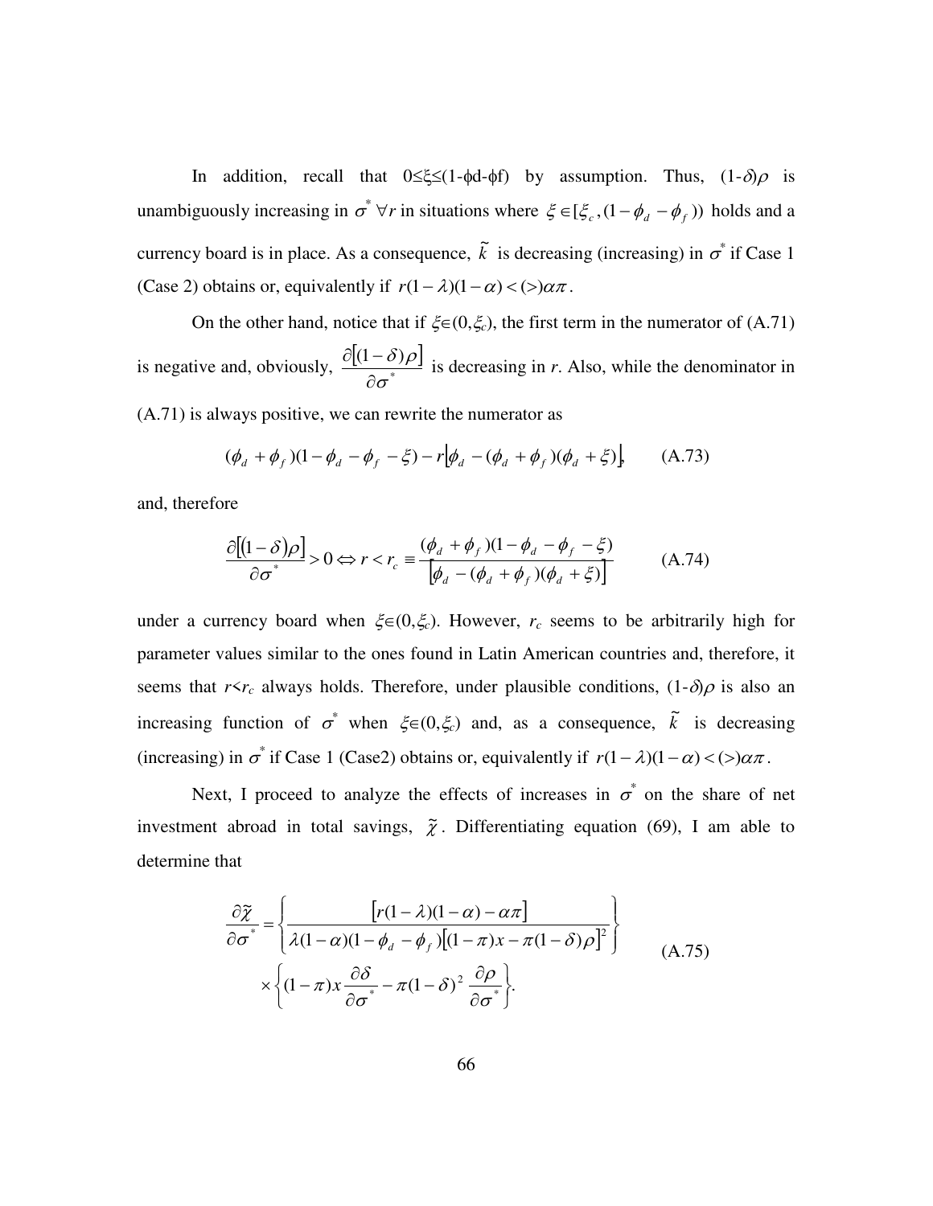In addition, recall that $0 \leq \xi \leq (1-\phi d-\phi f)$ by assumption. Thus, $(1-\delta)\rho$ is unambiguously increasing in $\sigma^* \; \forall r$ in situations where $\xi \in [\xi_c, (1-\phi_d-\phi_f))$ holds and a currency board is in place. As a consequence, $\tilde{k}$ is decreasing (increasing) in $\sigma^*$ if Case 1 (Case 2) obtains or, equivalently if $r(1-\lambda)(1-\alpha) < (>) \alpha\pi$.

On the other hand, notice that if $\xi \in (0, \xi_c)$, the first term in the numerator of (A.71) is negative and, obviously, $\dfrac{\partial[(1-\delta)\rho]}{\partial \sigma^*}$ is decreasing in $r$. Also, while the denominator in (A.71) is always positive, we can rewrite the numerator as

$$(\phi_d + \phi_f)(1-\phi_d-\phi_f-\xi) - r\left[\phi_d - (\phi_d+\phi_f)(\phi_d+\xi)\right], \qquad \text{(A.73)}$$

and, therefore

$$\frac{\partial[(1-\delta)\rho]}{\partial \sigma^*} > 0 \Leftrightarrow r < r_c \equiv \frac{(\phi_d+\phi_f)(1-\phi_d-\phi_f-\xi)}{\left[\phi_d - (\phi_d+\phi_f)(\phi_d+\xi)\right]} \qquad \text{(A.74)}$$

under a currency board when $\xi \in (0, \xi_c)$. However, $r_c$ seems to be arbitrarily high for parameter values similar to the ones found in Latin American countries and, therefore, it seems that $r < r_c$ always holds. Therefore, under plausible conditions, $(1-\delta)\rho$ is also an increasing function of $\sigma^*$ when $\xi \in (0, \xi_c)$ and, as a consequence, $\tilde{k}$ is decreasing (increasing) in $\sigma^*$ if Case 1 (Case2) obtains or, equivalently if $r(1-\lambda)(1-\alpha) < (>) \alpha\pi$.

Next, I proceed to analyze the effects of increases in $\sigma^*$ on the share of net investment abroad in total savings, $\tilde{\chi}$. Differentiating equation (69), I am able to determine that

$$\frac{\partial \tilde{\chi}}{\partial \sigma^*} = \left\{ \frac{\left[r(1-\lambda)(1-\alpha) - \alpha\pi\right]}{\lambda(1-\alpha)(1-\phi_d-\phi_f)\left[(1-\pi)x - \pi(1-\delta)\rho\right]^2} \right\} \times \left\{ (1-\pi)x \frac{\partial \delta}{\partial \sigma^*} - \pi(1-\delta)^2 \frac{\partial \rho}{\partial \sigma^*} \right\}. \qquad \text{(A.75)}$$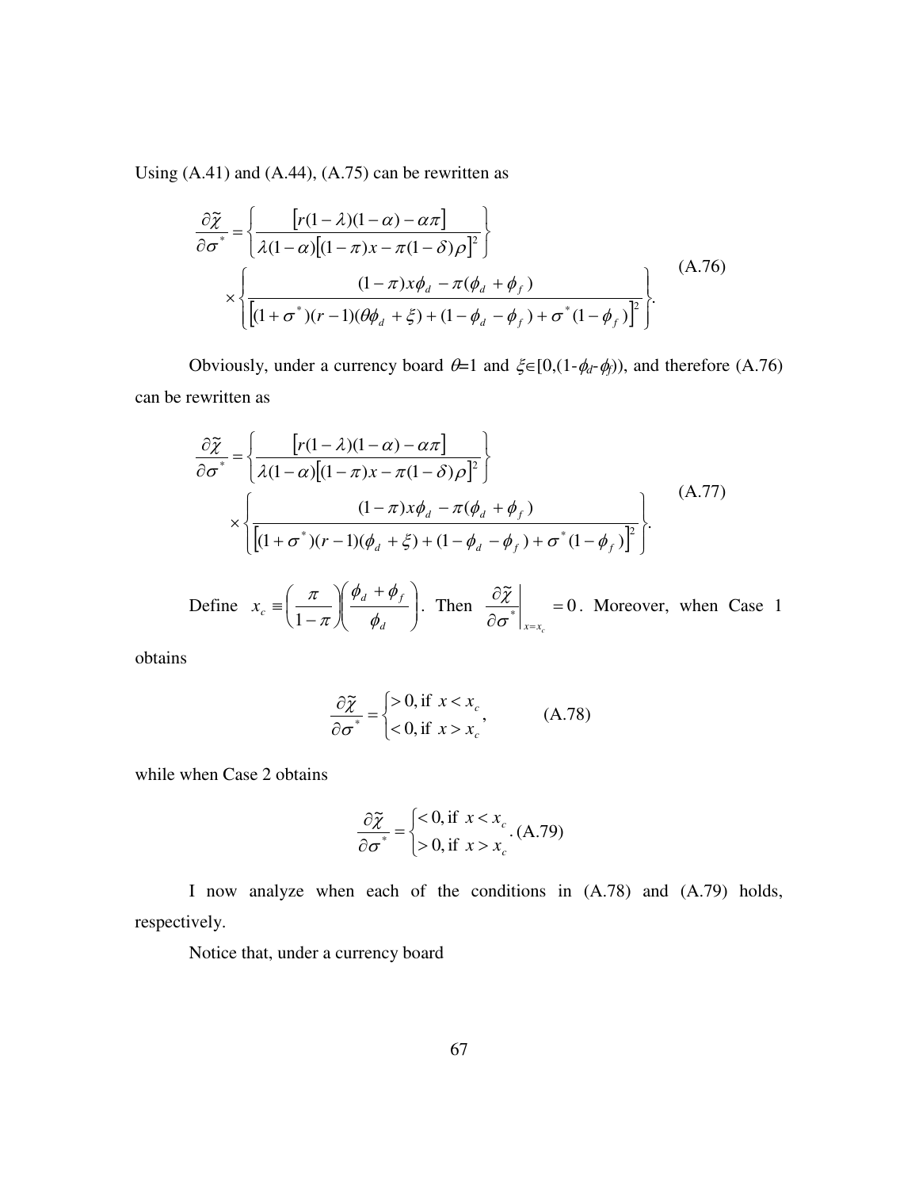Using (A.41) and (A.44), (A.75) can be rewritten as

$$\frac{\partial \tilde{\chi}}{\partial \sigma^*} = \left\{ \frac{\left[ r(1-\lambda)(1-\alpha) - \alpha\pi \right]}{\lambda(1-\alpha)\left[ (1-\pi)x - \pi(1-\delta)\rho \right]^2} \right\} \times \left\{ \frac{(1-\pi)x\phi_d - \pi(\phi_d + \phi_f)}{\left[ (1+\sigma^*)(r-1)(\theta\phi_d + \xi) + (1-\phi_d-\phi_f) + \sigma^*(1-\phi_f) \right]^2} \right\}. \tag{A.76}$$

Obviously, under a currency board $\theta$=1 and $\xi \in [0,(1-\phi_d-\phi_f))$, and therefore (A.76) can be rewritten as

$$\frac{\partial \tilde{\chi}}{\partial \sigma^*} = \left\{ \frac{\left[ r(1-\lambda)(1-\alpha) - \alpha\pi \right]}{\lambda(1-\alpha)\left[ (1-\pi)x - \pi(1-\delta)\rho \right]^2} \right\} \times \left\{ \frac{(1-\pi)x\phi_d - \pi(\phi_d + \phi_f)}{\left[ (1+\sigma^*)(r-1)(\phi_d + \xi) + (1-\phi_d-\phi_f) + \sigma^*(1-\phi_f) \right]^2} \right\}. \tag{A.77}$$

Define $x_c \equiv \left( \frac{\pi}{1-\pi} \right)\left( \frac{\phi_d + \phi_f}{\phi_d} \right)$. Then $\left. \frac{\partial \tilde{\chi}}{\partial \sigma^*} \right|_{x=x_c} = 0$. Moreover, when Case 1 obtains

$$\frac{\partial \tilde{\chi}}{\partial \sigma^*} = \begin{cases} > 0, \text{if } x < x_c \\ < 0, \text{if } x > x_c \end{cases}, \tag{A.78}$$

while when Case 2 obtains

$$\frac{\partial \tilde{\chi}}{\partial \sigma^*} = \begin{cases} < 0, \text{if } x < x_c \\ > 0, \text{if } x > x_c \end{cases}. \tag{A.79}$$

I now analyze when each of the conditions in (A.78) and (A.79) holds, respectively.

Notice that, under a currency board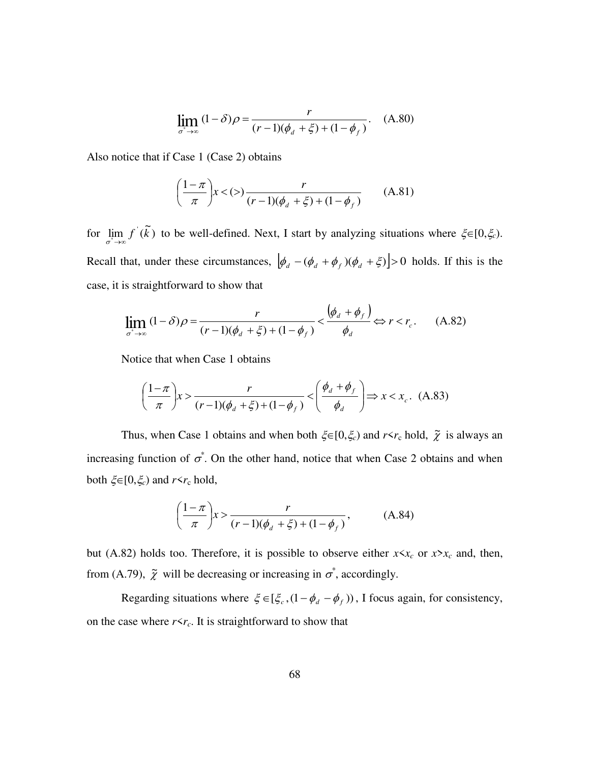$$\lim_{\sigma^* \to \infty} (1-\delta)\rho = \frac{r}{(r-1)(\phi_d + \xi) + (1-\phi_f)}. \quad \text{(A.80)}$$

Also notice that if Case 1 (Case 2) obtains

$$\left(\frac{1-\pi}{\pi}\right)x < (>) \frac{r}{(r-1)(\phi_d + \xi) + (1-\phi_f)} \qquad \text{(A.81)}$$

for $\lim_{\sigma^* \to \infty} f^{'}(\tilde{k})$ to be well-defined. Next, I start by analyzing situations where $\xi \in [0,\xi_c)$. Recall that, under these circumstances, $\lfloor \phi_d - (\phi_d + \phi_f)(\phi_d + \xi) \rfloor > 0$ holds. If this is the case, it is straightforward to show that

$$\lim_{\sigma^* \to \infty} (1-\delta)\rho = \frac{r}{(r-1)(\phi_d + \xi) + (1-\phi_f)} < \frac{(\phi_d + \phi_f)}{\phi_d} \Leftrightarrow r < r_c. \qquad \text{(A.82)}$$

Notice that when Case 1 obtains

$$\left(\frac{1-\pi}{\pi}\right)x > \frac{r}{(r-1)(\phi_d + \xi) + (1-\phi_f)} < \left(\frac{\phi_d + \phi_f}{\phi_d}\right) \Rightarrow x < x_c. \text{ (A.83)}$$

Thus, when Case 1 obtains and when both $\xi \in [0,\xi_c)$ and $r < r_c$ hold, $\tilde{\chi}$ is always an increasing function of $\sigma^*$. On the other hand, notice that when Case 2 obtains and when both $\xi \in [0,\xi_c)$ and $r < r_c$ hold,

$$\left(\frac{1-\pi}{\pi}\right)x > \frac{r}{(r-1)(\phi_d + \xi) + (1-\phi_f)}, \qquad \text{(A.84)}$$

but (A.82) holds too. Therefore, it is possible to observe either $x < x_c$ or $x > x_c$ and, then, from (A.79), $\tilde{\chi}$ will be decreasing or increasing in $\sigma^*$, accordingly.

Regarding situations where $\xi \in [\xi_c, (1-\phi_d - \phi_f))$, I focus again, for consistency, on the case where $r < r_c$. It is straightforward to show that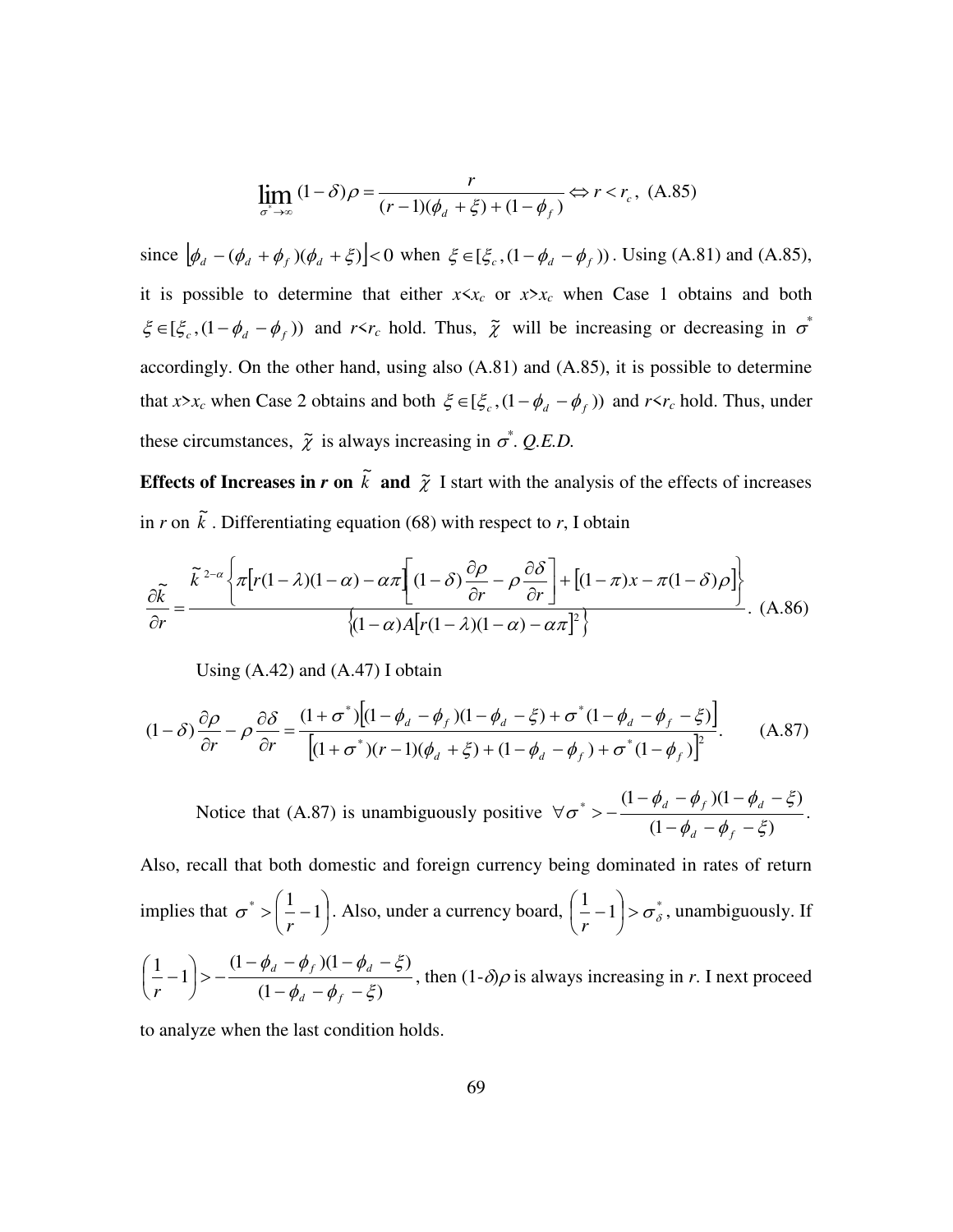$$\lim_{\sigma^* \to \infty} (1-\delta)\rho = \frac{r}{(r-1)(\phi_d + \xi) + (1-\phi_f)} \Leftrightarrow r < r_c, \text{ (A.85)}$$

since $\left|\phi_d - (\phi_d + \phi_f)(\phi_d + \xi)\right| < 0$ when $\xi \in [\xi_c, (1-\phi_d - \phi_f))$. Using (A.81) and (A.85), it is possible to determine that either $x<x_c$ or $x>x_c$ when Case 1 obtains and both $\xi \in [\xi_c, (1-\phi_d - \phi_f))$ and $r<r_c$ hold. Thus, $\tilde{\chi}$ will be increasing or decreasing in $\sigma^*$ accordingly. On the other hand, using also (A.81) and (A.85), it is possible to determine that $x>x_c$ when Case 2 obtains and both $\xi \in [\xi_c, (1-\phi_d - \phi_f))$ and $r<r_c$ hold. Thus, under these circumstances, $\tilde{\chi}$ is always increasing in $\sigma^*$. *Q.E.D.*

**Effects of Increases in *r* on $\tilde{k}$ and $\tilde{\chi}$** I start with the analysis of the effects of increases in *r* on $\tilde{k}$. Differentiating equation (68) with respect to *r*, I obtain

$$\frac{\partial \tilde{k}}{\partial r} = \frac{\tilde{k}^{2-\alpha}\left\{\pi\left[r(1-\lambda)(1-\alpha) - \alpha\pi\right]\left[(1-\delta)\frac{\partial \rho}{\partial r} - \rho\frac{\partial \delta}{\partial r}\right] + \left[(1-\pi)x - \pi(1-\delta)\rho\right]\right\}}{\left\{(1-\alpha)A\left[r(1-\lambda)(1-\alpha) - \alpha\pi\right]^2\right\}}. \text{ (A.86)}$$

Using (A.42) and (A.47) I obtain

$$(1-\delta)\frac{\partial \rho}{\partial r} - \rho\frac{\partial \delta}{\partial r} = \frac{(1+\sigma^*)\left[(1-\phi_d - \phi_f)(1-\phi_d - \xi) + \sigma^*(1-\phi_d - \phi_f - \xi)\right]}{\left[(1+\sigma^*)(r-1)(\phi_d + \xi) + (1-\phi_d - \phi_f) + \sigma^*(1-\phi_f)\right]^2}. \quad \text{(A.87)}$$

Notice that (A.87) is unambiguously positive $\forall \sigma^* > -\dfrac{(1-\phi_d - \phi_f)(1-\phi_d - \xi)}{(1-\phi_d - \phi_f - \xi)}$.

Also, recall that both domestic and foreign currency being dominated in rates of return implies that $\sigma^* > \left(\dfrac{1}{r} - 1\right)$. Also, under a currency board, $\left(\dfrac{1}{r} - 1\right) > \sigma^*_\delta$, unambiguously. If $\left(\dfrac{1}{r} - 1\right) > -\dfrac{(1-\phi_d - \phi_f)(1-\phi_d - \xi)}{(1-\phi_d - \phi_f - \xi)}$, then $(1-\delta)\rho$ is always increasing in *r*. I next proceed to analyze when the last condition holds.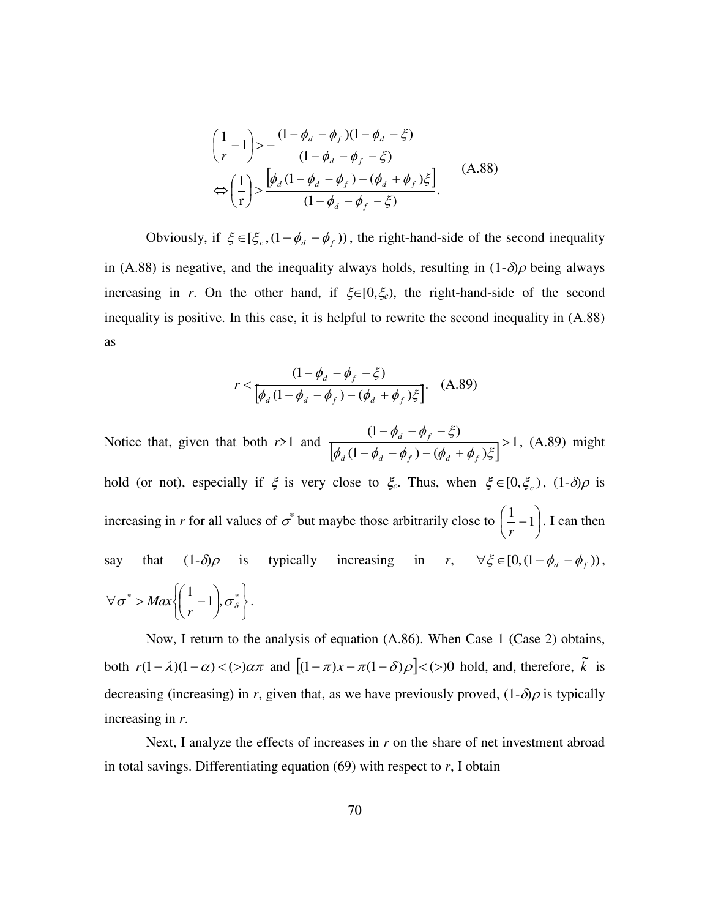$$\left(\frac{1}{r}-1\right) > -\frac{(1-\phi_d-\phi_f)(1-\phi_d-\xi)}{(1-\phi_d-\phi_f-\xi)}$$
$$\Leftrightarrow \left(\frac{1}{\mathrm{r}}\right) > \frac{\left[\phi_d(1-\phi_d-\phi_f)-(\phi_d+\phi_f)\xi\right]}{(1-\phi_d-\phi_f-\xi)}. \qquad \text{(A.88)}$$

Obviously, if $\xi \in [\xi_c, (1-\phi_d-\phi_f))$, the right-hand-side of the second inequality in (A.88) is negative, and the inequality always holds, resulting in $(1\text{-}\delta)\rho$ being always increasing in $r$. On the other hand, if $\xi \in [0,\xi_c)$, the right-hand-side of the second inequality is positive. In this case, it is helpful to rewrite the second inequality in (A.88) as

$$r < \frac{(1-\phi_d-\phi_f-\xi)}{\left[\phi_d(1-\phi_d-\phi_f)-(\phi_d+\phi_f)\xi\right]}. \quad \text{(A.89)}$$

Notice that, given that both $r$>1 and $\dfrac{(1-\phi_d-\phi_f-\xi)}{\left[\phi_d(1-\phi_d-\phi_f)-(\phi_d+\phi_f)\xi\right]} > 1$, (A.89) might hold (or not), especially if $\xi$ is very close to $\xi_c$. Thus, when $\xi \in [0,\xi_c)$, $(1\text{-}\delta)\rho$ is increasing in $r$ for all values of $\sigma^*$ but maybe those arbitrarily close to $\left(\frac{1}{r}-1\right)$. I can then say that $(1\text{-}\delta)\rho$ is typically increasing in $r$, $\forall \xi \in [0,(1-\phi_d-\phi_f))$, $\forall \sigma^* > Max\left\{\left(\frac{1}{r}-1\right), \sigma^*_\delta\right\}$.

Now, I return to the analysis of equation (A.86). When Case 1 (Case 2) obtains, both $r(1-\lambda)(1-\alpha) < (>) \alpha\pi$ and $\left[(1-\pi)x - \pi(1-\delta)\rho\right] < (>) 0$ hold, and, therefore, $\tilde{k}$ is decreasing (increasing) in $r$, given that, as we have previously proved, $(1\text{-}\delta)\rho$ is typically increasing in $r$.

Next, I analyze the effects of increases in $r$ on the share of net investment abroad in total savings. Differentiating equation (69) with respect to $r$, I obtain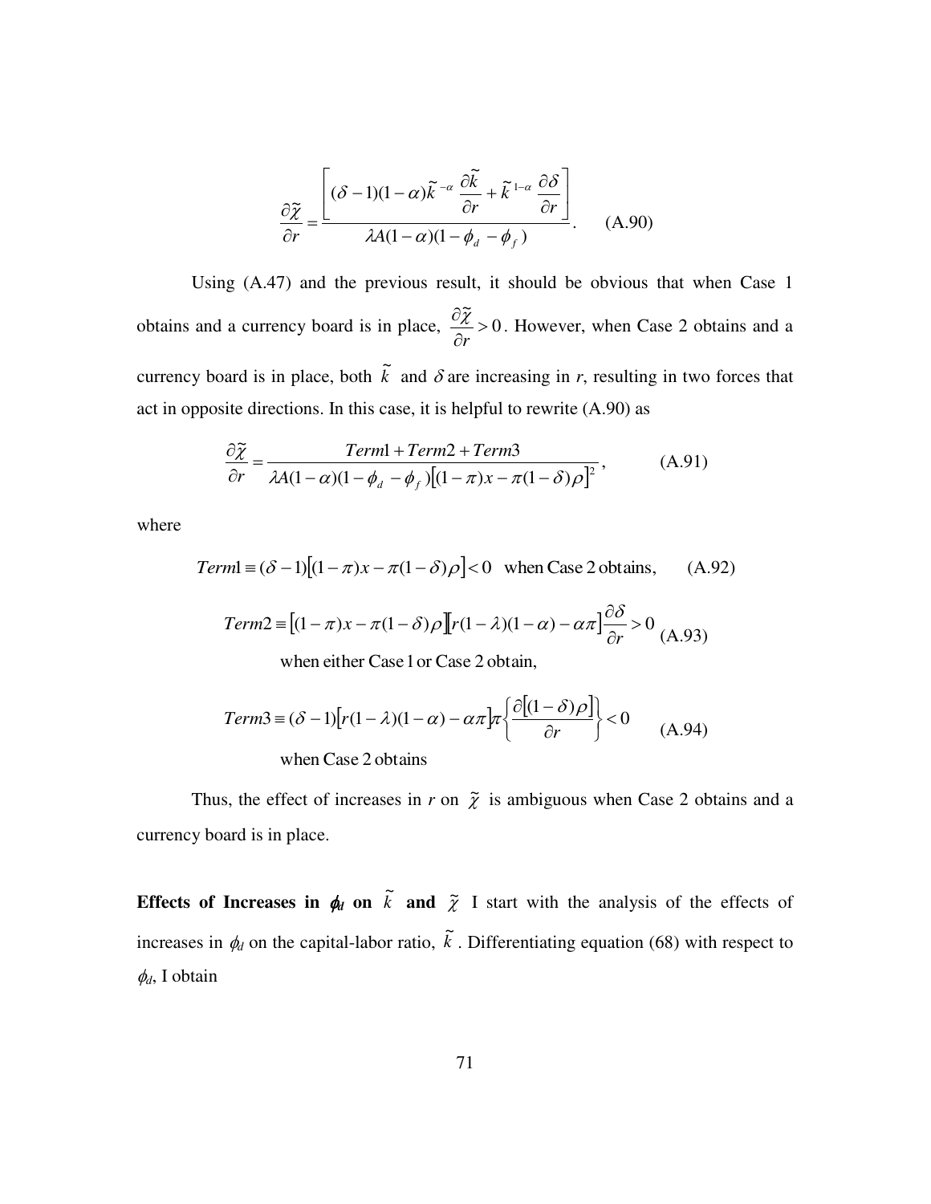$$\frac{\partial \tilde{\chi}}{\partial r} = \frac{\left[ (\delta - 1)(1-\alpha)\tilde{k}^{-\alpha} \dfrac{\partial \tilde{k}}{\partial r} + \tilde{k}^{1-\alpha} \dfrac{\partial \delta}{\partial r} \right]}{\lambda A (1-\alpha)(1 - \phi_d - \phi_f)}. \qquad \text{(A.90)}$$

Using (A.47) and the previous result, it should be obvious that when Case 1 obtains and a currency board is in place, $\frac{\partial \tilde{\chi}}{\partial r} > 0$. However, when Case 2 obtains and a currency board is in place, both $\tilde{k}$ and $\delta$ are increasing in *r*, resulting in two forces that act in opposite directions. In this case, it is helpful to rewrite (A.90) as

$$\frac{\partial \tilde{\chi}}{\partial r} = \frac{Term1 + Term2 + Term3}{\lambda A (1-\alpha)(1-\phi_d - \phi_f)\left[(1-\pi)x - \pi(1-\delta)\rho\right]^2}, \qquad \text{(A.91)}$$

where

$$Term1 \equiv (\delta - 1)\left[(1-\pi)x - \pi(1-\delta)\rho\right] < 0 \quad \text{when Case 2 obtains,} \qquad \text{(A.92)}$$

$$Term2 \equiv \left[(1-\pi)x - \pi(1-\delta)\rho\right]\left[r(1-\lambda)(1-\alpha) - \alpha\pi\right]\frac{\partial \delta}{\partial r} > 0 \qquad \text{(A.93)}$$

when either Case 1 or Case 2 obtain,

$$Term3 \equiv (\delta - 1)\left[r(1-\lambda)(1-\alpha) - \alpha\pi\right]\pi\left\{\frac{\partial\left[(1-\delta)\rho\right]}{\partial r}\right\} < 0 \qquad \text{(A.94)}$$

when Case 2 obtains

Thus, the effect of increases in *r* on $\tilde{\chi}$ is ambiguous when Case 2 obtains and a currency board is in place.

**Effects of Increases in $\phi_d$ on $\tilde{k}$ and $\tilde{\chi}$** I start with the analysis of the effects of increases in $\phi_d$ on the capital-labor ratio, $\tilde{k}$. Differentiating equation (68) with respect to $\phi_d$, I obtain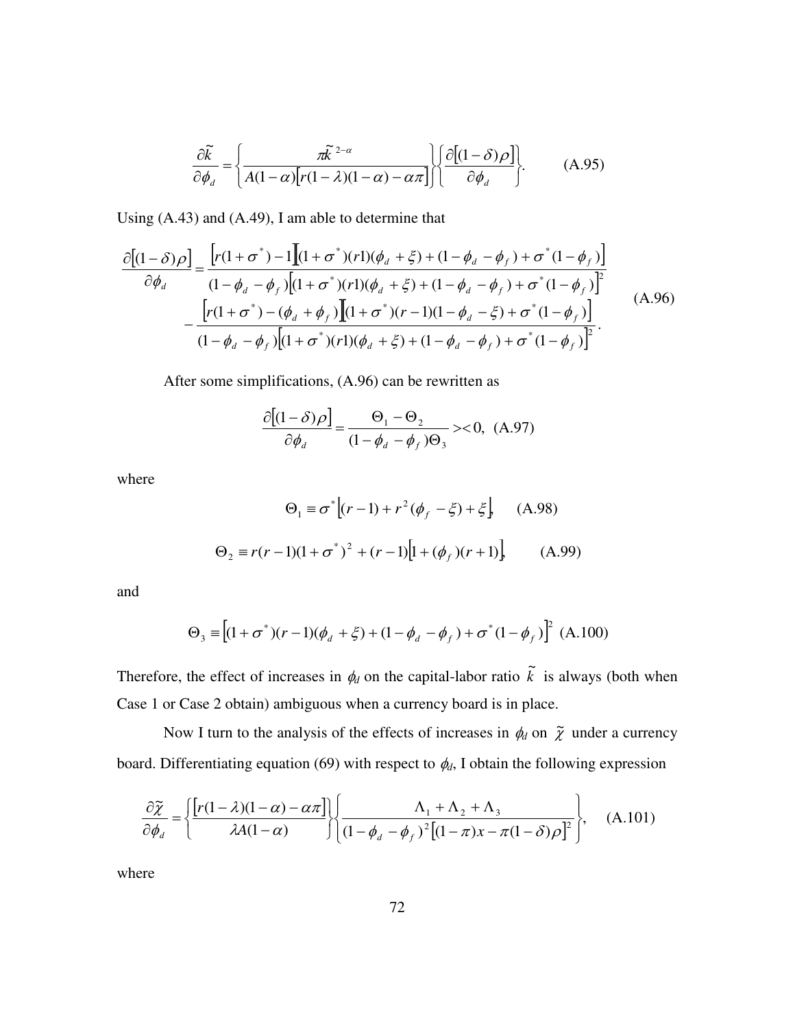$$\frac{\partial \tilde{k}}{\partial \phi_d} = \left\{ \frac{\pi \tilde{k}^{2-\alpha}}{A(1-\alpha)\left[r(1-\lambda)(1-\alpha) - \alpha\pi\right]} \right\} \left\{ \frac{\partial\left[(1-\delta)\rho\right]}{\partial \phi_d} \right\}. \qquad \text{(A.95)}$$

Using (A.43) and (A.49), I am able to determine that

$$\begin{aligned} \frac{\partial\left[(1-\delta)\rho\right]}{\partial \phi_d} = & \frac{\left[r(1+\sigma^*)-1\right]\left[(1+\sigma^*)(r1)(\phi_d+\xi)+(1-\phi_d-\phi_f)+\sigma^*(1-\phi_f)\right]}{(1-\phi_d-\phi_f)\left[(1+\sigma^*)(r1)(\phi_d+\xi)+(1-\phi_d-\phi_f)+\sigma^*(1-\phi_f)\right]^2} \\ & - \frac{\left[r(1+\sigma^*)-(\phi_d+\phi_f)\right]\left[(1+\sigma^*)(r-1)(1-\phi_d-\xi)+\sigma^*(1-\phi_f)\right]}{(1-\phi_d-\phi_f)\left[(1+\sigma^*)(r1)(\phi_d+\xi)+(1-\phi_d-\phi_f)+\sigma^*(1-\phi_f)\right]^2}. \end{aligned} \qquad \text{(A.96)}$$

After some simplifications, (A.96) can be rewritten as

$$\frac{\partial\left[(1-\delta)\rho\right]}{\partial \phi_d} = \frac{\Theta_1 - \Theta_2}{(1-\phi_d-\phi_f)\Theta_3} >< 0, \quad \text{(A.97)}$$

where

$$\Theta_1 \equiv \sigma^*\left[(r-1) + r^2(\phi_f - \xi) + \xi\right], \qquad \text{(A.98)}$$

$$\Theta_2 \equiv r(r-1)(1+\sigma^*)^2 + (r-1)\left[1 + (\phi_f)(r+1)\right], \qquad \text{(A.99)}$$

and

$$\Theta_3 \equiv \left[(1+\sigma^*)(r-1)(\phi_d+\xi) + (1-\phi_d-\phi_f) + \sigma^*(1-\phi_f)\right]^2 \ \text{(A.100)}$$

Therefore, the effect of increases in $\phi_d$ on the capital-labor ratio $\tilde{k}$ is always (both when Case 1 or Case 2 obtain) ambiguous when a currency board is in place.

Now I turn to the analysis of the effects of increases in $\phi_d$ on $\tilde{\chi}$ under a currency board. Differentiating equation (69) with respect to $\phi_d$, I obtain the following expression

$$\frac{\partial \tilde{\chi}}{\partial \phi_d} = \left\{ \frac{\left[r(1-\lambda)(1-\alpha) - \alpha\pi\right]}{\lambda A(1-\alpha)} \right\} \left\{ \frac{\Lambda_1 + \Lambda_2 + \Lambda_3}{(1-\phi_d-\phi_f)^2\left[(1-\pi)x - \pi(1-\delta)\rho\right]^2} \right\}, \qquad \text{(A.101)}$$

where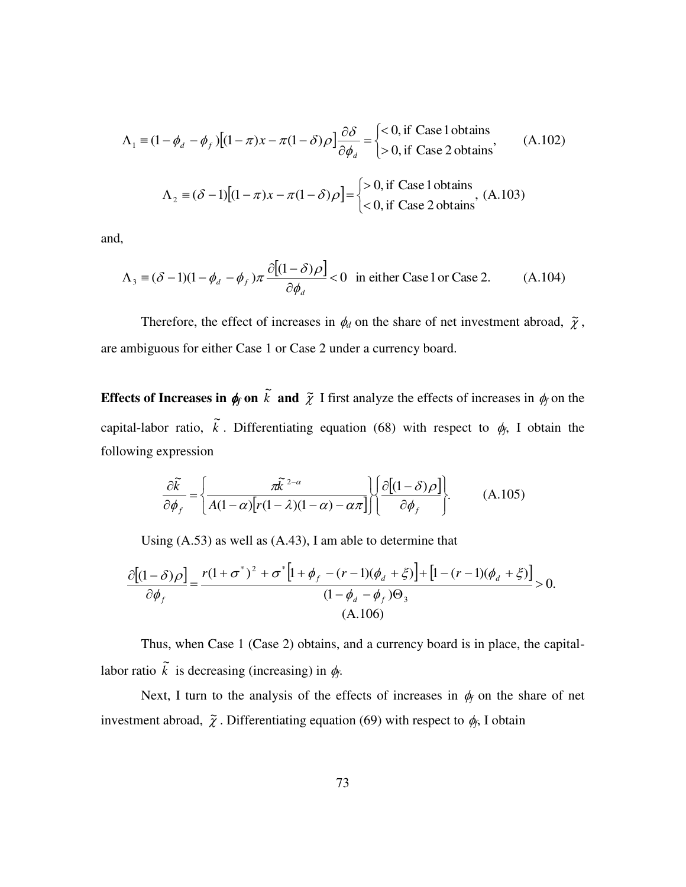$$\Lambda_1 \equiv (1-\phi_d-\phi_f)\left[(1-\pi)x-\pi(1-\delta)\rho\right]\frac{\partial \delta}{\partial \phi_d} = \begin{cases} <0, \text{if Case 1 obtains} \\ >0, \text{if Case 2 obtains} \end{cases}, \qquad \text{(A.102)}$$

$$\Lambda_2 \equiv (\delta-1)\left[(1-\pi)x-\pi(1-\delta)\rho\right] = \begin{cases} >0, \text{if Case 1 obtains} \\ <0, \text{if Case 2 obtains} \end{cases}, \quad \text{(A.103)}$$

and,

$$\Lambda_3 \equiv (\delta-1)(1-\phi_d-\phi_f)\pi\frac{\partial\left[(1-\delta)\rho\right]}{\partial \phi_d} < 0 \quad \text{in either Case 1 or Case 2.} \qquad \text{(A.104)}$$

Therefore, the effect of increases in $\phi_d$ on the share of net investment abroad, $\tilde{\chi}$, are ambiguous for either Case 1 or Case 2 under a currency board.

**Effects of Increases in $\phi_f$ on $\tilde{k}$ and $\tilde{\chi}$** I first analyze the effects of increases in $\phi_f$ on the capital-labor ratio, $\tilde{k}$. Differentiating equation (68) with respect to $\phi_f$, I obtain the following expression

$$\frac{\partial \tilde{k}}{\partial \phi_f} = \left\{\frac{\pi\tilde{k}^{2-\alpha}}{A(1-\alpha)\left[r(1-\lambda)(1-\alpha)-\alpha\pi\right]}\right\}\left\{\frac{\partial\left[(1-\delta)\rho\right]}{\partial \phi_f}\right\}. \qquad \text{(A.105)}$$

Using (A.53) as well as (A.43), I am able to determine that

$$\frac{\partial\left[(1-\delta)\rho\right]}{\partial \phi_f} = \frac{r(1+\sigma^*)^2+\sigma^*\left[1+\phi_f-(r-1)(\phi_d+\xi)\right]+\left[1-(r-1)(\phi_d+\xi)\right]}{(1-\phi_d-\phi_f)\Theta_3} > 0. \qquad \text{(A.106)}$$

Thus, when Case 1 (Case 2) obtains, and a currency board is in place, the capital-labor ratio $\tilde{k}$ is decreasing (increasing) in $\phi_f$.

Next, I turn to the analysis of the effects of increases in $\phi_f$ on the share of net investment abroad, $\tilde{\chi}$. Differentiating equation (69) with respect to $\phi_f$, I obtain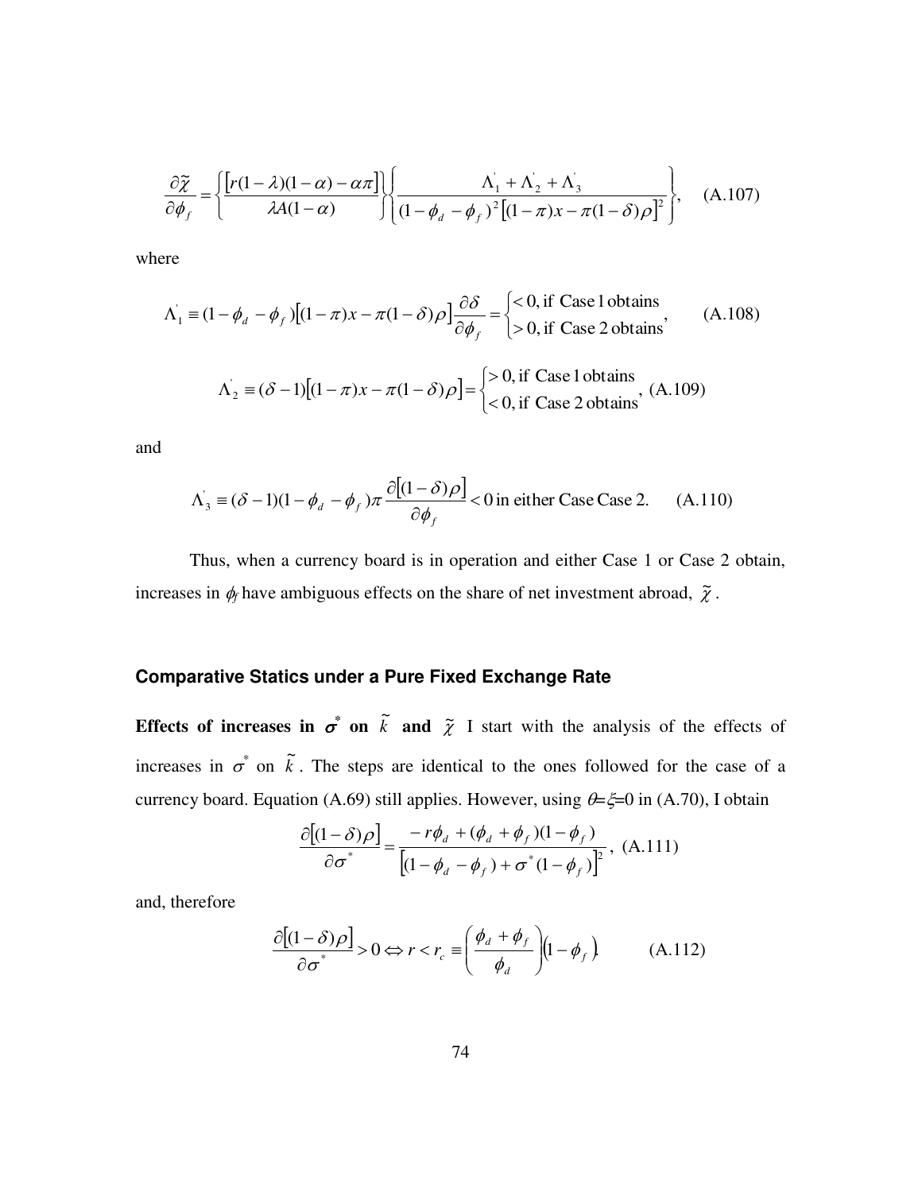$$\frac{\partial \tilde{\chi}}{\partial \phi_f} = \left\{ \frac{\left[ r(1-\lambda)(1-\alpha) - \alpha\pi \right]}{\lambda A(1-\alpha)} \right\} \left\{ \frac{\Lambda_1^{'} + \Lambda_2^{'} + \Lambda_3^{'}}{(1-\phi_d - \phi_f)^2 \left[ (1-\pi)x - \pi(1-\delta)\rho \right]^2} \right\}, \quad \text{(A.107)}$$

where

$$\Lambda_1^{'} \equiv (1-\phi_d - \phi_f)\left[ (1-\pi)x - \pi(1-\delta)\rho \right] \frac{\partial \delta}{\partial \phi_f} = \begin{cases} <0, \text{if Case 1 obtains} \\ >0, \text{if Case 2 obtains} \end{cases}, \quad \text{(A.108)}$$

$$\Lambda_2^{'} \equiv (\delta - 1)\left[ (1-\pi)x - \pi(1-\delta)\rho \right] = \begin{cases} >0, \text{if Case 1 obtains} \\ <0, \text{if Case 2 obtains} \end{cases}, \quad \text{(A.109)}$$

and

$$\Lambda_3^{'} \equiv (\delta - 1)(1-\phi_d - \phi_f)\pi \frac{\partial \left[ (1-\delta)\rho \right]}{\partial \phi_f} < 0 \text{ in either Case Case 2.} \quad \text{(A.110)}$$

Thus, when a currency board is in operation and either Case 1 or Case 2 obtain, increases in $\phi_f$ have ambiguous effects on the share of net investment abroad, $\tilde{\chi}$.

## Comparative Statics under a Pure Fixed Exchange Rate

**Effects of increases in $\sigma^*$ on $\tilde{k}$ and $\tilde{\chi}$** I start with the analysis of the effects of increases in $\sigma^*$ on $\tilde{k}$. The steps are identical to the ones followed for the case of a currency board. Equation (A.69) still applies. However, using $\theta=\xi=0$ in (A.70), I obtain

$$\frac{\partial \left[ (1-\delta)\rho \right]}{\partial \sigma^*} = \frac{-r\phi_d + (\phi_d + \phi_f)(1-\phi_f)}{\left[ (1-\phi_d - \phi_f) + \sigma^*(1-\phi_f) \right]^2}, \quad \text{(A.111)}$$

and, therefore

$$\frac{\partial \left[ (1-\delta)\rho \right]}{\partial \sigma^*} > 0 \Leftrightarrow r < r_c \equiv \left( \frac{\phi_d + \phi_f}{\phi_d} \right)(1-\phi_f). \quad \text{(A.112)}$$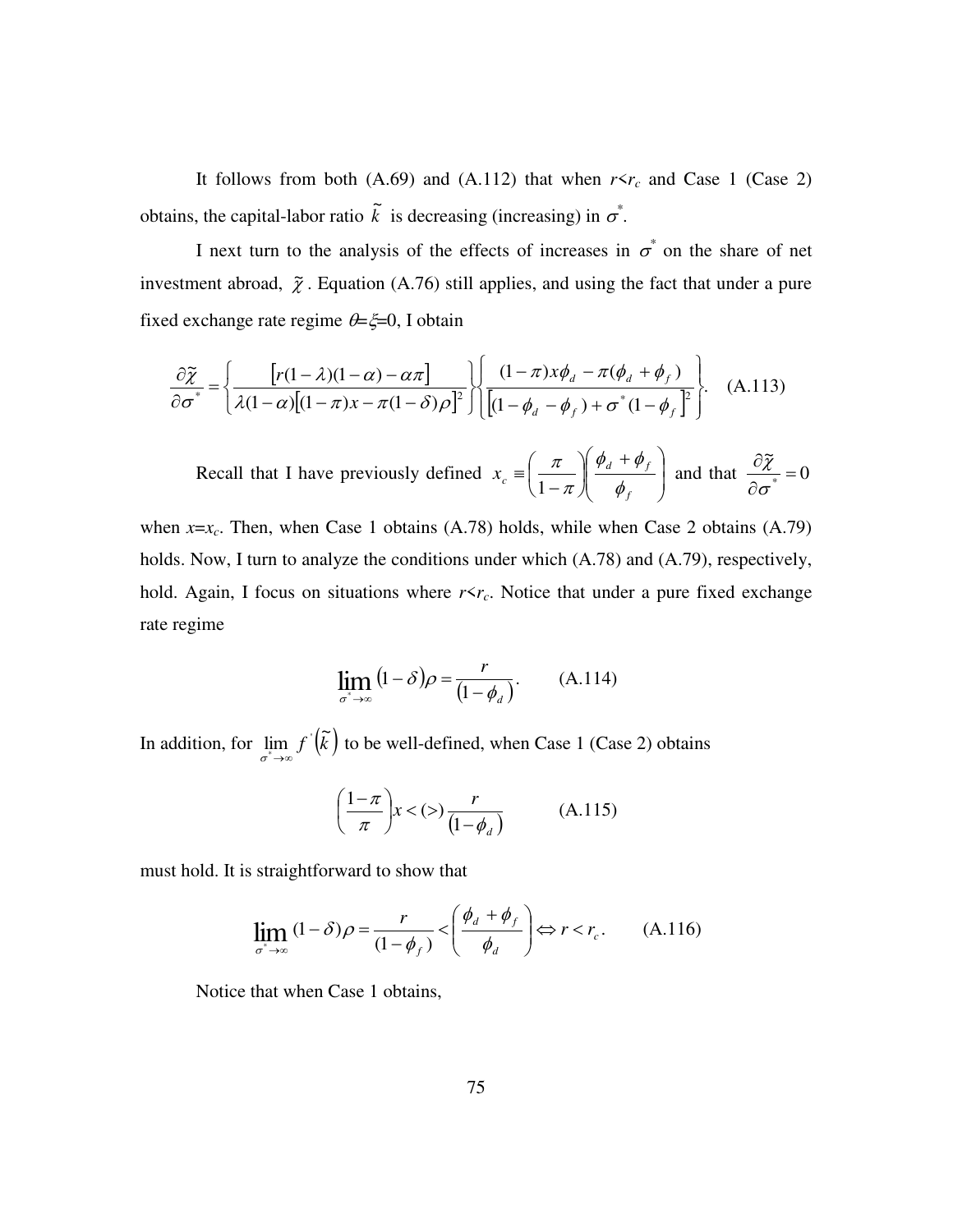It follows from both (A.69) and (A.112) that when $r<r_c$ and Case 1 (Case 2) obtains, the capital-labor ratio $\tilde{k}$ is decreasing (increasing) in $\sigma^*$.

I next turn to the analysis of the effects of increases in $\sigma^*$ on the share of net investment abroad, $\tilde{\chi}$. Equation (A.76) still applies, and using the fact that under a pure fixed exchange rate regime $\theta$=$\xi$=0, I obtain

$$\frac{\partial \tilde{\chi}}{\partial \sigma^*} = \left\{ \frac{\left[ r(1-\lambda)(1-\alpha) - \alpha\pi \right]}{\lambda(1-\alpha)\left[ (1-\pi)x - \pi(1-\delta)\rho \right]^2} \right\} \left\{ \frac{(1-\pi)x\phi_d - \pi(\phi_d + \phi_f)}{\left[ (1-\phi_d - \phi_f) + \sigma^*(1-\phi_f) \right]^2} \right\}. \quad \text{(A.113)}$$

Recall that I have previously defined $x_c \equiv \left( \frac{\pi}{1-\pi} \right)\left( \frac{\phi_d + \phi_f}{\phi_f} \right)$ and that $\frac{\partial \tilde{\chi}}{\partial \sigma^*} = 0$ when $x$=$x_c$. Then, when Case 1 obtains (A.78) holds, while when Case 2 obtains (A.79) holds. Now, I turn to analyze the conditions under which (A.78) and (A.79), respectively, hold. Again, I focus on situations where $r<r_c$. Notice that under a pure fixed exchange rate regime

$$\lim_{\sigma^* \to \infty} (1-\delta)\rho = \frac{r}{(1-\phi_d)}. \quad \text{(A.114)}$$

In addition, for $\lim_{\sigma^* \to \infty} f'(\tilde{k})$ to be well-defined, when Case 1 (Case 2) obtains

$$\left( \frac{1-\pi}{\pi} \right) x < (>) \frac{r}{(1-\phi_d)} \quad \text{(A.115)}$$

must hold. It is straightforward to show that

$$\lim_{\sigma^* \to \infty} (1-\delta)\rho = \frac{r}{(1-\phi_f)} < \left( \frac{\phi_d + \phi_f}{\phi_d} \right) \Leftrightarrow r < r_c. \quad \text{(A.116)}$$

Notice that when Case 1 obtains,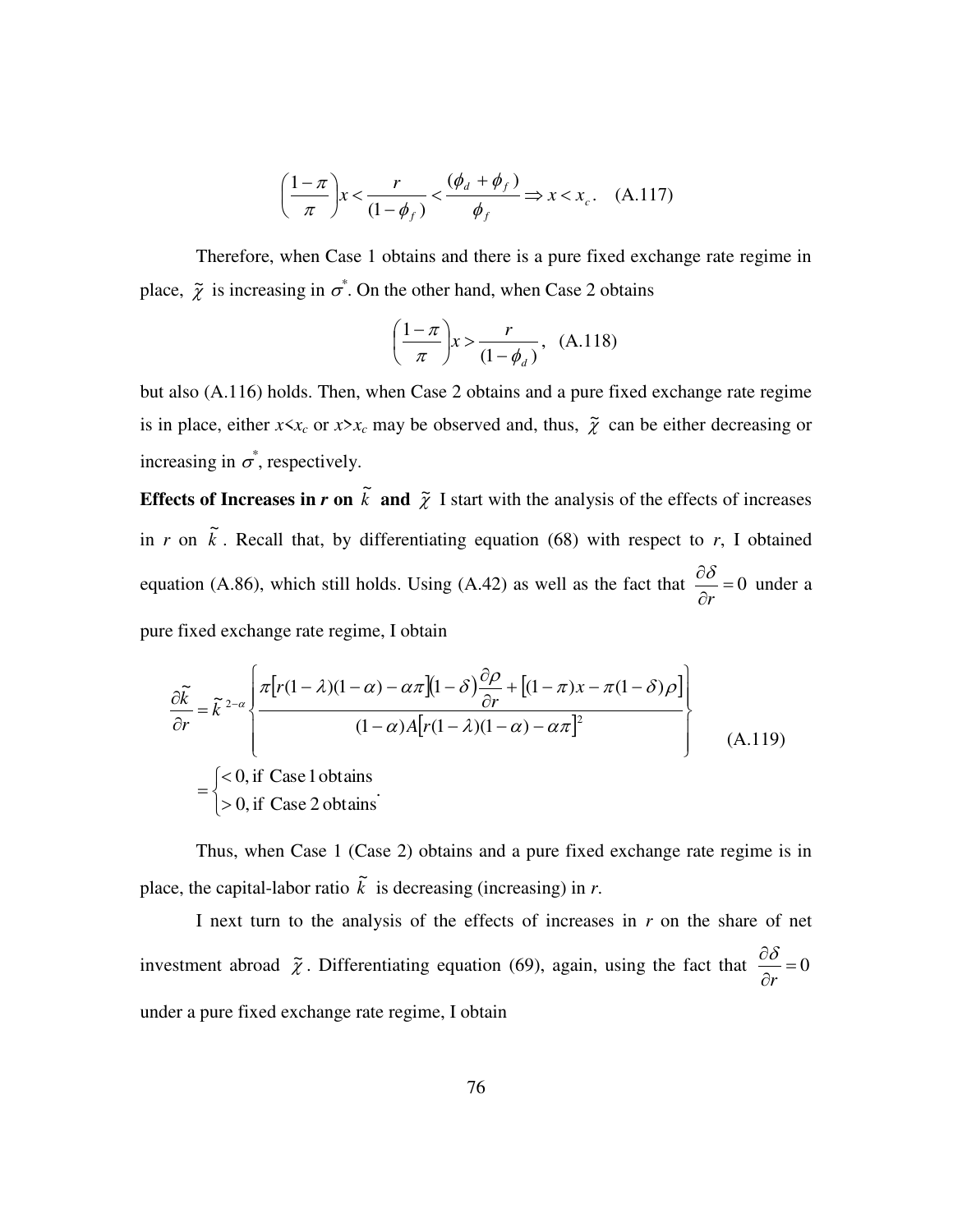$$\left(\frac{1-\pi}{\pi}\right)x < \frac{r}{(1-\phi_f)} < \frac{(\phi_d + \phi_f)}{\phi_f} \Rightarrow x < x_c. \quad \text{(A.117)}$$

Therefore, when Case 1 obtains and there is a pure fixed exchange rate regime in place, $\tilde{\chi}$ is increasing in $\sigma^*$. On the other hand, when Case 2 obtains

$$\left(\frac{1-\pi}{\pi}\right)x > \frac{r}{(1-\phi_d)}, \quad \text{(A.118)}$$

but also (A.116) holds. Then, when Case 2 obtains and a pure fixed exchange rate regime is in place, either $x<x_c$ or $x>x_c$ may be observed and, thus, $\tilde{\chi}$ can be either decreasing or increasing in $\sigma^*$, respectively.

**Effects of Increases in *r* on $\tilde{k}$ and $\tilde{\chi}$** I start with the analysis of the effects of increases in $r$ on $\tilde{k}$. Recall that, by differentiating equation (68) with respect to $r$, I obtained equation (A.86), which still holds. Using (A.42) as well as the fact that $\frac{\partial \delta}{\partial r} = 0$ under a pure fixed exchange rate regime, I obtain

$$\frac{\partial \tilde{k}}{\partial r} = \tilde{k}^{2-\alpha}\left\{\frac{\pi[r(1-\lambda)(1-\alpha)-\alpha\pi](1-\delta)\frac{\partial \rho}{\partial r} + [(1-\pi)x - \pi(1-\delta)\rho]}{(1-\alpha)A[r(1-\lambda)(1-\alpha)-\alpha\pi]^2}\right\}$$
$$= \begin{cases} <0, \text{if Case 1 obtains} \\ >0, \text{if Case 2 obtains} \end{cases}. \quad \text{(A.119)}$$

Thus, when Case 1 (Case 2) obtains and a pure fixed exchange rate regime is in place, the capital-labor ratio $\tilde{k}$ is decreasing (increasing) in $r$.

I next turn to the analysis of the effects of increases in $r$ on the share of net investment abroad $\tilde{\chi}$. Differentiating equation (69), again, using the fact that $\frac{\partial \delta}{\partial r} = 0$ under a pure fixed exchange rate regime, I obtain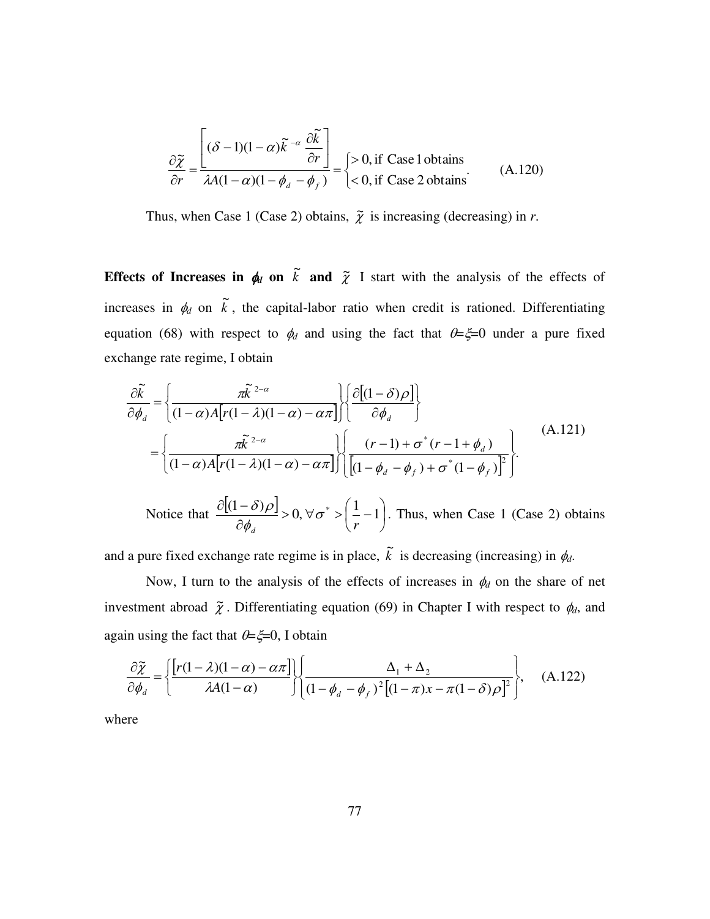$$\frac{\partial \tilde{\chi}}{\partial r} = \frac{\left[ (\delta - 1)(1-\alpha)\tilde{k}^{-\alpha} \dfrac{\partial \tilde{k}}{\partial r} \right]}{\lambda A(1-\alpha)(1-\phi_d - \phi_f)} = \begin{cases} > 0, \text{if Case 1 obtains} \\ < 0, \text{if Case 2 obtains} \end{cases}. \qquad \text{(A.120)}$$

Thus, when Case 1 (Case 2) obtains, $\tilde{\chi}$ is increasing (decreasing) in *r*.

**Effects of Increases in $\phi_d$ on $\tilde{k}$ and $\tilde{\chi}$** I start with the analysis of the effects of increases in $\phi_d$ on $\tilde{k}$, the capital-labor ratio when credit is rationed. Differentiating equation (68) with respect to $\phi_d$ and using the fact that $\theta$=$\xi$=0 under a pure fixed exchange rate regime, I obtain

$$\begin{aligned} \frac{\partial \tilde{k}}{\partial \phi_d} &= \left\{ \frac{\pi \tilde{k}^{2-\alpha}}{(1-\alpha)A\left[r(1-\lambda)(1-\alpha) - \alpha\pi\right]} \right\} \left\{ \frac{\partial\left[(1-\delta)\rho\right]}{\partial \phi_d} \right\} \\ &= \left\{ \frac{\pi \tilde{k}^{2-\alpha}}{(1-\alpha)A\left[r(1-\lambda)(1-\alpha) - \alpha\pi\right]} \right\} \left\{ \frac{(r-1) + \sigma^*(r-1+\phi_d)}{\left[(1-\phi_d - \phi_f) + \sigma^*(1-\phi_f)\right]^2} \right\}. \end{aligned} \qquad \text{(A.121)}$$

Notice that $\dfrac{\partial\left[(1-\delta)\rho\right]}{\partial \phi_d} > 0, \forall \sigma^* > \left(\dfrac{1}{r} - 1\right)$. Thus, when Case 1 (Case 2) obtains and a pure fixed exchange rate regime is in place, $\tilde{k}$ is decreasing (increasing) in $\phi_d$.

Now, I turn to the analysis of the effects of increases in $\phi_d$ on the share of net investment abroad $\tilde{\chi}$. Differentiating equation (69) in Chapter I with respect to $\phi_d$, and again using the fact that $\theta$=$\xi$=0, I obtain

$$\frac{\partial \tilde{\chi}}{\partial \phi_d} = \left\{ \frac{\left[r(1-\lambda)(1-\alpha) - \alpha\pi\right]}{\lambda A(1-\alpha)} \right\} \left\{ \frac{\Delta_1 + \Delta_2}{(1-\phi_d - \phi_f)^2 \left[(1-\pi)x - \pi(1-\delta)\rho\right]^2} \right\}, \qquad \text{(A.122)}$$

where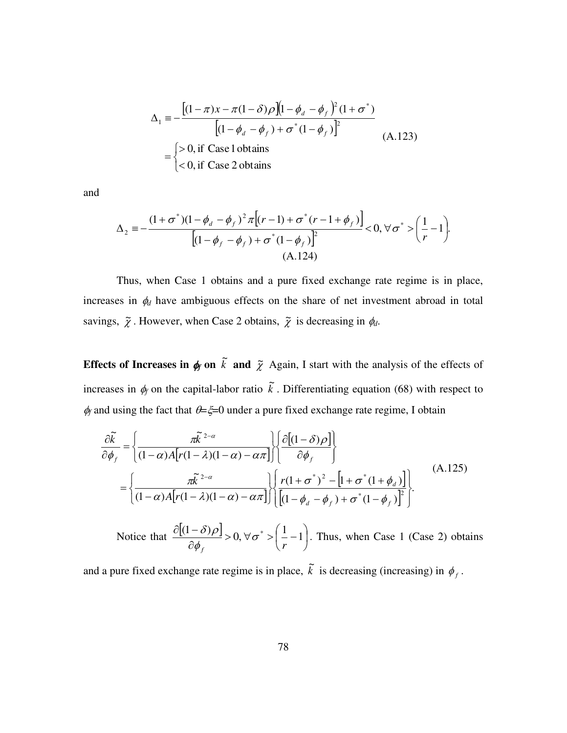$$
\Delta_1 \equiv -\frac{\left[(1-\pi)x - \pi(1-\delta)\rho\right]\left(1-\phi_d-\phi_f\right)^2(1+\sigma^*)}{\left[(1-\phi_d-\phi_f)+\sigma^*(1-\phi_f)\right]^2} = \begin{cases} >0, \text{ if Case 1 obtains} \\ <0, \text{ if Case 2 obtains} \end{cases} \tag{A.123}
$$

and

$$
\Delta_2 \equiv -\frac{(1+\sigma^*)(1-\phi_d-\phi_f)^2\pi\left[(r-1)+\sigma^*(r-1+\phi_f)\right]}{\left[(1-\phi_f-\phi_f)+\sigma^*(1-\phi_f)\right]^2} < 0, \forall \sigma^* > \left(\frac{1}{r}-1\right). \tag{A.124}
$$

Thus, when Case 1 obtains and a pure fixed exchange rate regime is in place, increases in $\phi_d$ have ambiguous effects on the share of net investment abroad in total savings, $\tilde{\chi}$. However, when Case 2 obtains, $\tilde{\chi}$ is decreasing in $\phi_d$.

**Effects of Increases in $\phi_f$ on $\tilde{k}$ and $\tilde{\chi}$** Again, I start with the analysis of the effects of increases in $\phi_f$ on the capital-labor ratio $\tilde{k}$. Differentiating equation (68) with respect to $\phi_f$ and using the fact that $\theta = \xi = 0$ under a pure fixed exchange rate regime, I obtain

$$
\begin{aligned}
\frac{\partial \tilde{k}}{\partial \phi_f} &= \left\{\frac{\pi \tilde{k}^{2-\alpha}}{(1-\alpha)A\left[r(1-\lambda)(1-\alpha)-\alpha\pi\right]}\right\}\left\{\frac{\partial\left[(1-\delta)\rho\right]}{\partial \phi_f}\right\} \\
&= \left\{\frac{\pi \tilde{k}^{2-\alpha}}{(1-\alpha)A\left[r(1-\lambda)(1-\alpha)-\alpha\pi\right]}\right\}\left\{\frac{r(1+\sigma^*)^2-\left[1+\sigma^*(1+\phi_d)\right]}{\left[(1-\phi_d-\phi_f)+\sigma^*(1-\phi_f)\right]^2}\right\}.
\end{aligned} \tag{A.125}
$$

Notice that $\frac{\partial\left[(1-\delta)\rho\right]}{\partial \phi_f} > 0, \forall \sigma^* > \left(\frac{1}{r}-1\right)$. Thus, when Case 1 (Case 2) obtains and a pure fixed exchange rate regime is in place, $\tilde{k}$ is decreasing (increasing) in $\phi_f$.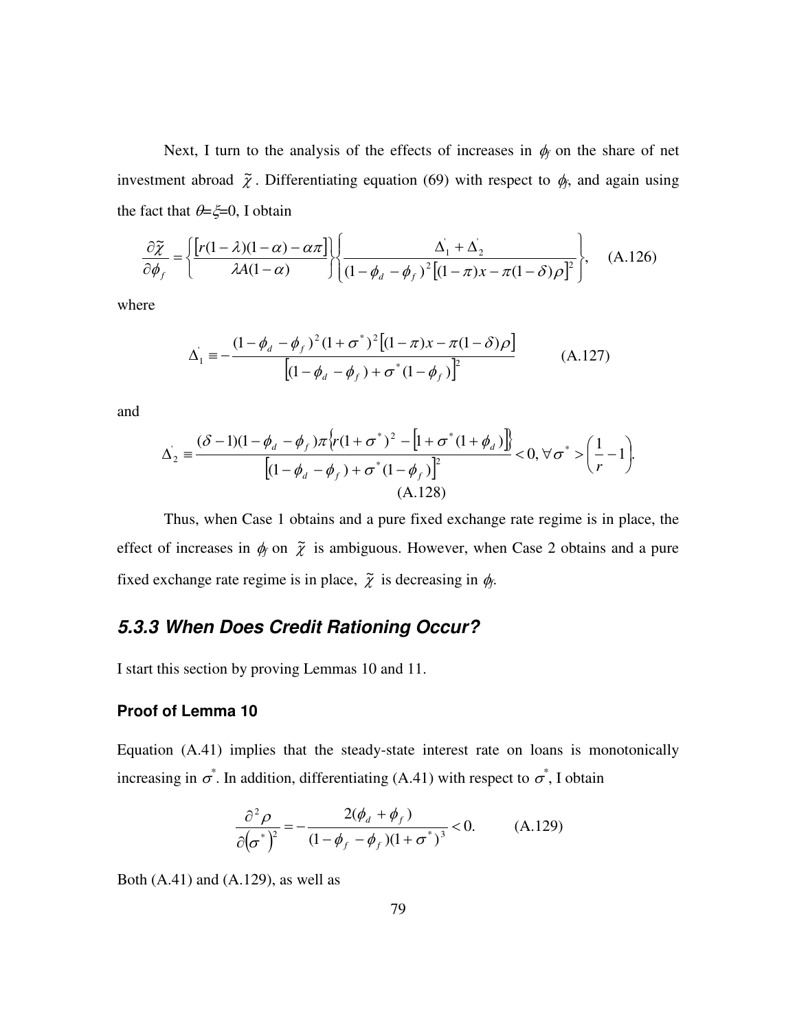Next, I turn to the analysis of the effects of increases in $\phi_f$ on the share of net investment abroad $\tilde{\chi}$. Differentiating equation (69) with respect to $\phi_f$, and again using the fact that $\theta$=$\xi$=0, I obtain

$$\frac{\partial \tilde{\chi}}{\partial \phi_f} = \left\{ \frac{\left[ r(1-\lambda)(1-\alpha) - \alpha\pi \right]}{\lambda A(1-\alpha)} \right\} \left\{ \frac{\Delta_1^{'} + \Delta_2^{'}}{(1-\phi_d-\phi_f)^2 \left[ (1-\pi)x - \pi(1-\delta)\rho \right]^2} \right\}, \quad \text{(A.126)}$$

where

$$\Delta_1^{'} \equiv - \frac{(1-\phi_d-\phi_f)^2 (1+\sigma^*)^2 \left[ (1-\pi)x - \pi(1-\delta)\rho \right]}{\left[ (1-\phi_d-\phi_f) + \sigma^*(1-\phi_f) \right]^2} \qquad \text{(A.127)}$$

and

$$\Delta_2^{'} \equiv \frac{(\delta-1)(1-\phi_d-\phi_f)\pi \left\{ r(1+\sigma^*)^2 - \left[ 1+\sigma^*(1+\phi_d) \right] \right\}}{\left[ (1-\phi_d-\phi_f) + \sigma^*(1-\phi_f) \right]^2} < 0, \forall \sigma^* > \left( \frac{1}{r} - 1 \right).$$
(A.128)

Thus, when Case 1 obtains and a pure fixed exchange rate regime is in place, the effect of increases in $\phi_f$ on $\tilde{\chi}$ is ambiguous. However, when Case 2 obtains and a pure fixed exchange rate regime is in place, $\tilde{\chi}$ is decreasing in $\phi_f$.

## *5.3.3 When Does Credit Rationing Occur?*

I start this section by proving Lemmas 10 and 11.

### Proof of Lemma 10

Equation (A.41) implies that the steady-state interest rate on loans is monotonically increasing in $\sigma^*$. In addition, differentiating (A.41) with respect to $\sigma^*$, I obtain

$$\frac{\partial^2 \rho}{\partial (\sigma^*)^2} = - \frac{2(\phi_d + \phi_f)}{(1-\phi_f-\phi_f)(1+\sigma^*)^3} < 0. \qquad \text{(A.129)}$$

Both (A.41) and (A.129), as well as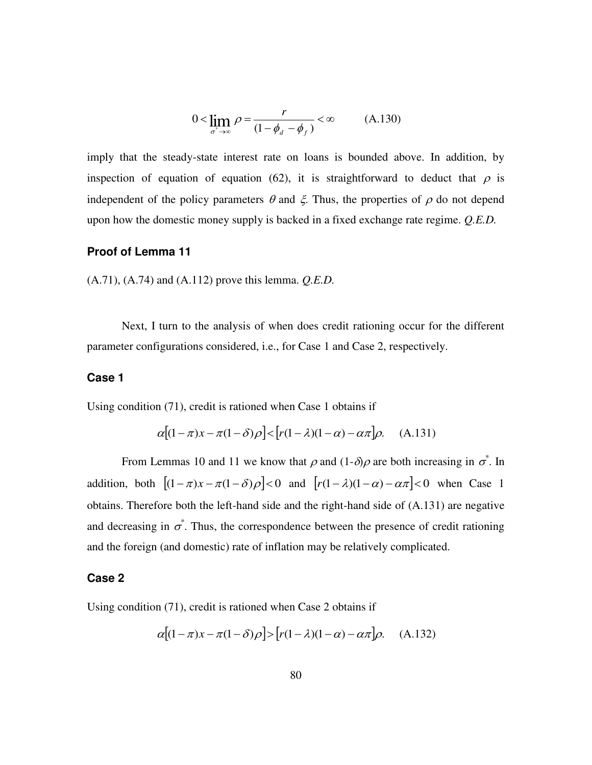$$0 < \lim_{\sigma^* \to \infty} \rho = \frac{r}{(1 - \phi_d - \phi_f)} < \infty \qquad \text{(A.130)}$$

imply that the steady-state interest rate on loans is bounded above. In addition, by inspection of equation of equation (62), it is straightforward to deduct that $\rho$ is independent of the policy parameters $\theta$ and $\xi$. Thus, the properties of $\rho$ do not depend upon how the domestic money supply is backed in a fixed exchange rate regime. *Q.E.D.*

### Proof of Lemma 11

(A.71), (A.74) and (A.112) prove this lemma. *Q.E.D.*

Next, I turn to the analysis of when does credit rationing occur for the different parameter configurations considered, i.e., for Case 1 and Case 2, respectively.

### Case 1

Using condition (71), credit is rationed when Case 1 obtains if

$$\alpha\left[(1-\pi)x - \pi(1-\delta)\rho\right] < \left[r(1-\lambda)(1-\alpha) - \alpha\pi\right]\rho. \qquad \text{(A.131)}$$

From Lemmas 10 and 11 we know that $\rho$ and $(1-\delta)\rho$ are both increasing in $\sigma^*$. In addition, both $\left[(1-\pi)x - \pi(1-\delta)\rho\right] < 0$ and $\left[r(1-\lambda)(1-\alpha) - \alpha\pi\right] < 0$ when Case 1 obtains. Therefore both the left-hand side and the right-hand side of (A.131) are negative and decreasing in $\sigma^*$. Thus, the correspondence between the presence of credit rationing and the foreign (and domestic) rate of inflation may be relatively complicated.

### Case 2

Using condition (71), credit is rationed when Case 2 obtains if

$$\alpha\left[(1-\pi)x - \pi(1-\delta)\rho\right] > \left[r(1-\lambda)(1-\alpha) - \alpha\pi\right]\rho. \qquad \text{(A.132)}$$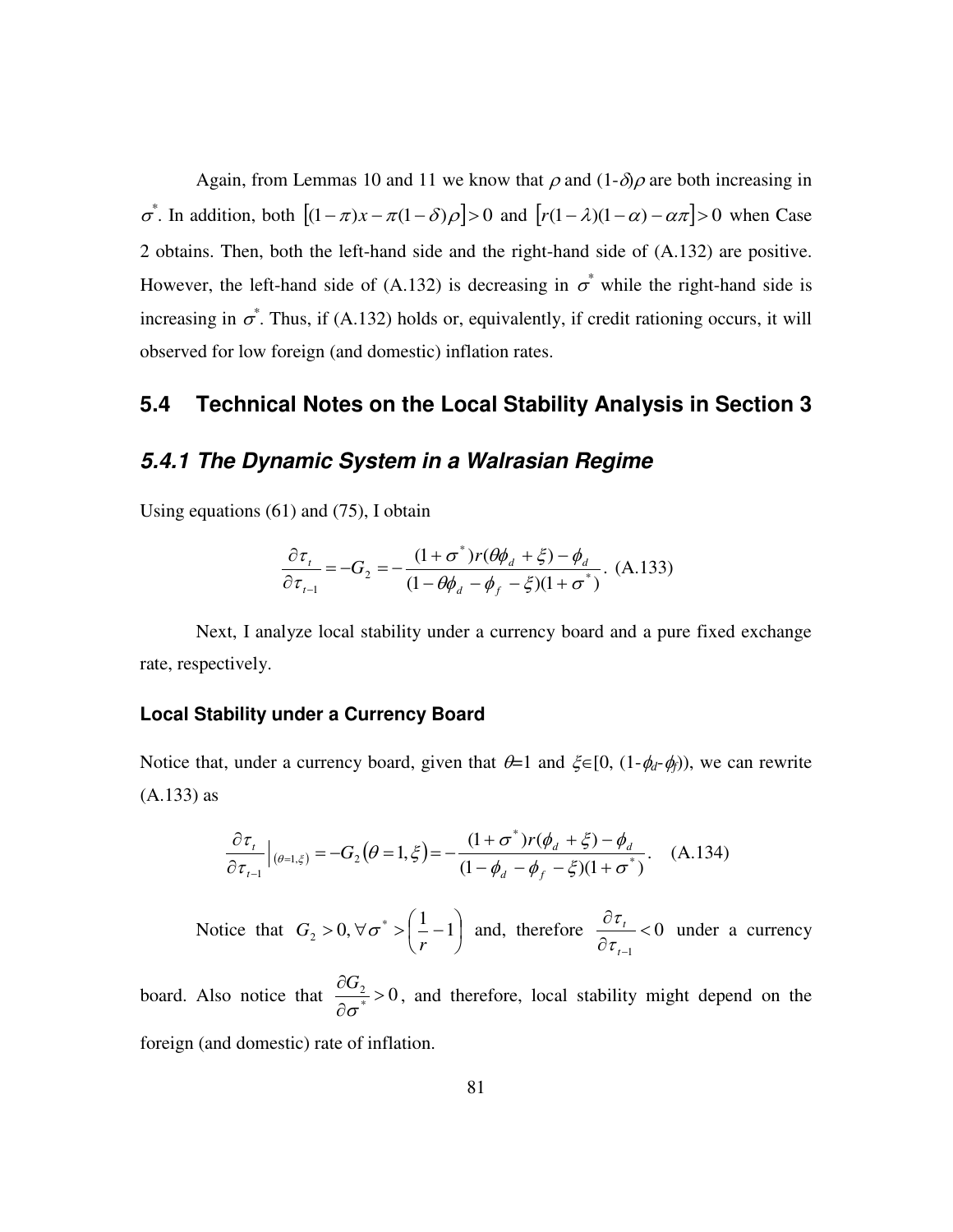Again, from Lemmas 10 and 11 we know that $\rho$ and $(1\text{-}\delta)\rho$ are both increasing in $\sigma^*$. In addition, both $\left[(1-\pi)x - \pi(1-\delta)\rho\right] > 0$ and $\left[r(1-\lambda)(1-\alpha) - \alpha\pi\right] > 0$ when Case 2 obtains. Then, both the left-hand side and the right-hand side of (A.132) are positive. However, the left-hand side of (A.132) is decreasing in $\sigma^*$ while the right-hand side is increasing in $\sigma^*$. Thus, if (A.132) holds or, equivalently, if credit rationing occurs, it will observed for low foreign (and domestic) inflation rates.

## 5.4 Technical Notes on the Local Stability Analysis in Section 3

### *5.4.1 The Dynamic System in a Walrasian Regime*

Using equations (61) and (75), I obtain

$$\frac{\partial \tau_t}{\partial \tau_{t-1}} = -G_2 = -\frac{(1+\sigma^*)r(\theta\phi_d + \xi) - \phi_d}{(1-\theta\phi_d - \phi_f - \xi)(1+\sigma^*)}. \quad \text{(A.133)}$$

Next, I analyze local stability under a currency board and a pure fixed exchange rate, respectively.

#### Local Stability under a Currency Board

Notice that, under a currency board, given that $\theta$=1 and $\xi \in [0, (1\text{-}\phi_d\text{-}\phi_f))$, we can rewrite (A.133) as

$$\frac{\partial \tau_t}{\partial \tau_{t-1}}\Big|_{(\theta=1,\xi)} = -G_2(\theta=1,\xi) = -\frac{(1+\sigma^*)r(\phi_d + \xi) - \phi_d}{(1-\phi_d - \phi_f - \xi)(1+\sigma^*)}. \quad \text{(A.134)}$$

Notice that $G_2 > 0, \forall \sigma^* > \left(\frac{1}{r} - 1\right)$ and, therefore $\frac{\partial \tau_t}{\partial \tau_{t-1}} < 0$ under a currency board. Also notice that $\frac{\partial G_2}{\partial \sigma^*} > 0$, and therefore, local stability might depend on the foreign (and domestic) rate of inflation.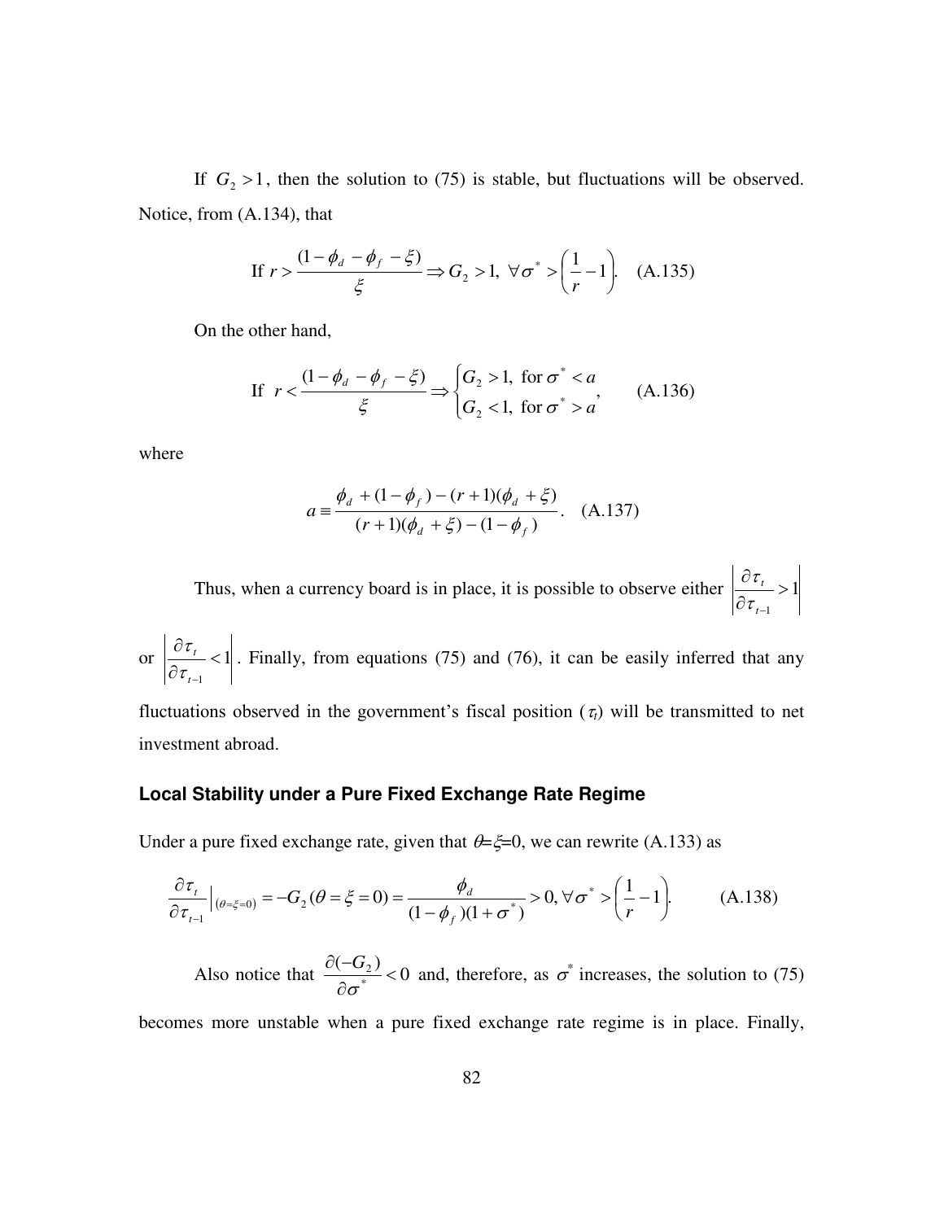If $G_2 > 1$, then the solution to (75) is stable, but fluctuations will be observed. Notice, from (A.134), that

$$\text{If } r > \frac{(1-\phi_d - \phi_f - \xi)}{\xi} \Rightarrow G_2 > 1,\ \forall \sigma^* > \left(\frac{1}{r} - 1\right). \quad \text{(A.135)}$$

On the other hand,

$$\text{If } \ r < \frac{(1-\phi_d - \phi_f - \xi)}{\xi} \Rightarrow \begin{cases} G_2 > 1, \text{ for } \sigma^* < a \\ G_2 < 1, \text{ for } \sigma^* > a \end{cases}, \qquad \text{(A.136)}$$

where

$$a \equiv \frac{\phi_d + (1-\phi_f) - (r+1)(\phi_d + \xi)}{(r+1)(\phi_d + \xi) - (1-\phi_f)}. \quad \text{(A.137)}$$

Thus, when a currency board is in place, it is possible to observe either $\left|\frac{\partial \tau_t}{\partial \tau_{t-1}} > 1\right|$ or $\left|\frac{\partial \tau_t}{\partial \tau_{t-1}} < 1\right|$. Finally, from equations (75) and (76), it can be easily inferred that any fluctuations observed in the government's fiscal position ($\tau_t$) will be transmitted to net investment abroad.

## Local Stability under a Pure Fixed Exchange Rate Regime

Under a pure fixed exchange rate, given that $\theta$=$\xi$=0, we can rewrite (A.133) as

$$\frac{\partial \tau_t}{\partial \tau_{t-1}}\Big|_{(\theta=\xi=0)} = -G_2(\theta = \xi = 0) = \frac{\phi_d}{(1-\phi_f)(1+\sigma^*)} > 0, \forall \sigma^* > \left(\frac{1}{r} - 1\right). \qquad \text{(A.138)}$$

Also notice that $\frac{\partial(-G_2)}{\partial \sigma^*} < 0$ and, therefore, as $\sigma^*$ increases, the solution to (75) becomes more unstable when a pure fixed exchange rate regime is in place. Finally,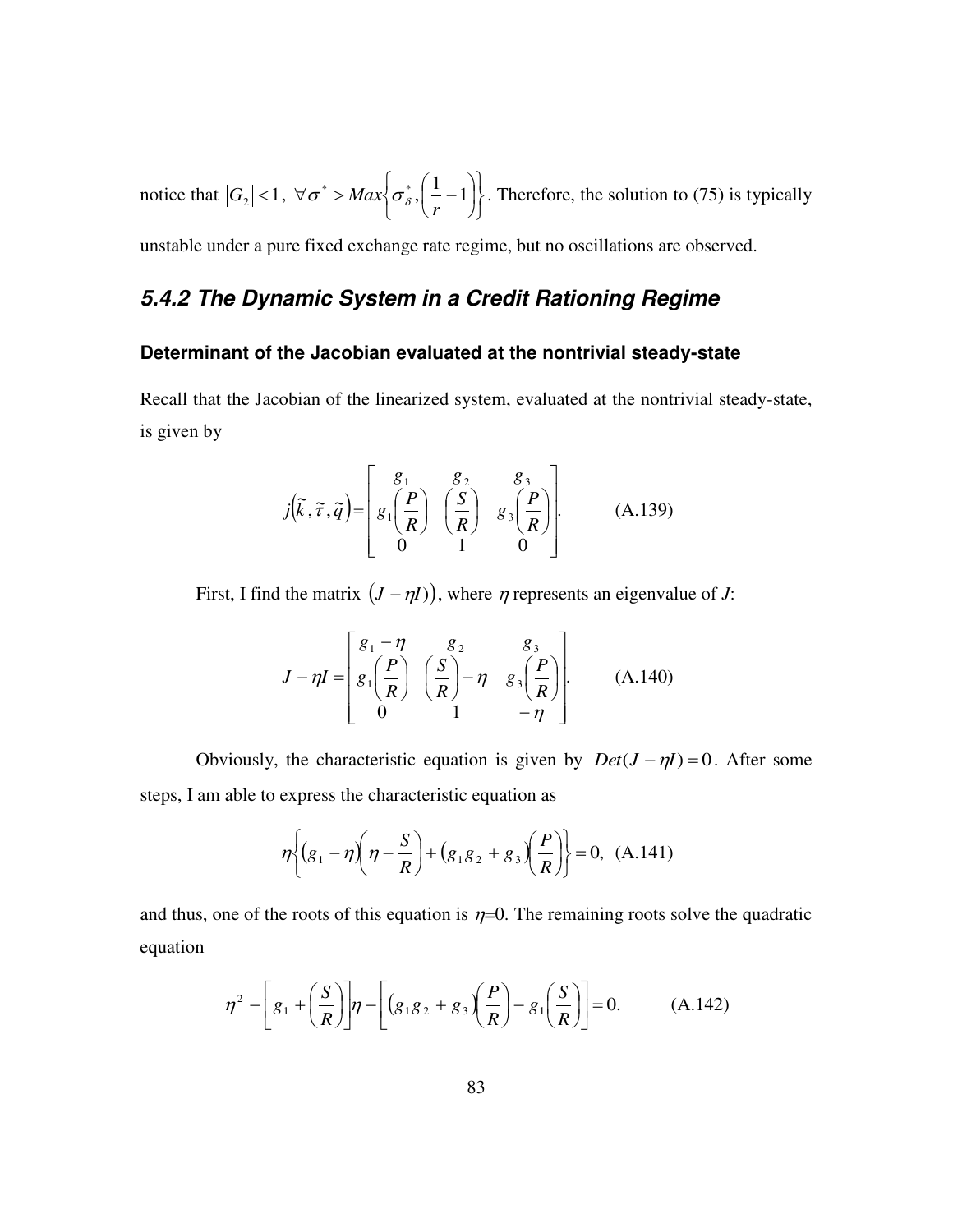notice that $|G_2| < 1,\ \forall \sigma^* > Max\left\{\sigma^*_\delta, \left(\frac{1}{r} - 1\right)\right\}$. Therefore, the solution to (75) is typically unstable under a pure fixed exchange rate regime, but no oscillations are observed.

### *5.4.2 The Dynamic System in a Credit Rationing Regime*

#### Determinant of the Jacobian evaluated at the nontrivial steady-state

Recall that the Jacobian of the linearized system, evaluated at the nontrivial steady-state, is given by

$$j\left(\tilde{k}, \tilde{\tau}, \tilde{q}\right) = \begin{bmatrix} g_1 & g_2 & g_3 \\ g_1\left(\frac{P}{R}\right) & \left(\frac{S}{R}\right) & g_3\left(\frac{P}{R}\right) \\ 0 & 1 & 0 \end{bmatrix}. \qquad \text{(A.139)}$$

First, I find the matrix $(J - \eta I))$, where $\eta$ represents an eigenvalue of *J*:

$$J - \eta I = \begin{bmatrix} g_1 - \eta & g_2 & g_3 \\ g_1\left(\frac{P}{R}\right) & \left(\frac{S}{R}\right) - \eta & g_3\left(\frac{P}{R}\right) \\ 0 & 1 & -\eta \end{bmatrix}. \qquad \text{(A.140)}$$

Obviously, the characteristic equation is given by $Det(J - \eta I) = 0$. After some steps, I am able to express the characteristic equation as

$$\eta\left\{(g_1 - \eta)\left(\eta - \frac{S}{R}\right) + (g_1 g_2 + g_3)\left(\frac{P}{R}\right)\right\} = 0, \quad \text{(A.141)}$$

and thus, one of the roots of this equation is $\eta$=0. The remaining roots solve the quadratic equation

$$\eta^2 - \left[g_1 + \left(\frac{S}{R}\right)\right]\eta - \left[(g_1 g_2 + g_3)\left(\frac{P}{R}\right) - g_1\left(\frac{S}{R}\right)\right] = 0. \qquad \text{(A.142)}$$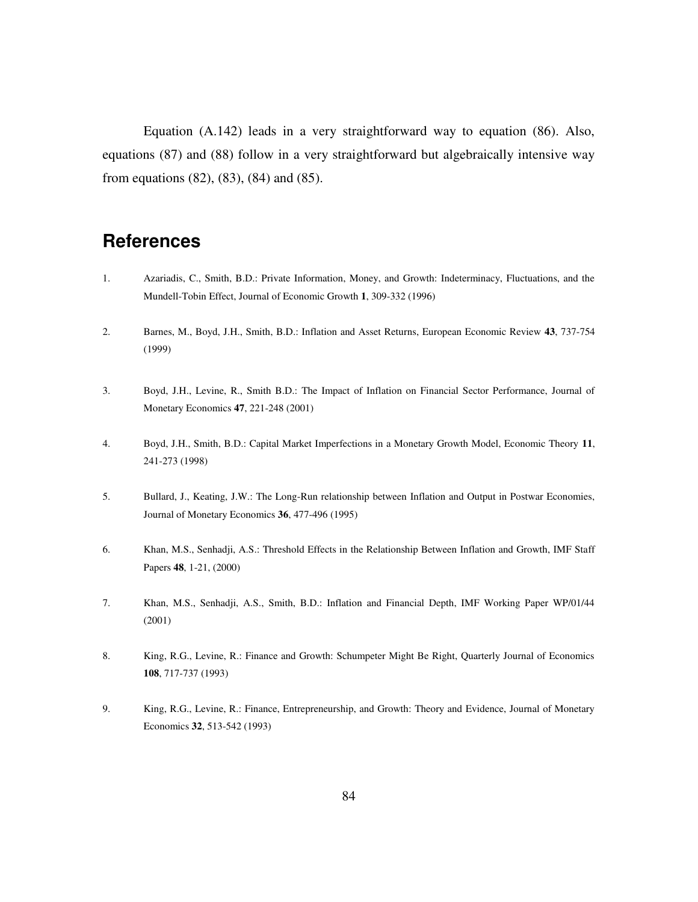Equation (A.142) leads in a very straightforward way to equation (86). Also, equations (87) and (88) follow in a very straightforward but algebraically intensive way from equations (82), (83), (84) and (85).

# References

1. Azariadis, C., Smith, B.D.: Private Information, Money, and Growth: Indeterminacy, Fluctuations, and the Mundell-Tobin Effect, Journal of Economic Growth **1**, 309-332 (1996)

2. Barnes, M., Boyd, J.H., Smith, B.D.: Inflation and Asset Returns, European Economic Review **43**, 737-754 (1999)

3. Boyd, J.H., Levine, R., Smith B.D.: The Impact of Inflation on Financial Sector Performance, Journal of Monetary Economics **47**, 221-248 (2001)

4. Boyd, J.H., Smith, B.D.: Capital Market Imperfections in a Monetary Growth Model, Economic Theory **11**, 241-273 (1998)

5. Bullard, J., Keating, J.W.: The Long-Run relationship between Inflation and Output in Postwar Economies, Journal of Monetary Economics **36**, 477-496 (1995)

6. Khan, M.S., Senhadji, A.S.: Threshold Effects in the Relationship Between Inflation and Growth, IMF Staff Papers **48**, 1-21, (2000)

7. Khan, M.S., Senhadji, A.S., Smith, B.D.: Inflation and Financial Depth, IMF Working Paper WP/01/44 (2001)

8. King, R.G., Levine, R.: Finance and Growth: Schumpeter Might Be Right, Quarterly Journal of Economics **108**, 717-737 (1993)

9. King, R.G., Levine, R.: Finance, Entrepreneurship, and Growth: Theory and Evidence, Journal of Monetary Economics **32**, 513-542 (1993)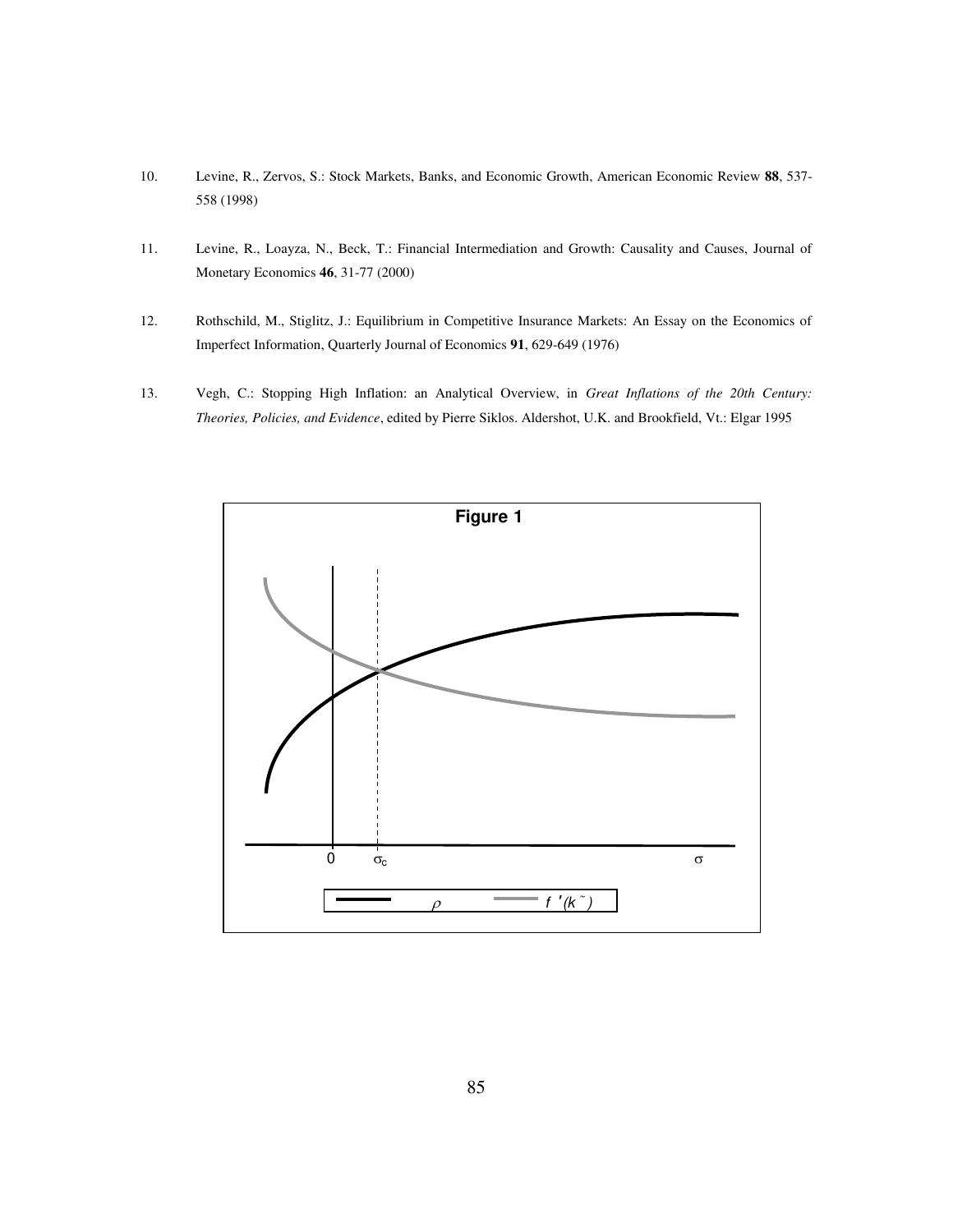10. Levine, R., Zervos, S.: Stock Markets, Banks, and Economic Growth, American Economic Review **88**, 537-558 (1998)

11. Levine, R., Loayza, N., Beck, T.: Financial Intermediation and Growth: Causality and Causes, Journal of Monetary Economics **46**, 31-77 (2000)

12. Rothschild, M., Stiglitz, J.: Equilibrium in Competitive Insurance Markets: An Essay on the Economics of Imperfect Information, Quarterly Journal of Economics **91**, 629-649 (1976)

13. Vegh, C.: Stopping High Inflation: an Analytical Overview, in *Great Inflations of the 20th Century: Theories, Policies, and Evidence*, edited by Pierre Siklos. Aldershot, U.K. and Brookfield, Vt.: Elgar 1995

**Figure 1**

0 $\sigma_c$ $\sigma$

$\rho$ $f'(\tilde{k})$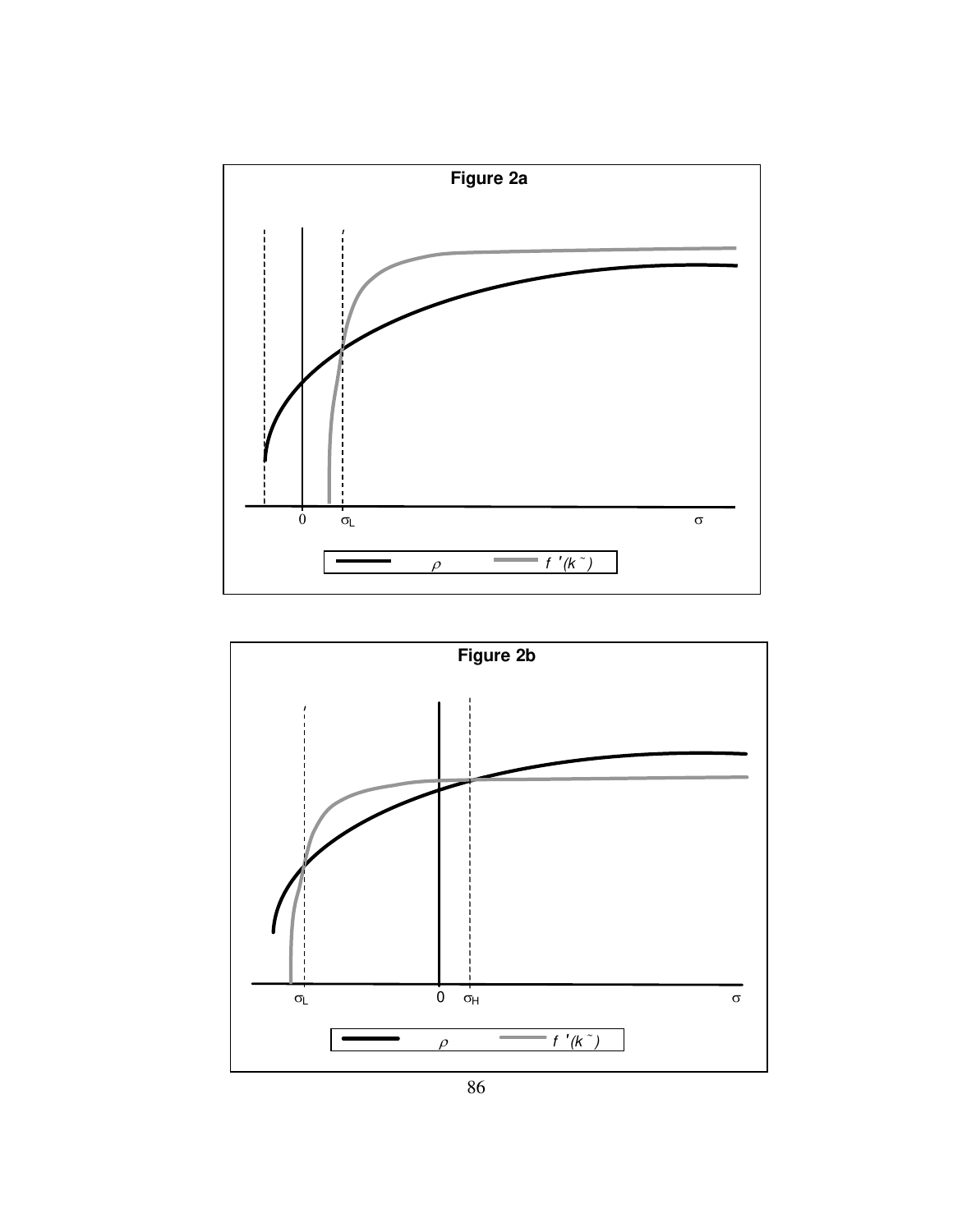**Figure 2a**

$0$ $\sigma_L$ $\sigma$

$\rho$ $f\,'(\tilde{k})$

**Figure 2b**

$\sigma_L$ $0$ $\sigma_H$ $\sigma$

$\rho$ $f\,'(\tilde{k})$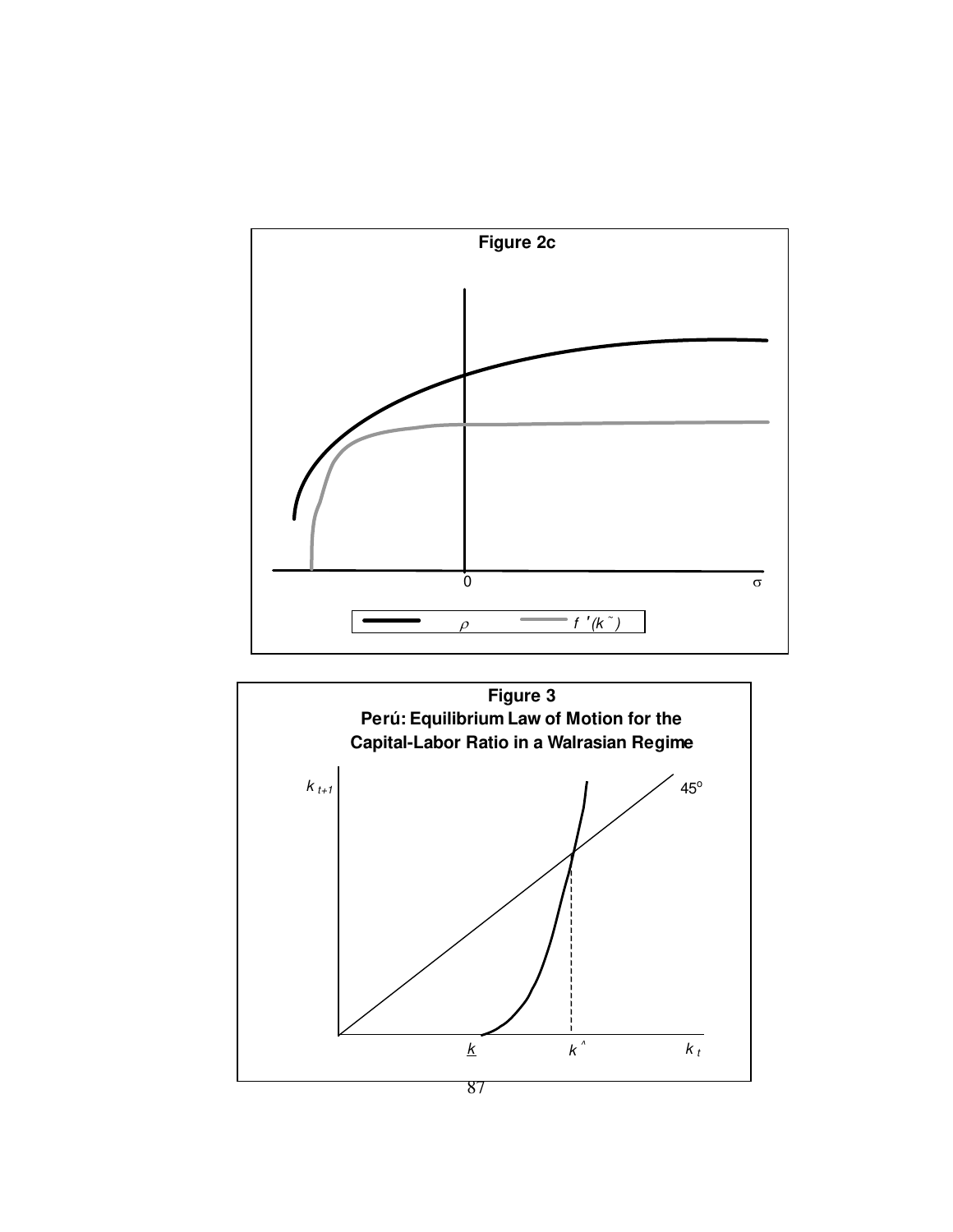**Figure 2c**

**Figure 3**
**Perú: Equilibrium Law of Motion for the Capital-Labor Ratio in a Walrasian Regime**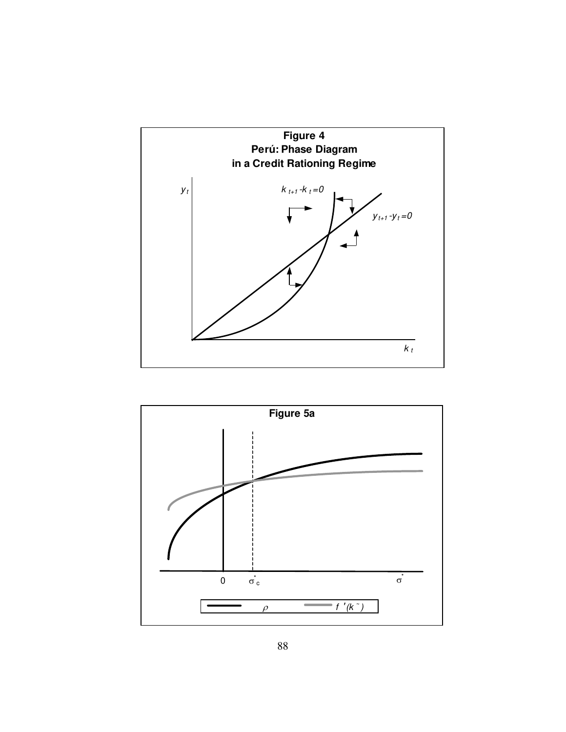**Figure 4**
**Perú: Phase Diagram**
**in a Credit Rationing Regime**

$y_t$ $k_{t+1} - k_t = 0$ $y_{t+1} - y_t = 0$ $k_t$

**Figure 5a**

$0$ $\sigma^*_c$ $\sigma^*$

$\rho$ $f'(\tilde{k})$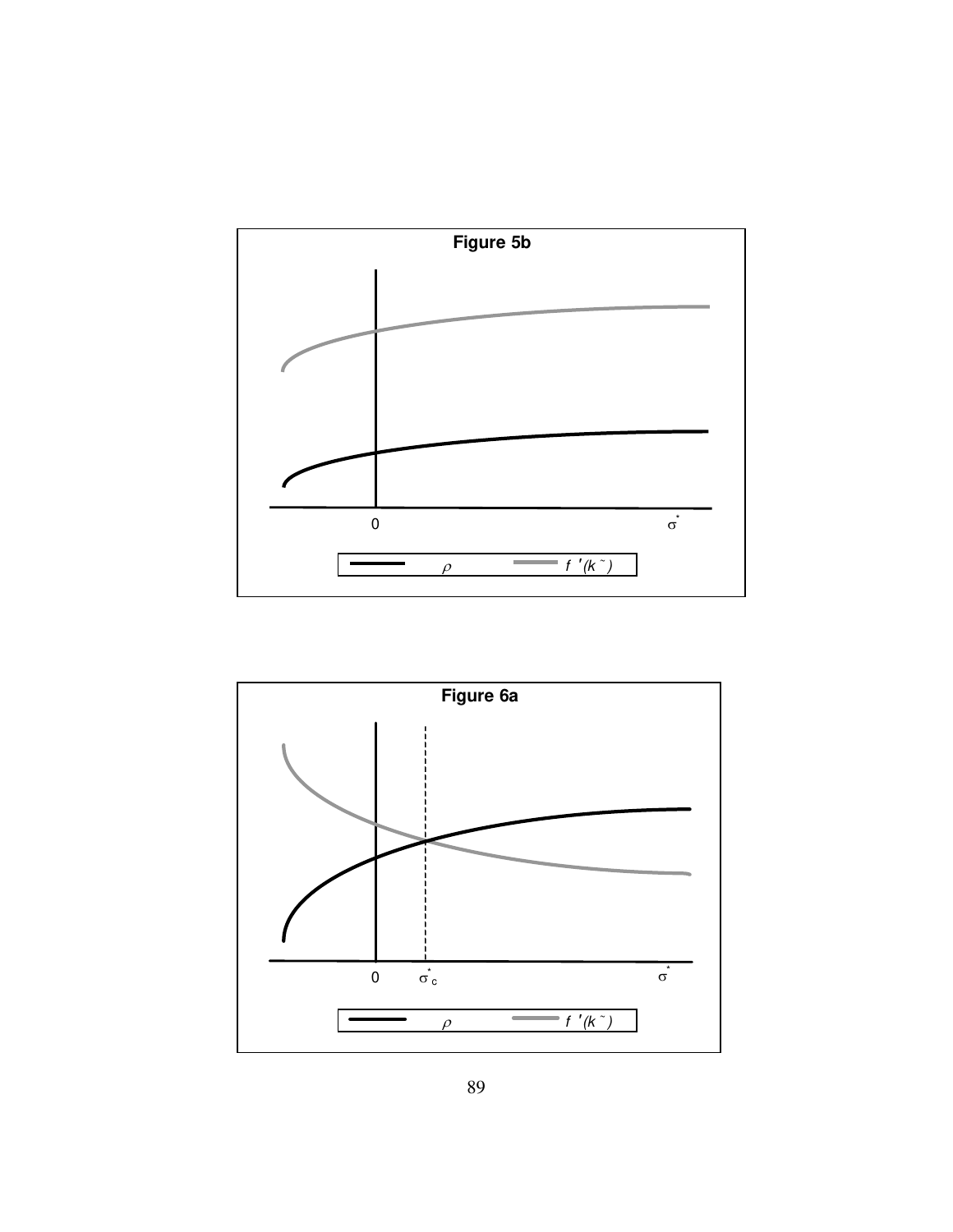**Figure 5b**

0 $\sigma^*$

$\rho$ $f'(\tilde{k})$

**Figure 6a**

0 $\sigma^*_c$ $\sigma^*$

$\rho$ $f'(\tilde{k})$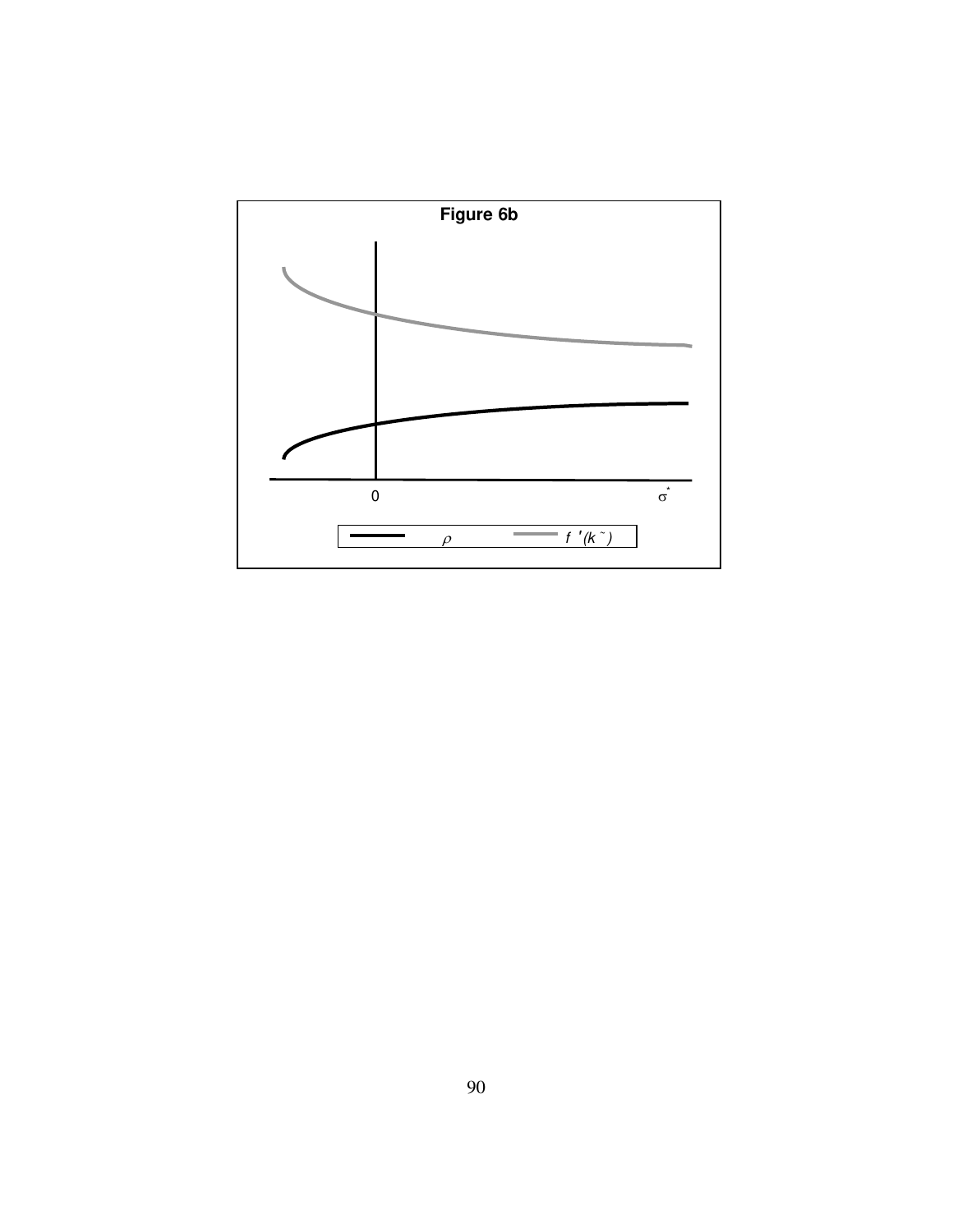**Figure 6b**

0

$\sigma^*$

$\rho$

$f\,'(k^{\sim})$